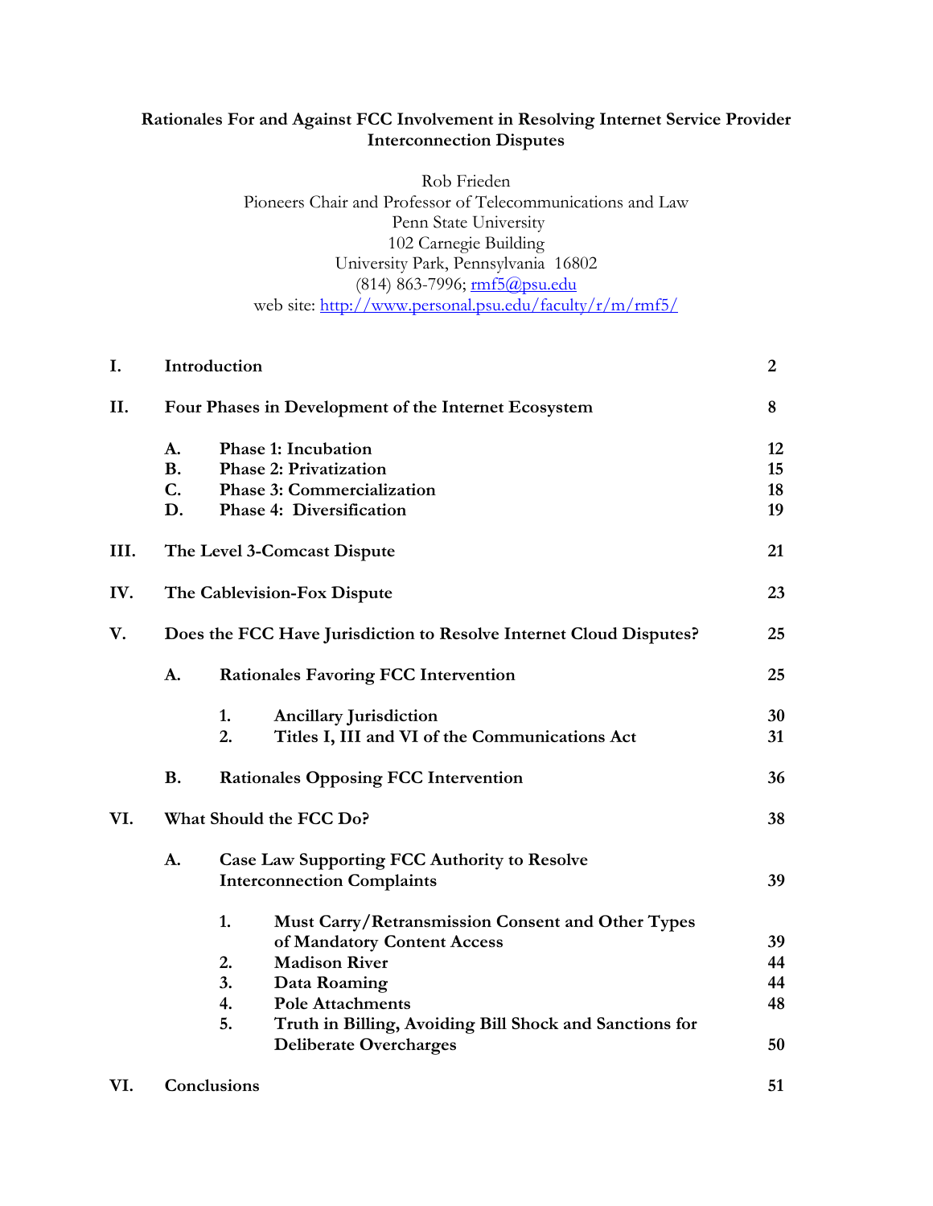**Rationales For and Against FCC Involvement in Resolving Internet Service Provider Interconnection Disputes**

Rob Frieden
Pioneers Chair and Professor of Telecommunications and Law
Penn State University
102 Carnegie Building
University Park, Pennsylvania 16802
(814) 863-7996; rmf5@psu.edu
web site: http://www.personal.psu.edu/faculty/r/m/rmf5/

| | | | | |
|---|---|---|---|---|
| **I.** | **Introduction** | | | **2** |
| **II.** | **Four Phases in Development of the Internet Ecosystem** | | | **8** |
| | **A.** | **Phase 1: Incubation** | | **12** |
| | **B.** | **Phase 2: Privatization** | | **15** |
| | **C.** | **Phase 3: Commercialization** | | **18** |
| | **D.** | **Phase 4: Diversification** | | **19** |
| **III.** | **The Level 3-Comcast Dispute** | | | **21** |
| **IV.** | **The Cablevision-Fox Dispute** | | | **23** |
| **V.** | **Does the FCC Have Jurisdiction to Resolve Internet Cloud Disputes?** | | | **25** |
| | **A.** | **Rationales Favoring FCC Intervention** | | **25** |
| | | **1.** | **Ancillary Jurisdiction** | **30** |
| | | **2.** | **Titles I, III and VI of the Communications Act** | **31** |
| | **B.** | **Rationales Opposing FCC Intervention** | | **36** |
| **VI.** | **What Should the FCC Do?** | | | **38** |
| | **A.** | **Case Law Supporting FCC Authority to Resolve Interconnection Complaints** | | **39** |
| | | **1.** | **Must Carry/Retransmission Consent and Other Types of Mandatory Content Access** | **39** |
| | | **2.** | **Madison River** | **44** |
| | | **3.** | **Data Roaming** | **44** |
| | | **4.** | **Pole Attachments** | **48** |
| | | **5.** | **Truth in Billing, Avoiding Bill Shock and Sanctions for Deliberate Overcharges** | **50** |
| **VI.** | **Conclusions** | | | **51** |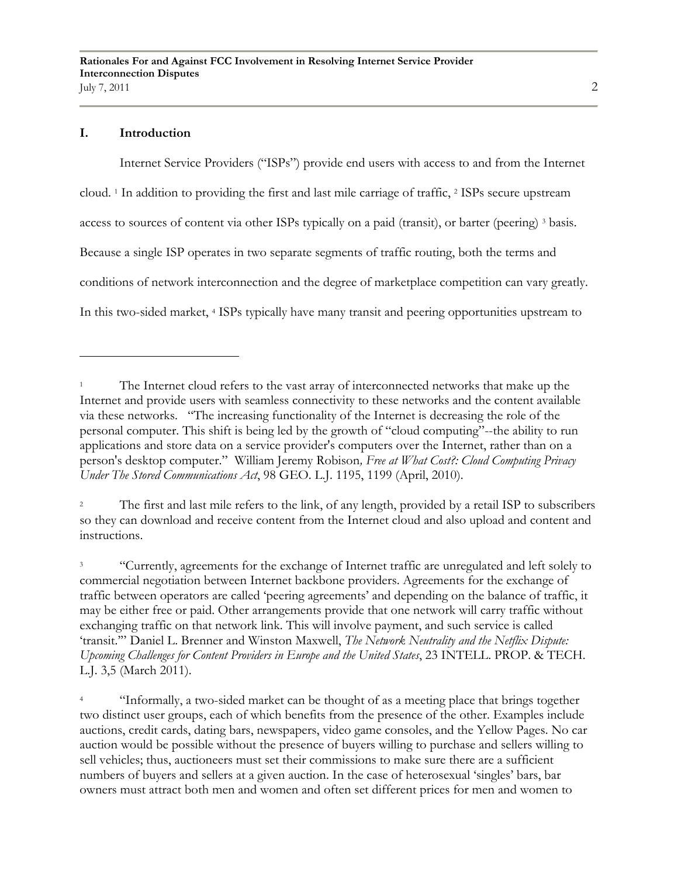## I. Introduction

Internet Service Providers ("ISPs") provide end users with access to and from the Internet cloud. [1] In addition to providing the first and last mile carriage of traffic, [2] ISPs secure upstream access to sources of content via other ISPs typically on a paid (transit), or barter (peering) [3] basis. Because a single ISP operates in two separate segments of traffic routing, both the terms and conditions of network interconnection and the degree of marketplace competition can vary greatly. In this two-sided market, [4] ISPs typically have many transit and peering opportunities upstream to

---

[1] The Internet cloud refers to the vast array of interconnected networks that make up the Internet and provide users with seamless connectivity to these networks and the content available via these networks. "The increasing functionality of the Internet is decreasing the role of the personal computer. This shift is being led by the growth of "cloud computing"--the ability to run applications and store data on a service provider's computers over the Internet, rather than on a person's desktop computer." William Jeremy Robison*, Free at What Cost?: Cloud Computing Privacy Under The Stored Communications Act*, 98 GEO. L.J. 1195, 1199 (April, 2010).

[2] The first and last mile refers to the link, of any length, provided by a retail ISP to subscribers so they can download and receive content from the Internet cloud and also upload and content and instructions.

[3] "Currently, agreements for the exchange of Internet traffic are unregulated and left solely to commercial negotiation between Internet backbone providers. Agreements for the exchange of traffic between operators are called 'peering agreements' and depending on the balance of traffic, it may be either free or paid. Other arrangements provide that one network will carry traffic without exchanging traffic on that network link. This will involve payment, and such service is called 'transit.'" Daniel L. Brenner and Winston Maxwell, *The Network Neutrality and the Netflix Dispute: Upcoming Challenges for Content Providers in Europe and the United States*, 23 INTELL. PROP. & TECH. L.J. 3,5 (March 2011).

[4] "Informally, a two-sided market can be thought of as a meeting place that brings together two distinct user groups, each of which benefits from the presence of the other. Examples include auctions, credit cards, dating bars, newspapers, video game consoles, and the Yellow Pages. No car auction would be possible without the presence of buyers willing to purchase and sellers willing to sell vehicles; thus, auctioneers must set their commissions to make sure there are a sufficient numbers of buyers and sellers at a given auction. In the case of heterosexual 'singles' bars, bar owners must attract both men and women and often set different prices for men and women to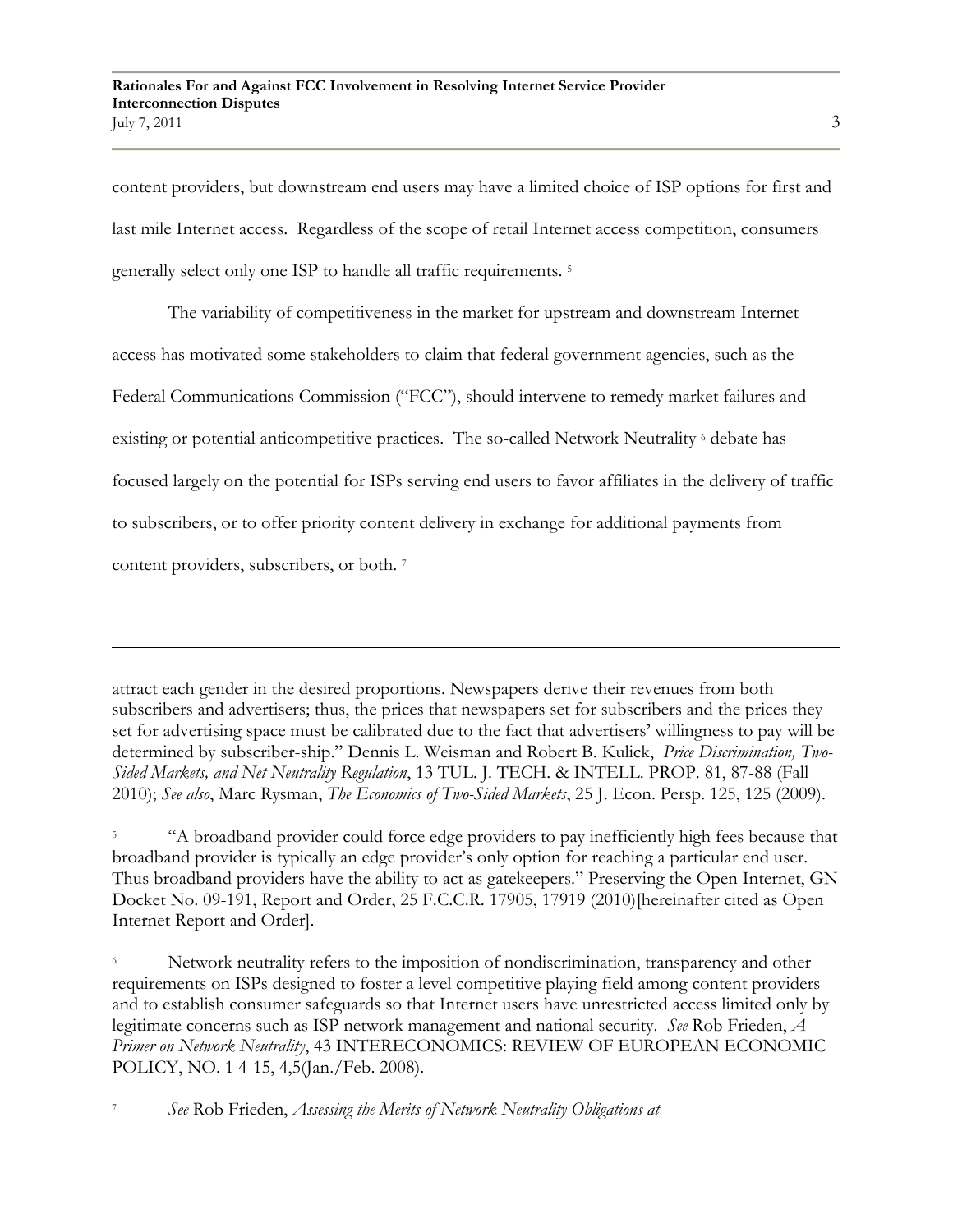content providers, but downstream end users may have a limited choice of ISP options for first and last mile Internet access. Regardless of the scope of retail Internet access competition, consumers generally select only one ISP to handle all traffic requirements. [5]

The variability of competitiveness in the market for upstream and downstream Internet access has motivated some stakeholders to claim that federal government agencies, such as the Federal Communications Commission ("FCC"), should intervene to remedy market failures and existing or potential anticompetitive practices. The so-called Network Neutrality [6] debate has focused largely on the potential for ISPs serving end users to favor affiliates in the delivery of traffic to subscribers, or to offer priority content delivery in exchange for additional payments from content providers, subscribers, or both. [7]

---

attract each gender in the desired proportions. Newspapers derive their revenues from both subscribers and advertisers; thus, the prices that newspapers set for subscribers and the prices they set for advertising space must be calibrated due to the fact that advertisers' willingness to pay will be determined by subscriber-ship." Dennis L. Weisman and Robert B. Kulick, *Price Discrimination, Two-Sided Markets, and Net Neutrality Regulation*, 13 TUL. J. TECH. & INTELL. PROP. 81, 87-88 (Fall 2010); *See also*, Marc Rysman, *The Economics of Two-Sided Markets*, 25 J. Econ. Persp. 125, 125 (2009).

[5] "A broadband provider could force edge providers to pay inefficiently high fees because that broadband provider is typically an edge provider's only option for reaching a particular end user. Thus broadband providers have the ability to act as gatekeepers." Preserving the Open Internet, GN Docket No. 09-191, Report and Order, 25 F.C.C.R. 17905, 17919 (2010)[hereinafter cited as Open Internet Report and Order].

[6] Network neutrality refers to the imposition of nondiscrimination, transparency and other requirements on ISPs designed to foster a level competitive playing field among content providers and to establish consumer safeguards so that Internet users have unrestricted access limited only by legitimate concerns such as ISP network management and national security. *See* Rob Frieden, *A Primer on Network Neutrality*, 43 INTERECONOMICS: REVIEW OF EUROPEAN ECONOMIC POLICY, NO. 1 4-15, 4,5(Jan./Feb. 2008).

[7] *See* Rob Frieden, *Assessing the Merits of Network Neutrality Obligations at*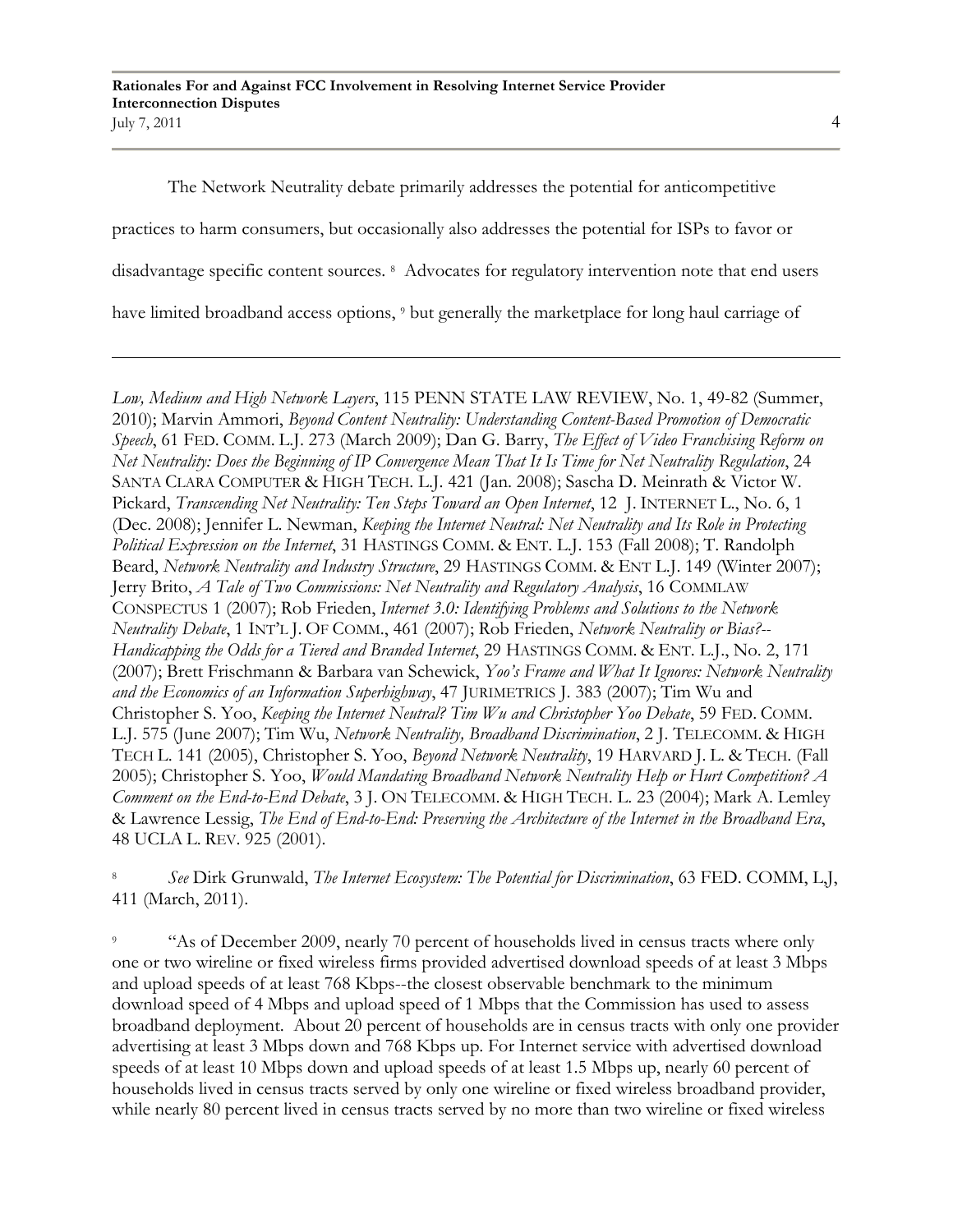The Network Neutrality debate primarily addresses the potential for anticompetitive practices to harm consumers, but occasionally also addresses the potential for ISPs to favor or disadvantage specific content sources. [8] Advocates for regulatory intervention note that end users have limited broadband access options, [9] but generally the marketplace for long haul carriage of

---

*Low, Medium and High Network Layers*, 115 PENN STATE LAW REVIEW, No. 1, 49-82 (Summer, 2010); Marvin Ammori, *Beyond Content Neutrality: Understanding Content-Based Promotion of Democratic Speech*, 61 FED. COMM. L.J. 273 (March 2009); Dan G. Barry, *The Effect of Video Franchising Reform on Net Neutrality: Does the Beginning of IP Convergence Mean That It Is Time for Net Neutrality Regulation*, 24 SANTA CLARA COMPUTER & HIGH TECH. L.J. 421 (Jan. 2008); Sascha D. Meinrath & Victor W. Pickard, *Transcending Net Neutrality: Ten Steps Toward an Open Internet*, 12 J. INTERNET L., No. 6, 1 (Dec. 2008); Jennifer L. Newman, *Keeping the Internet Neutral: Net Neutrality and Its Role in Protecting Political Expression on the Internet*, 31 HASTINGS COMM. & ENT. L.J. 153 (Fall 2008); T. Randolph Beard, *Network Neutrality and Industry Structure*, 29 HASTINGS COMM. & ENT L.J. 149 (Winter 2007); Jerry Brito, *A Tale of Two Commissions: Net Neutrality and Regulatory Analysis*, 16 COMMLAW CONSPECTUS 1 (2007); Rob Frieden, *Internet 3.0: Identifying Problems and Solutions to the Network Neutrality Debate*, 1 INT'L J. OF COMM., 461 (2007); Rob Frieden, *Network Neutrality or Bias?--Handicapping the Odds for a Tiered and Branded Internet*, 29 HASTINGS COMM. & ENT. L.J., No. 2, 171 (2007); Brett Frischmann & Barbara van Schewick, *Yoo's Frame and What It Ignores: Network Neutrality and the Economics of an Information Superhighway*, 47 JURIMETRICS J. 383 (2007); Tim Wu and Christopher S. Yoo, *Keeping the Internet Neutral? Tim Wu and Christopher Yoo Debate*, 59 FED. COMM. L.J. 575 (June 2007); Tim Wu, *Network Neutrality, Broadband Discrimination*, 2 J. TELECOMM. & HIGH TECH L. 141 (2005), Christopher S. Yoo, *Beyond Network Neutrality*, 19 HARVARD J. L. & TECH. (Fall 2005); Christopher S. Yoo, *Would Mandating Broadband Network Neutrality Help or Hurt Competition? A Comment on the End-to-End Debate*, 3 J. ON TELECOMM. & HIGH TECH. L. 23 (2004); Mark A. Lemley & Lawrence Lessig, *The End of End-to-End: Preserving the Architecture of the Internet in the Broadband Era*, 48 UCLA L. REV. 925 (2001).

[8] *See* Dirk Grunwald, *The Internet Ecosystem: The Potential for Discrimination*, 63 FED. COMM, L.J, 411 (March, 2011).

[9] "As of December 2009, nearly 70 percent of households lived in census tracts where only one or two wireline or fixed wireless firms provided advertised download speeds of at least 3 Mbps and upload speeds of at least 768 Kbps--the closest observable benchmark to the minimum download speed of 4 Mbps and upload speed of 1 Mbps that the Commission has used to assess broadband deployment. About 20 percent of households are in census tracts with only one provider advertising at least 3 Mbps down and 768 Kbps up. For Internet service with advertised download speeds of at least 10 Mbps down and upload speeds of at least 1.5 Mbps up, nearly 60 percent of households lived in census tracts served by only one wireline or fixed wireless broadband provider, while nearly 80 percent lived in census tracts served by no more than two wireline or fixed wireless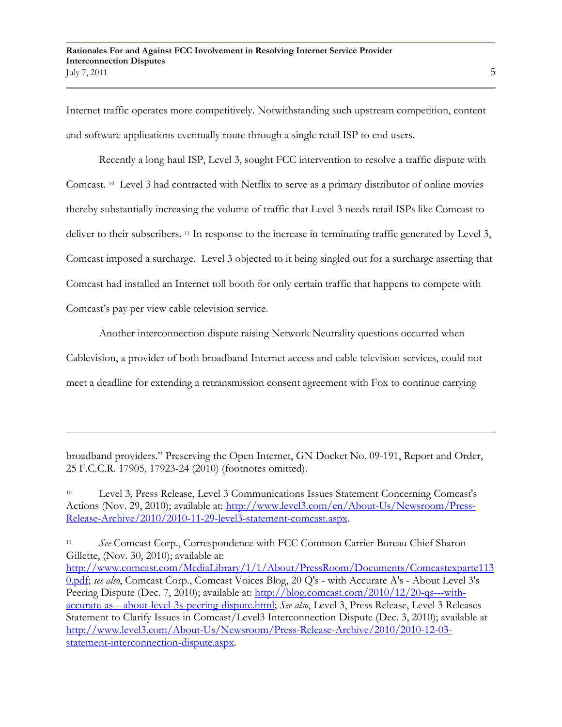Internet traffic operates more competitively. Notwithstanding such upstream competition, content and software applications eventually route through a single retail ISP to end users.

Recently a long haul ISP, Level 3, sought FCC intervention to resolve a traffic dispute with Comcast. [10] Level 3 had contracted with Netflix to serve as a primary distributor of online movies thereby substantially increasing the volume of traffic that Level 3 needs retail ISPs like Comcast to deliver to their subscribers. [11] In response to the increase in terminating traffic generated by Level 3, Comcast imposed a surcharge. Level 3 objected to it being singled out for a surcharge asserting that Comcast had installed an Internet toll booth for only certain traffic that happens to compete with Comcast's pay per view cable television service.

Another interconnection dispute raising Network Neutrality questions occurred when Cablevision, a provider of both broadband Internet access and cable television services, could not meet a deadline for extending a retransmission consent agreement with Fox to continue carrying

---

broadband providers." Preserving the Open Internet, GN Docket No. 09-191, Report and Order, 25 F.C.C.R. 17905, 17923-24 (2010) (footnotes omitted).

[10] Level 3, Press Release, Level 3 Communications Issues Statement Concerning Comcast's Actions (Nov. 29, 2010); available at: http://www.level3.com/en/About-Us/Newsroom/Press-Release-Archive/2010/2010-11-29-level3-statement-comcast.aspx.

[11] *See* Comcast Corp., Correspondence with FCC Common Carrier Bureau Chief Sharon Gillette, (Nov. 30, 2010); available at: http://www.comcast.com/MediaLibrary/1/1/About/PressRoom/Documents/Comcastexparte1130.pdf; *see also*, Comcast Corp., Comcast Voices Blog, 20 Q's - with Accurate A's - About Level 3's Peering Dispute (Dec. 7, 2010); available at: http://blog.comcast.com/2010/12/20-qs---with-accurate-as---about-level-3s-peering-dispute.html; *See also*, Level 3, Press Release, Level 3 Releases Statement to Clarify Issues in Comcast/Level3 Interconnection Dispute (Dec. 3, 2010); available at http://www.level3.com/About-Us/Newsroom/Press-Release-Archive/2010/2010-12-03-statement-interconnection-dispute.aspx.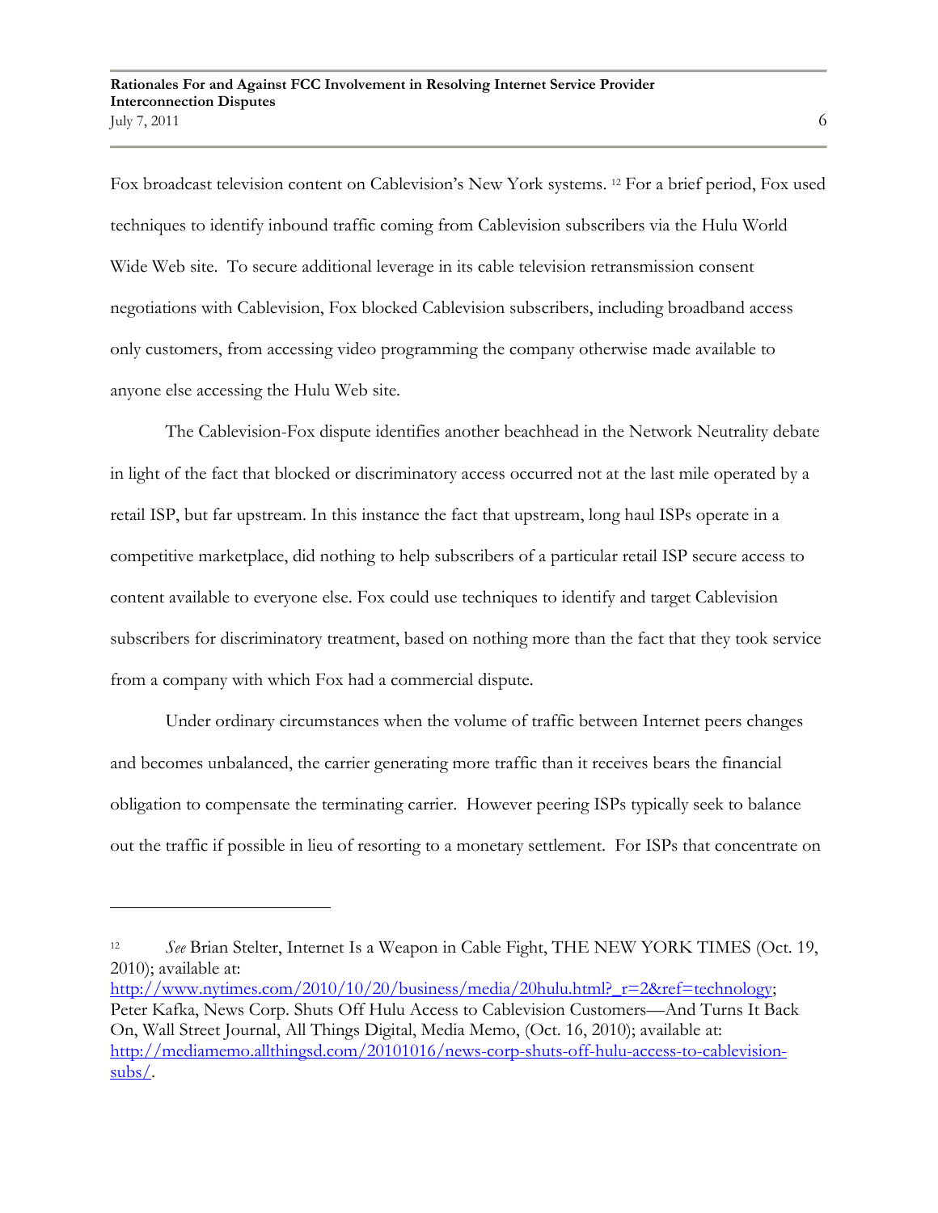Fox broadcast television content on Cablevision's New York systems. [12] For a brief period, Fox used techniques to identify inbound traffic coming from Cablevision subscribers via the Hulu World Wide Web site. To secure additional leverage in its cable television retransmission consent negotiations with Cablevision, Fox blocked Cablevision subscribers, including broadband access only customers, from accessing video programming the company otherwise made available to anyone else accessing the Hulu Web site.

The Cablevision-Fox dispute identifies another beachhead in the Network Neutrality debate in light of the fact that blocked or discriminatory access occurred not at the last mile operated by a retail ISP, but far upstream. In this instance the fact that upstream, long haul ISPs operate in a competitive marketplace, did nothing to help subscribers of a particular retail ISP secure access to content available to everyone else. Fox could use techniques to identify and target Cablevision subscribers for discriminatory treatment, based on nothing more than the fact that they took service from a company with which Fox had a commercial dispute.

Under ordinary circumstances when the volume of traffic between Internet peers changes and becomes unbalanced, the carrier generating more traffic than it receives bears the financial obligation to compensate the terminating carrier. However peering ISPs typically seek to balance out the traffic if possible in lieu of resorting to a monetary settlement. For ISPs that concentrate on

---

[12] *See* Brian Stelter, Internet Is a Weapon in Cable Fight, THE NEW YORK TIMES (Oct. 19, 2010); available at: http://www.nytimes.com/2010/10/20/business/media/20hulu.html?_r=2&ref=technology; Peter Kafka, News Corp. Shuts Off Hulu Access to Cablevision Customers—And Turns It Back On, Wall Street Journal, All Things Digital, Media Memo, (Oct. 16, 2010); available at: http://mediamemo.allthingsd.com/20101016/news-corp-shuts-off-hulu-access-to-cablevision-subs/.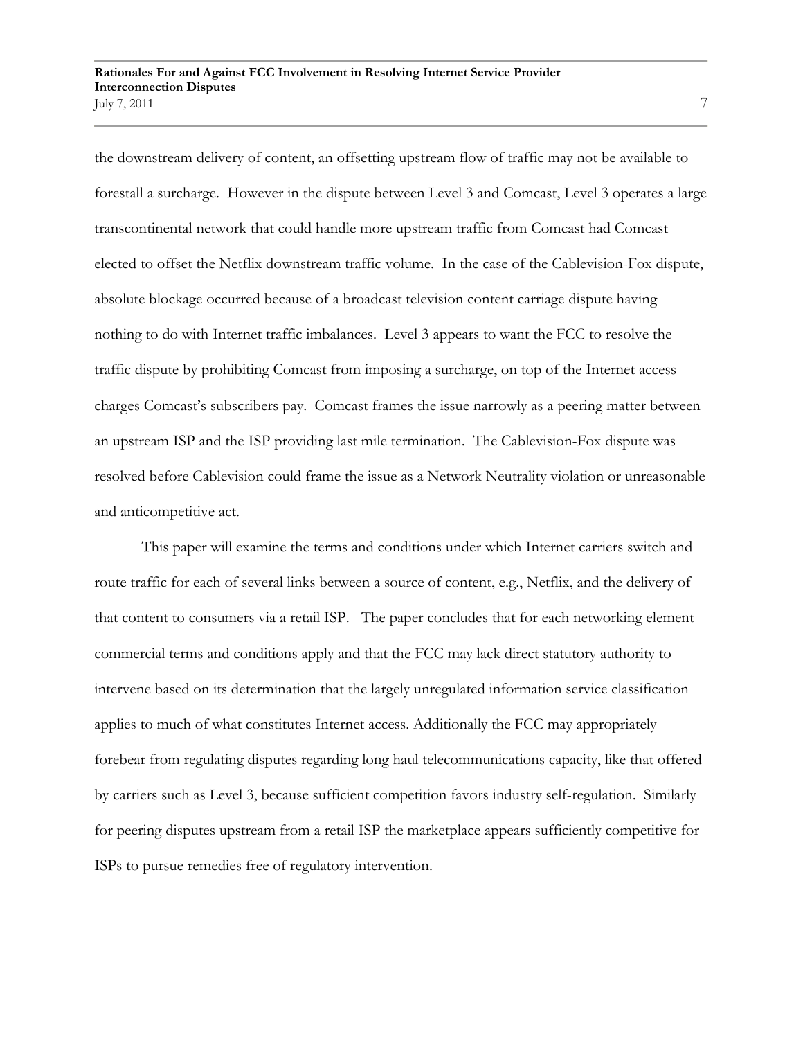the downstream delivery of content, an offsetting upstream flow of traffic may not be available to forestall a surcharge. However in the dispute between Level 3 and Comcast, Level 3 operates a large transcontinental network that could handle more upstream traffic from Comcast had Comcast elected to offset the Netflix downstream traffic volume. In the case of the Cablevision-Fox dispute, absolute blockage occurred because of a broadcast television content carriage dispute having nothing to do with Internet traffic imbalances. Level 3 appears to want the FCC to resolve the traffic dispute by prohibiting Comcast from imposing a surcharge, on top of the Internet access charges Comcast's subscribers pay. Comcast frames the issue narrowly as a peering matter between an upstream ISP and the ISP providing last mile termination. The Cablevision-Fox dispute was resolved before Cablevision could frame the issue as a Network Neutrality violation or unreasonable and anticompetitive act.

This paper will examine the terms and conditions under which Internet carriers switch and route traffic for each of several links between a source of content, e.g., Netflix, and the delivery of that content to consumers via a retail ISP. The paper concludes that for each networking element commercial terms and conditions apply and that the FCC may lack direct statutory authority to intervene based on its determination that the largely unregulated information service classification applies to much of what constitutes Internet access. Additionally the FCC may appropriately forebear from regulating disputes regarding long haul telecommunications capacity, like that offered by carriers such as Level 3, because sufficient competition favors industry self-regulation. Similarly for peering disputes upstream from a retail ISP the marketplace appears sufficiently competitive for ISPs to pursue remedies free of regulatory intervention.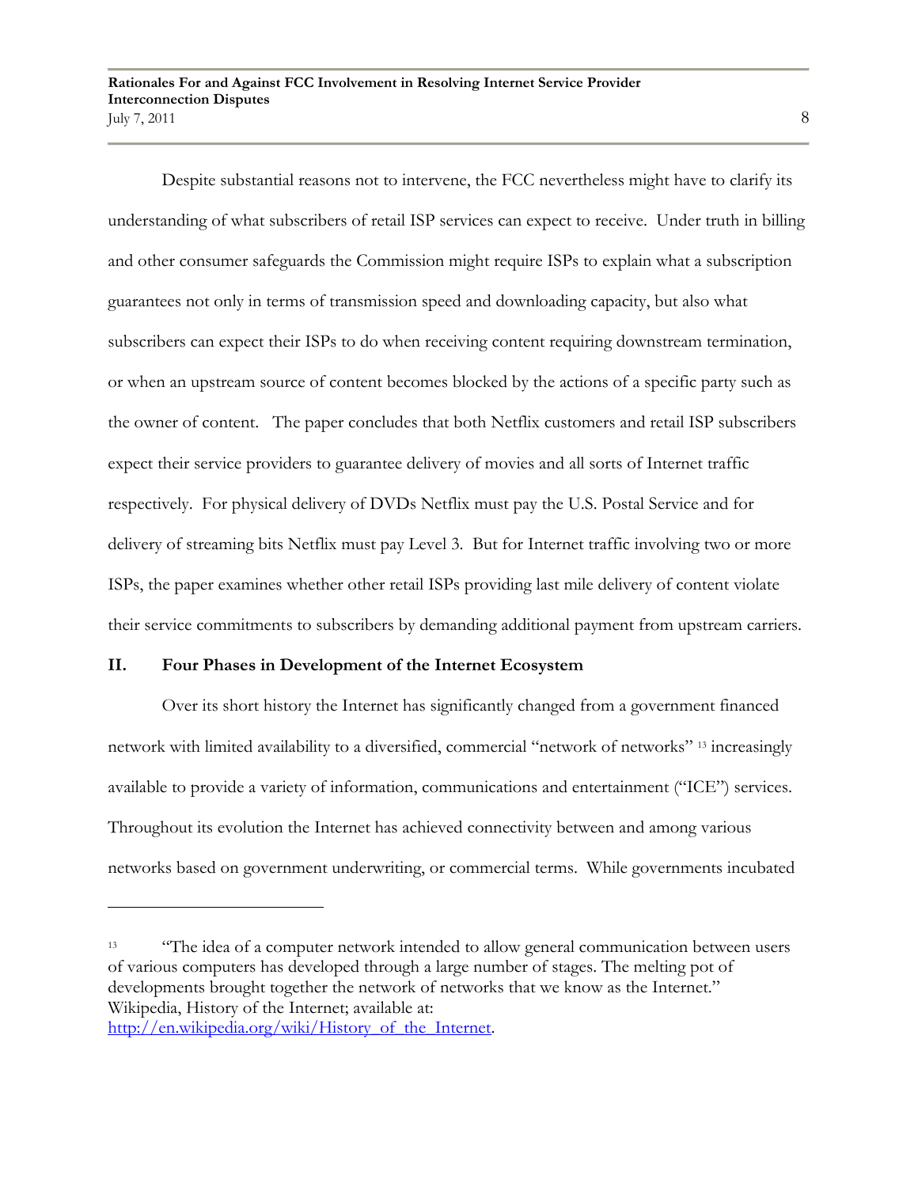Despite substantial reasons not to intervene, the FCC nevertheless might have to clarify its understanding of what subscribers of retail ISP services can expect to receive. Under truth in billing and other consumer safeguards the Commission might require ISPs to explain what a subscription guarantees not only in terms of transmission speed and downloading capacity, but also what subscribers can expect their ISPs to do when receiving content requiring downstream termination, or when an upstream source of content becomes blocked by the actions of a specific party such as the owner of content. The paper concludes that both Netflix customers and retail ISP subscribers expect their service providers to guarantee delivery of movies and all sorts of Internet traffic respectively. For physical delivery of DVDs Netflix must pay the U.S. Postal Service and for delivery of streaming bits Netflix must pay Level 3. But for Internet traffic involving two or more ISPs, the paper examines whether other retail ISPs providing last mile delivery of content violate their service commitments to subscribers by demanding additional payment from upstream carriers.

## II. Four Phases in Development of the Internet Ecosystem

Over its short history the Internet has significantly changed from a government financed network with limited availability to a diversified, commercial "network of networks" [13] increasingly available to provide a variety of information, communications and entertainment ("ICE") services. Throughout its evolution the Internet has achieved connectivity between and among various networks based on government underwriting, or commercial terms. While governments incubated

---

[13] "The idea of a computer network intended to allow general communication between users of various computers has developed through a large number of stages. The melting pot of developments brought together the network of networks that we know as the Internet." Wikipedia, History of the Internet; available at: http://en.wikipedia.org/wiki/History_of_the_Internet.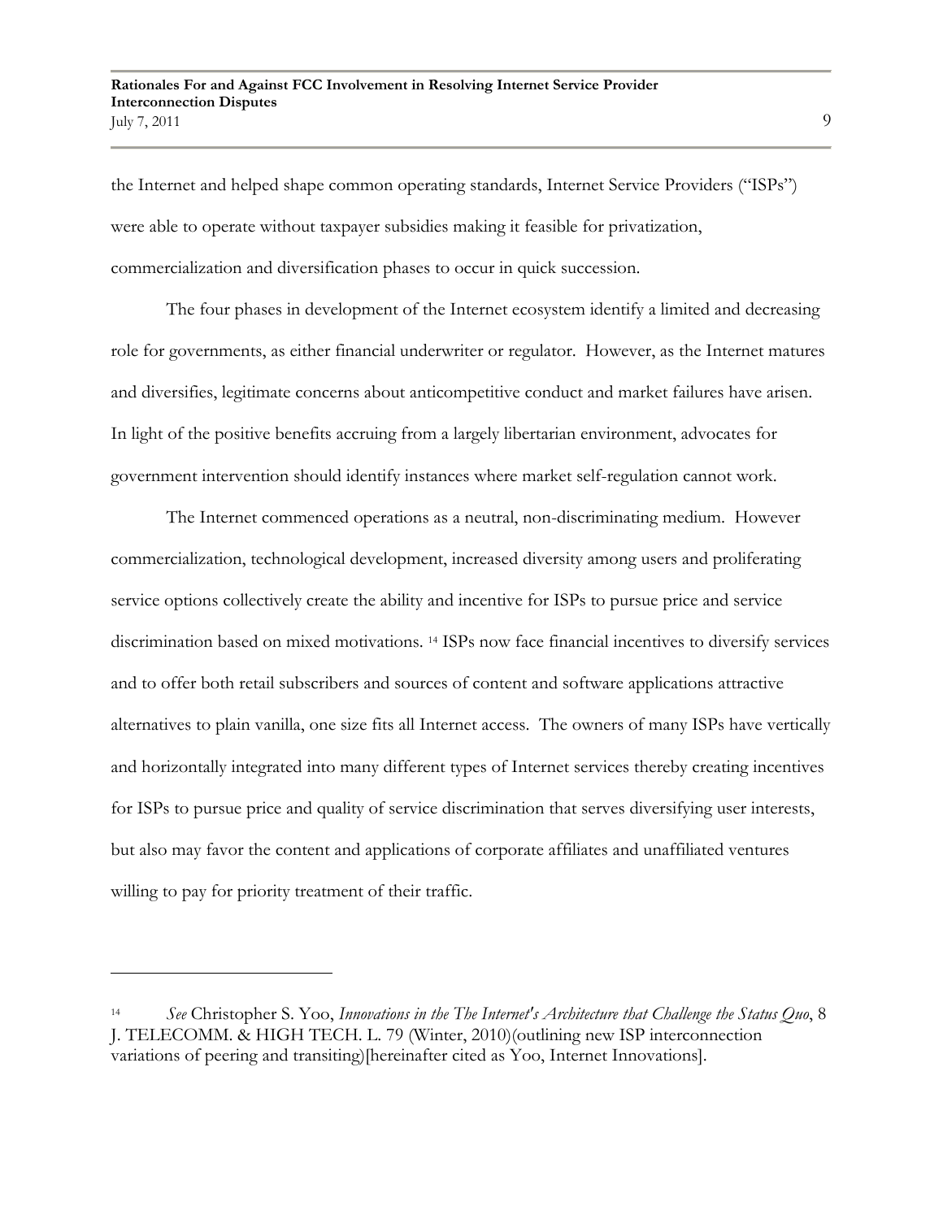the Internet and helped shape common operating standards, Internet Service Providers ("ISPs") were able to operate without taxpayer subsidies making it feasible for privatization, commercialization and diversification phases to occur in quick succession.

The four phases in development of the Internet ecosystem identify a limited and decreasing role for governments, as either financial underwriter or regulator. However, as the Internet matures and diversifies, legitimate concerns about anticompetitive conduct and market failures have arisen. In light of the positive benefits accruing from a largely libertarian environment, advocates for government intervention should identify instances where market self-regulation cannot work.

The Internet commenced operations as a neutral, non-discriminating medium. However commercialization, technological development, increased diversity among users and proliferating service options collectively create the ability and incentive for ISPs to pursue price and service discrimination based on mixed motivations. [14] ISPs now face financial incentives to diversify services and to offer both retail subscribers and sources of content and software applications attractive alternatives to plain vanilla, one size fits all Internet access. The owners of many ISPs have vertically and horizontally integrated into many different types of Internet services thereby creating incentives for ISPs to pursue price and quality of service discrimination that serves diversifying user interests, but also may favor the content and applications of corporate affiliates and unaffiliated ventures willing to pay for priority treatment of their traffic.

---

[14] *See* Christopher S. Yoo, *Innovations in the The Internet's Architecture that Challenge the Status Quo*, 8 J. TELECOMM. & HIGH TECH. L. 79 (Winter, 2010)(outlining new ISP interconnection variations of peering and transiting)[hereinafter cited as Yoo, Internet Innovations].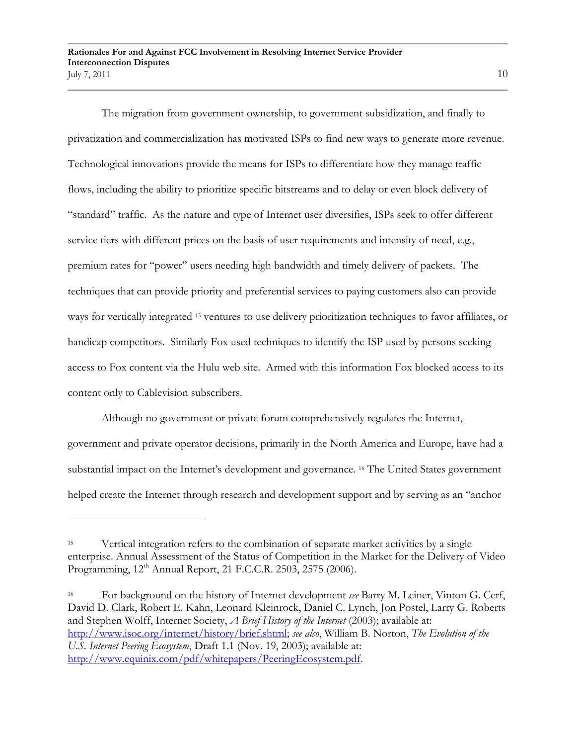The migration from government ownership, to government subsidization, and finally to privatization and commercialization has motivated ISPs to find new ways to generate more revenue. Technological innovations provide the means for ISPs to differentiate how they manage traffic flows, including the ability to prioritize specific bitstreams and to delay or even block delivery of "standard" traffic. As the nature and type of Internet user diversifies, ISPs seek to offer different service tiers with different prices on the basis of user requirements and intensity of need, e.g., premium rates for "power" users needing high bandwidth and timely delivery of packets. The techniques that can provide priority and preferential services to paying customers also can provide ways for vertically integrated [15] ventures to use delivery prioritization techniques to favor affiliates, or handicap competitors. Similarly Fox used techniques to identify the ISP used by persons seeking access to Fox content via the Hulu web site. Armed with this information Fox blocked access to its content only to Cablevision subscribers.

Although no government or private forum comprehensively regulates the Internet, government and private operator decisions, primarily in the North America and Europe, have had a substantial impact on the Internet's development and governance. [16] The United States government helped create the Internet through research and development support and by serving as an "anchor

---

[15] Vertical integration refers to the combination of separate market activities by a single enterprise. Annual Assessment of the Status of Competition in the Market for the Delivery of Video Programming, 12th Annual Report, 21 F.C.C.R. 2503, 2575 (2006).

[16] For background on the history of Internet development *see* Barry M. Leiner, Vinton G. Cerf, David D. Clark, Robert E. Kahn, Leonard Kleinrock, Daniel C. Lynch, Jon Postel, Larry G. Roberts and Stephen Wolff, Internet Society, *A Brief History of the Internet* (2003); available at: http://www.isoc.org/internet/history/brief.shtml; *see also*, William B. Norton, *The Evolution of the U.S. Internet Peering Ecosystem*, Draft 1.1 (Nov. 19, 2003); available at: http://www.equinix.com/pdf/whitepapers/PeeringEcosystem.pdf.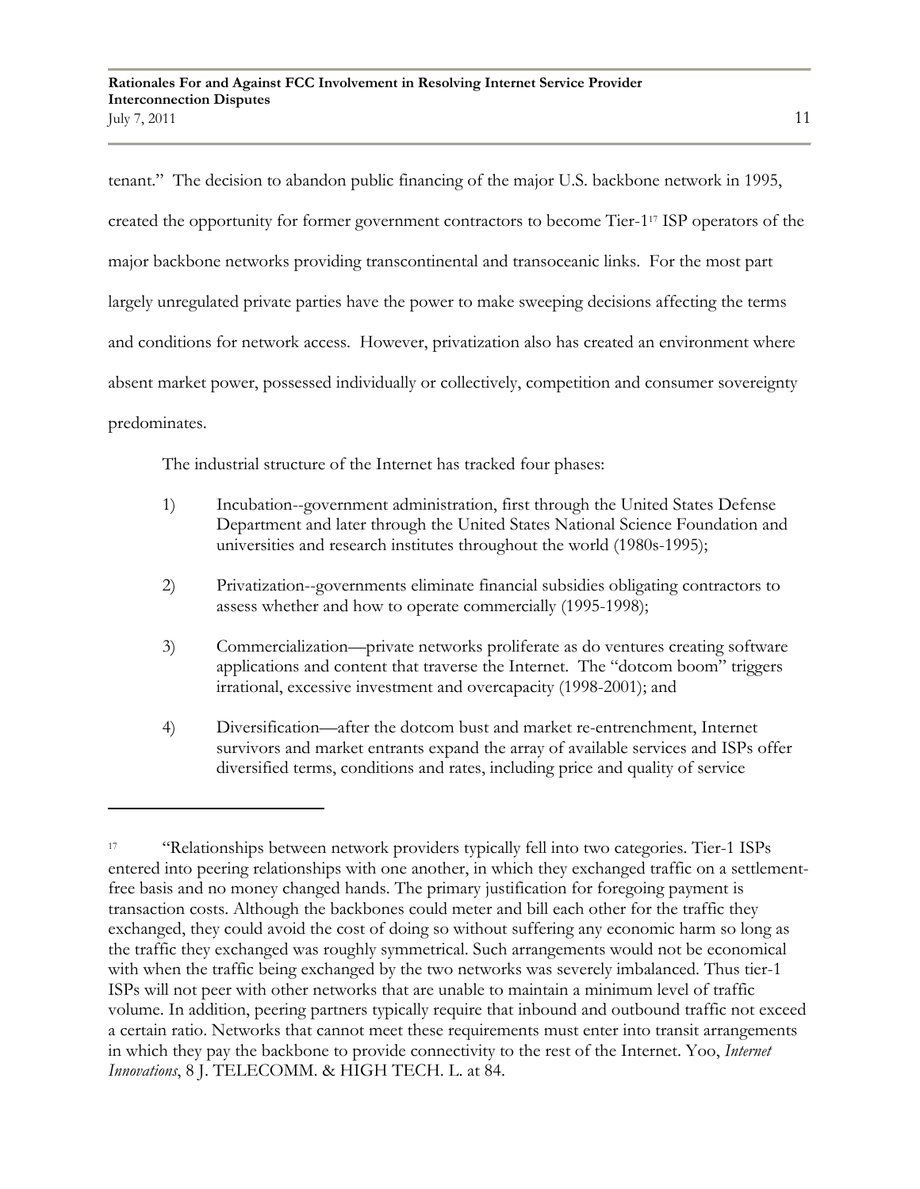tenant." The decision to abandon public financing of the major U.S. backbone network in 1995, created the opportunity for former government contractors to become Tier-1[17] ISP operators of the major backbone networks providing transcontinental and transoceanic links. For the most part largely unregulated private parties have the power to make sweeping decisions affecting the terms and conditions for network access. However, privatization also has created an environment where absent market power, possessed individually or collectively, competition and consumer sovereignty predominates.

The industrial structure of the Internet has tracked four phases:

1) Incubation--government administration, first through the United States Defense Department and later through the United States National Science Foundation and universities and research institutes throughout the world (1980s-1995);

2) Privatization--governments eliminate financial subsidies obligating contractors to assess whether and how to operate commercially (1995-1998);

3) Commercialization—private networks proliferate as do ventures creating software applications and content that traverse the Internet. The "dotcom boom" triggers irrational, excessive investment and overcapacity (1998-2001); and

4) Diversification—after the dotcom bust and market re-entrenchment, Internet survivors and market entrants expand the array of available services and ISPs offer diversified terms, conditions and rates, including price and quality of service

---

[17] "Relationships between network providers typically fell into two categories. Tier-1 ISPs entered into peering relationships with one another, in which they exchanged traffic on a settlement-free basis and no money changed hands. The primary justification for foregoing payment is transaction costs. Although the backbones could meter and bill each other for the traffic they exchanged, they could avoid the cost of doing so without suffering any economic harm so long as the traffic they exchanged was roughly symmetrical. Such arrangements would not be economical with when the traffic being exchanged by the two networks was severely imbalanced. Thus tier-1 ISPs will not peer with other networks that are unable to maintain a minimum level of traffic volume. In addition, peering partners typically require that inbound and outbound traffic not exceed a certain ratio. Networks that cannot meet these requirements must enter into transit arrangements in which they pay the backbone to provide connectivity to the rest of the Internet. Yoo, *Internet Innovations*, 8 J. TELECOMM. & HIGH TECH. L. at 84.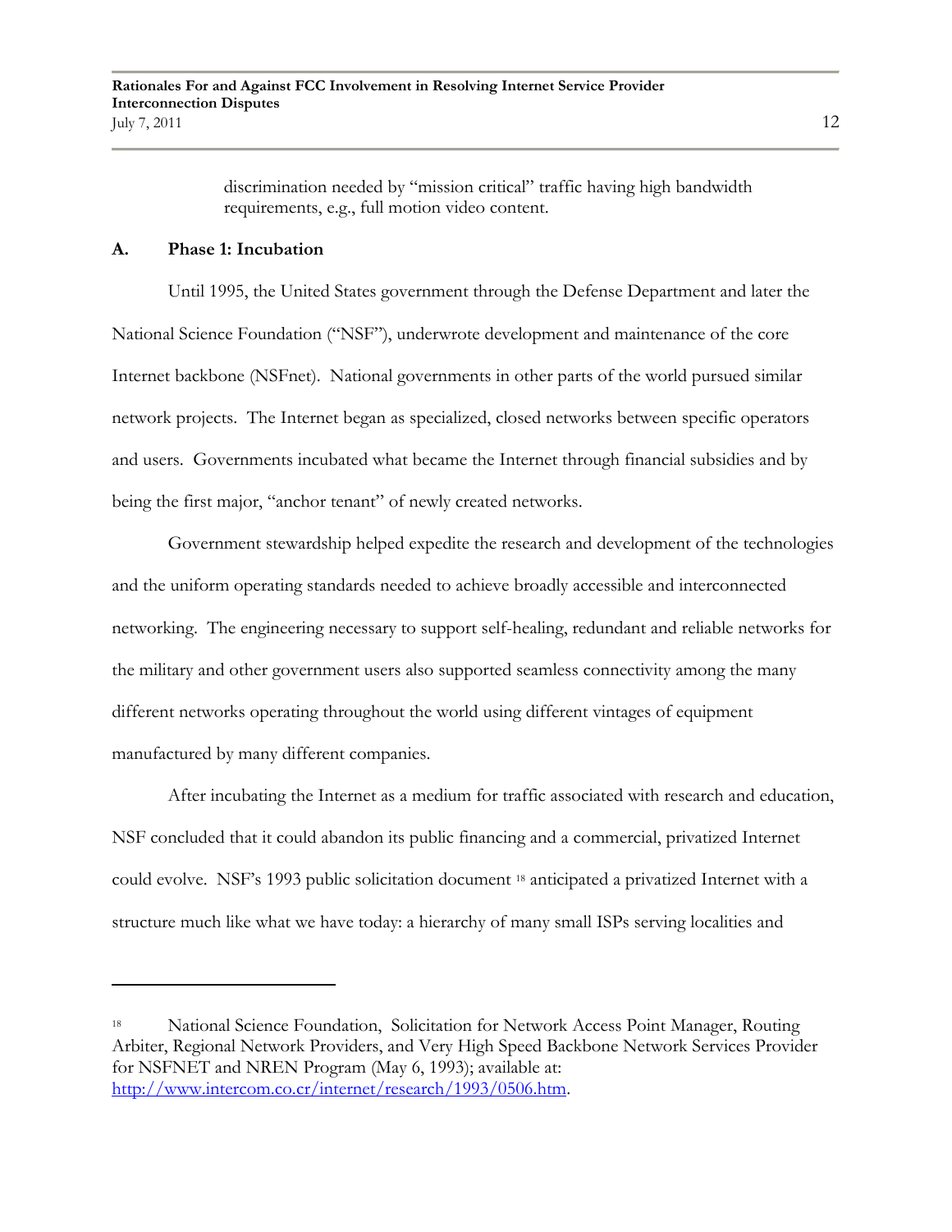discrimination needed by "mission critical" traffic having high bandwidth requirements, e.g., full motion video content.

### A. Phase 1: Incubation

Until 1995, the United States government through the Defense Department and later the National Science Foundation ("NSF"), underwrote development and maintenance of the core Internet backbone (NSFnet). National governments in other parts of the world pursued similar network projects. The Internet began as specialized, closed networks between specific operators and users. Governments incubated what became the Internet through financial subsidies and by being the first major, "anchor tenant" of newly created networks.

Government stewardship helped expedite the research and development of the technologies and the uniform operating standards needed to achieve broadly accessible and interconnected networking. The engineering necessary to support self-healing, redundant and reliable networks for the military and other government users also supported seamless connectivity among the many different networks operating throughout the world using different vintages of equipment manufactured by many different companies.

After incubating the Internet as a medium for traffic associated with research and education, NSF concluded that it could abandon its public financing and a commercial, privatized Internet could evolve. NSF's 1993 public solicitation document [18] anticipated a privatized Internet with a structure much like what we have today: a hierarchy of many small ISPs serving localities and

---

[18] National Science Foundation, Solicitation for Network Access Point Manager, Routing Arbiter, Regional Network Providers, and Very High Speed Backbone Network Services Provider for NSFNET and NREN Program (May 6, 1993); available at: http://www.intercom.co.cr/internet/research/1993/0506.htm.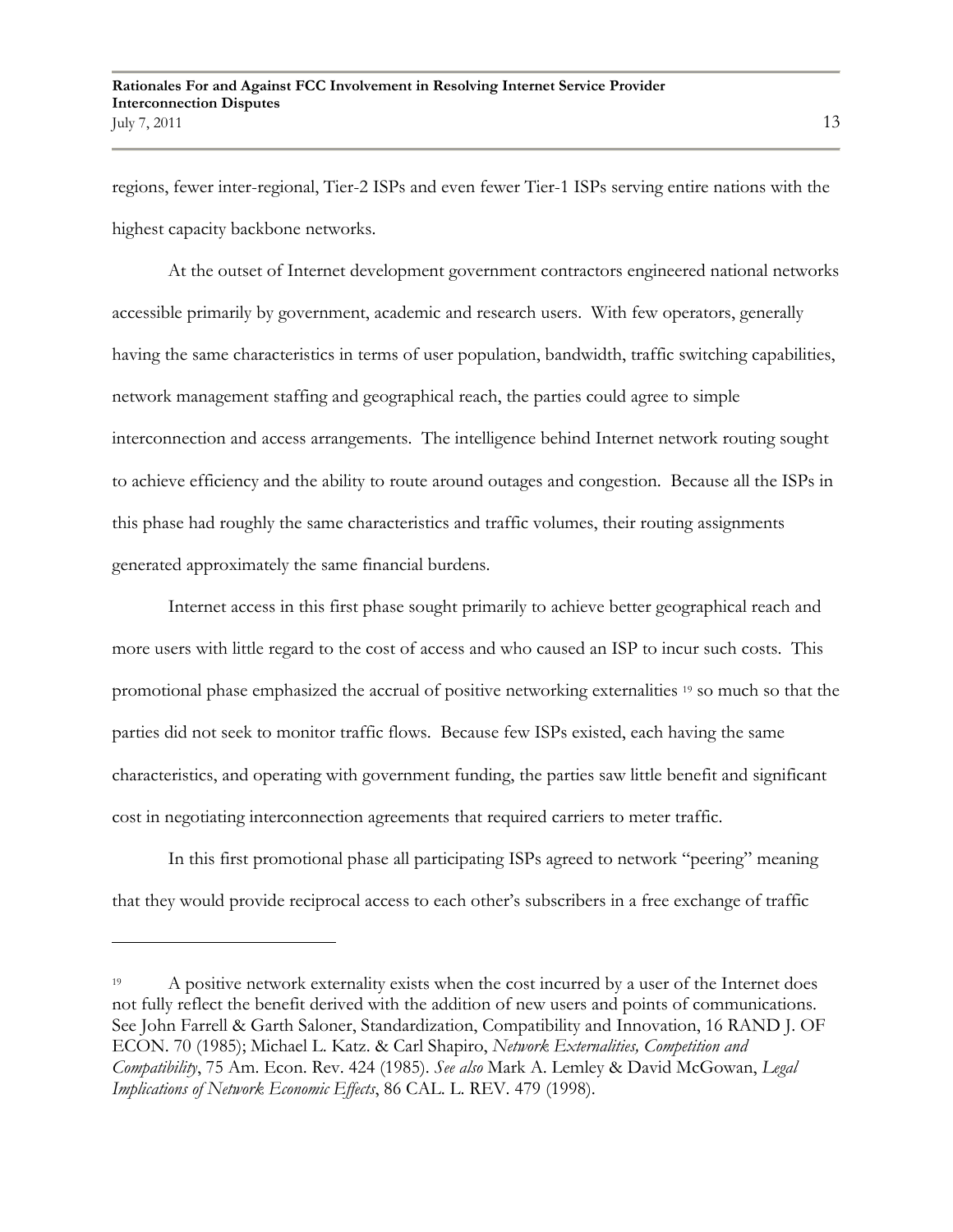regions, fewer inter-regional, Tier-2 ISPs and even fewer Tier-1 ISPs serving entire nations with the highest capacity backbone networks.

At the outset of Internet development government contractors engineered national networks accessible primarily by government, academic and research users. With few operators, generally having the same characteristics in terms of user population, bandwidth, traffic switching capabilities, network management staffing and geographical reach, the parties could agree to simple interconnection and access arrangements. The intelligence behind Internet network routing sought to achieve efficiency and the ability to route around outages and congestion. Because all the ISPs in this phase had roughly the same characteristics and traffic volumes, their routing assignments generated approximately the same financial burdens.

Internet access in this first phase sought primarily to achieve better geographical reach and more users with little regard to the cost of access and who caused an ISP to incur such costs. This promotional phase emphasized the accrual of positive networking externalities [19] so much so that the parties did not seek to monitor traffic flows. Because few ISPs existed, each having the same characteristics, and operating with government funding, the parties saw little benefit and significant cost in negotiating interconnection agreements that required carriers to meter traffic.

In this first promotional phase all participating ISPs agreed to network "peering" meaning that they would provide reciprocal access to each other's subscribers in a free exchange of traffic

---

[19] A positive network externality exists when the cost incurred by a user of the Internet does not fully reflect the benefit derived with the addition of new users and points of communications. See John Farrell & Garth Saloner, Standardization, Compatibility and Innovation, 16 RAND J. OF ECON. 70 (1985); Michael L. Katz. & Carl Shapiro, *Network Externalities, Competition and Compatibility*, 75 Am. Econ. Rev. 424 (1985). *See also* Mark A. Lemley & David McGowan, *Legal Implications of Network Economic Effects*, 86 CAL. L. REV. 479 (1998).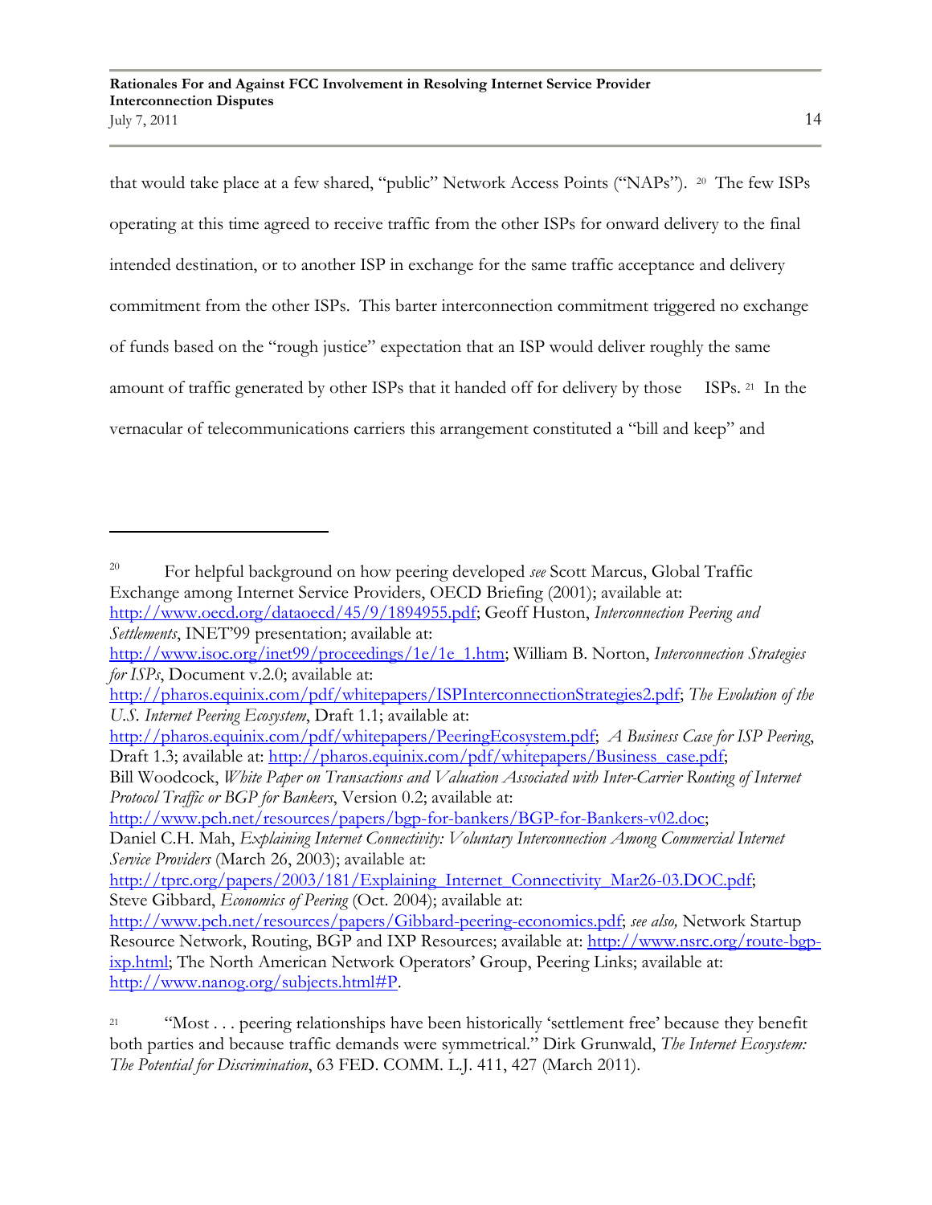that would take place at a few shared, "public" Network Access Points ("NAPs").[20] The few ISPs operating at this time agreed to receive traffic from the other ISPs for onward delivery to the final intended destination, or to another ISP in exchange for the same traffic acceptance and delivery commitment from the other ISPs. This barter interconnection commitment triggered no exchange of funds based on the "rough justice" expectation that an ISP would deliver roughly the same amount of traffic generated by other ISPs that it handed off for delivery by those ISPs.[21] In the vernacular of telecommunications carriers this arrangement constituted a "bill and keep" and

---

[20] For helpful background on how peering developed *see* Scott Marcus, Global Traffic Exchange among Internet Service Providers, OECD Briefing (2001); available at: http://www.oecd.org/dataoecd/45/9/1894955.pdf; Geoff Huston, *Interconnection Peering and Settlements*, INET'99 presentation; available at: http://www.isoc.org/inet99/proceedings/1e/1e_1.htm; William B. Norton, *Interconnection Strategies for ISPs*, Document v.2.0; available at: http://pharos.equinix.com/pdf/whitepapers/ISPInterconnectionStrategies2.pdf; *The Evolution of the U.S. Internet Peering Ecosystem*, Draft 1.1; available at: http://pharos.equinix.com/pdf/whitepapers/PeeringEcosystem.pdf; *A Business Case for ISP Peering*, Draft 1.3; available at: http://pharos.equinix.com/pdf/whitepapers/Business_case.pdf; Bill Woodcock, *White Paper on Transactions and Valuation Associated with Inter-Carrier Routing of Internet Protocol Traffic or BGP for Bankers*, Version 0.2; available at: http://www.pch.net/resources/papers/bgp-for-bankers/BGP-for-Bankers-v02.doc; Daniel C.H. Mah, *Explaining Internet Connectivity: Voluntary Interconnection Among Commercial Internet Service Providers* (March 26, 2003); available at: http://tprc.org/papers/2003/181/Explaining_Internet_Connectivity_Mar26-03.DOC.pdf; Steve Gibbard, *Economics of Peering* (Oct. 2004); available at: http://www.pch.net/resources/papers/Gibbard-peering-economics.pdf; *see also,* Network Startup Resource Network, Routing, BGP and IXP Resources; available at: http://www.nsrc.org/route-bgp-ixp.html; The North American Network Operators' Group, Peering Links; available at: http://www.nanog.org/subjects.html#P.

[21] "Most . . . peering relationships have been historically 'settlement free' because they benefit both parties and because traffic demands were symmetrical." Dirk Grunwald, *The Internet Ecosystem: The Potential for Discrimination*, 63 FED. COMM. L.J. 411, 427 (March 2011).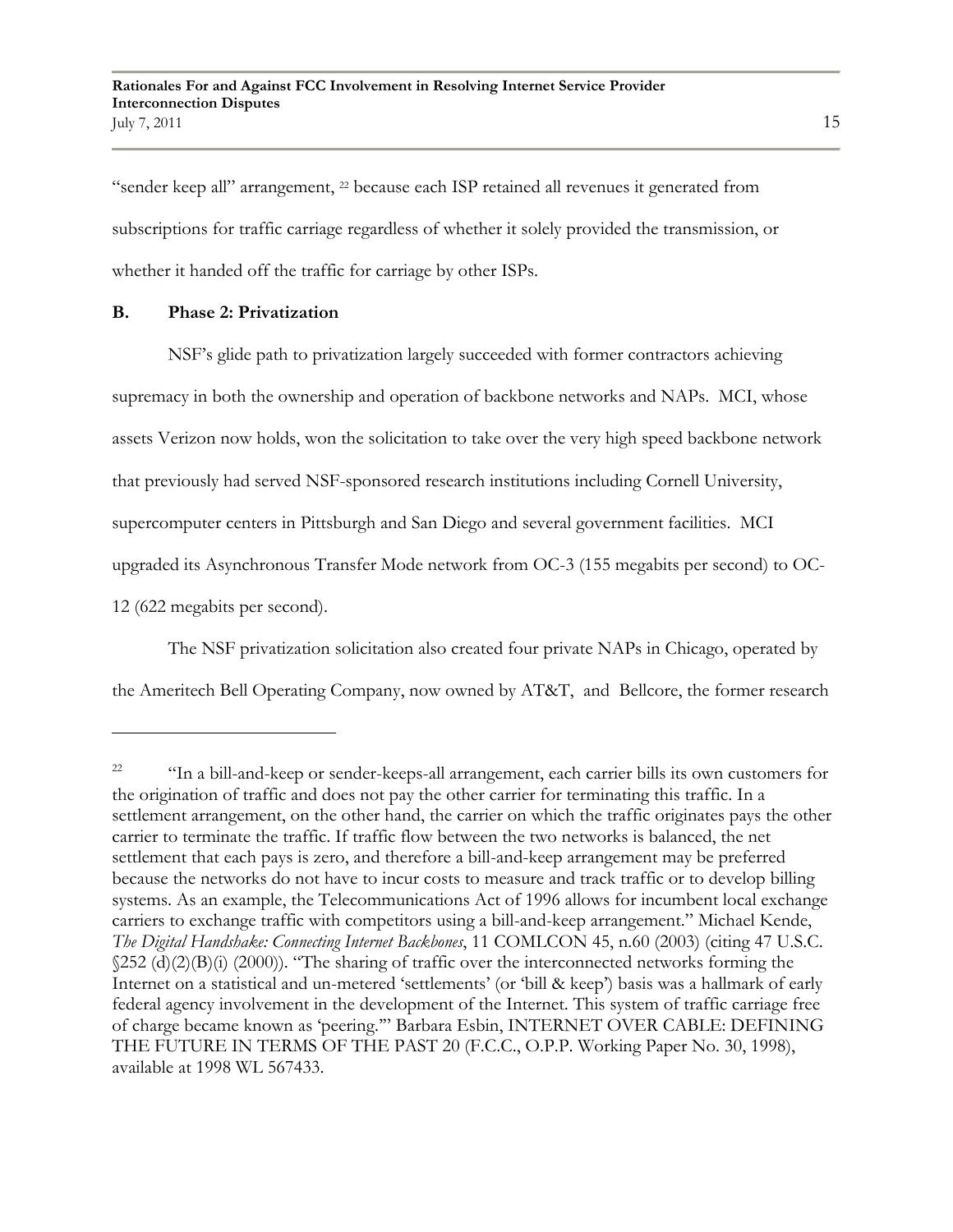"sender keep all" arrangement, [22] because each ISP retained all revenues it generated from subscriptions for traffic carriage regardless of whether it solely provided the transmission, or whether it handed off the traffic for carriage by other ISPs.

## B. Phase 2: Privatization

NSF's glide path to privatization largely succeeded with former contractors achieving supremacy in both the ownership and operation of backbone networks and NAPs. MCI, whose assets Verizon now holds, won the solicitation to take over the very high speed backbone network that previously had served NSF-sponsored research institutions including Cornell University, supercomputer centers in Pittsburgh and San Diego and several government facilities. MCI upgraded its Asynchronous Transfer Mode network from OC-3 (155 megabits per second) to OC-12 (622 megabits per second).

The NSF privatization solicitation also created four private NAPs in Chicago, operated by the Ameritech Bell Operating Company, now owned by AT&T, and Bellcore, the former research

---

[22] "In a bill-and-keep or sender-keeps-all arrangement, each carrier bills its own customers for the origination of traffic and does not pay the other carrier for terminating this traffic. In a settlement arrangement, on the other hand, the carrier on which the traffic originates pays the other carrier to terminate the traffic. If traffic flow between the two networks is balanced, the net settlement that each pays is zero, and therefore a bill-and-keep arrangement may be preferred because the networks do not have to incur costs to measure and track traffic or to develop billing systems. As an example, the Telecommunications Act of 1996 allows for incumbent local exchange carriers to exchange traffic with competitors using a bill-and-keep arrangement." Michael Kende, *The Digital Handshake: Connecting Internet Backbones*, 11 COMLCON 45, n.60 (2003) (citing 47 U.S.C. §252 (d)(2)(B)(i) (2000)). "The sharing of traffic over the interconnected networks forming the Internet on a statistical and un-metered 'settlements' (or 'bill & keep') basis was a hallmark of early federal agency involvement in the development of the Internet. This system of traffic carriage free of charge became known as 'peering.'" Barbara Esbin, INTERNET OVER CABLE: DEFINING THE FUTURE IN TERMS OF THE PAST 20 (F.C.C., O.P.P. Working Paper No. 30, 1998), available at 1998 WL 567433.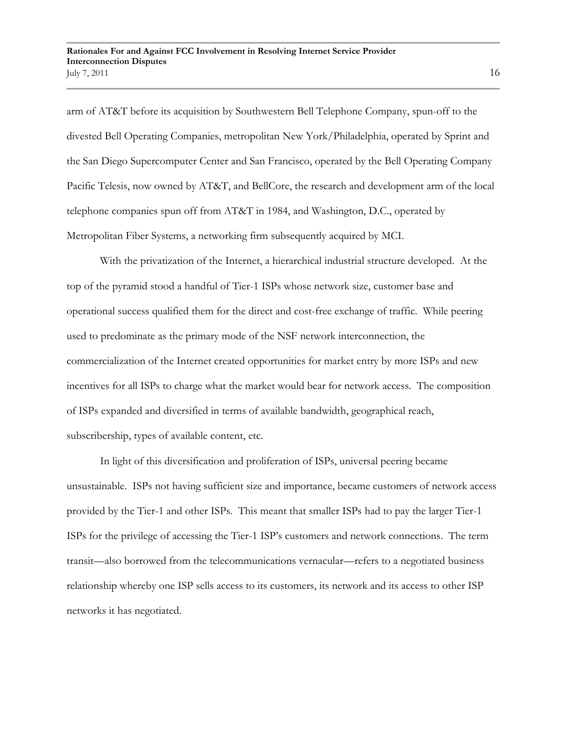arm of AT&T before its acquisition by Southwestern Bell Telephone Company, spun-off to the divested Bell Operating Companies, metropolitan New York/Philadelphia, operated by Sprint and the San Diego Supercomputer Center and San Francisco, operated by the Bell Operating Company Pacific Telesis, now owned by AT&T, and BellCore, the research and development arm of the local telephone companies spun off from AT&T in 1984, and Washington, D.C., operated by Metropolitan Fiber Systems, a networking firm subsequently acquired by MCI.

With the privatization of the Internet, a hierarchical industrial structure developed. At the top of the pyramid stood a handful of Tier-1 ISPs whose network size, customer base and operational success qualified them for the direct and cost-free exchange of traffic. While peering used to predominate as the primary mode of the NSF network interconnection, the commercialization of the Internet created opportunities for market entry by more ISPs and new incentives for all ISPs to charge what the market would bear for network access. The composition of ISPs expanded and diversified in terms of available bandwidth, geographical reach, subscribership, types of available content, etc.

In light of this diversification and proliferation of ISPs, universal peering became unsustainable. ISPs not having sufficient size and importance, became customers of network access provided by the Tier-1 and other ISPs. This meant that smaller ISPs had to pay the larger Tier-1 ISPs for the privilege of accessing the Tier-1 ISP's customers and network connections. The term transit—also borrowed from the telecommunications vernacular—refers to a negotiated business relationship whereby one ISP sells access to its customers, its network and its access to other ISP networks it has negotiated.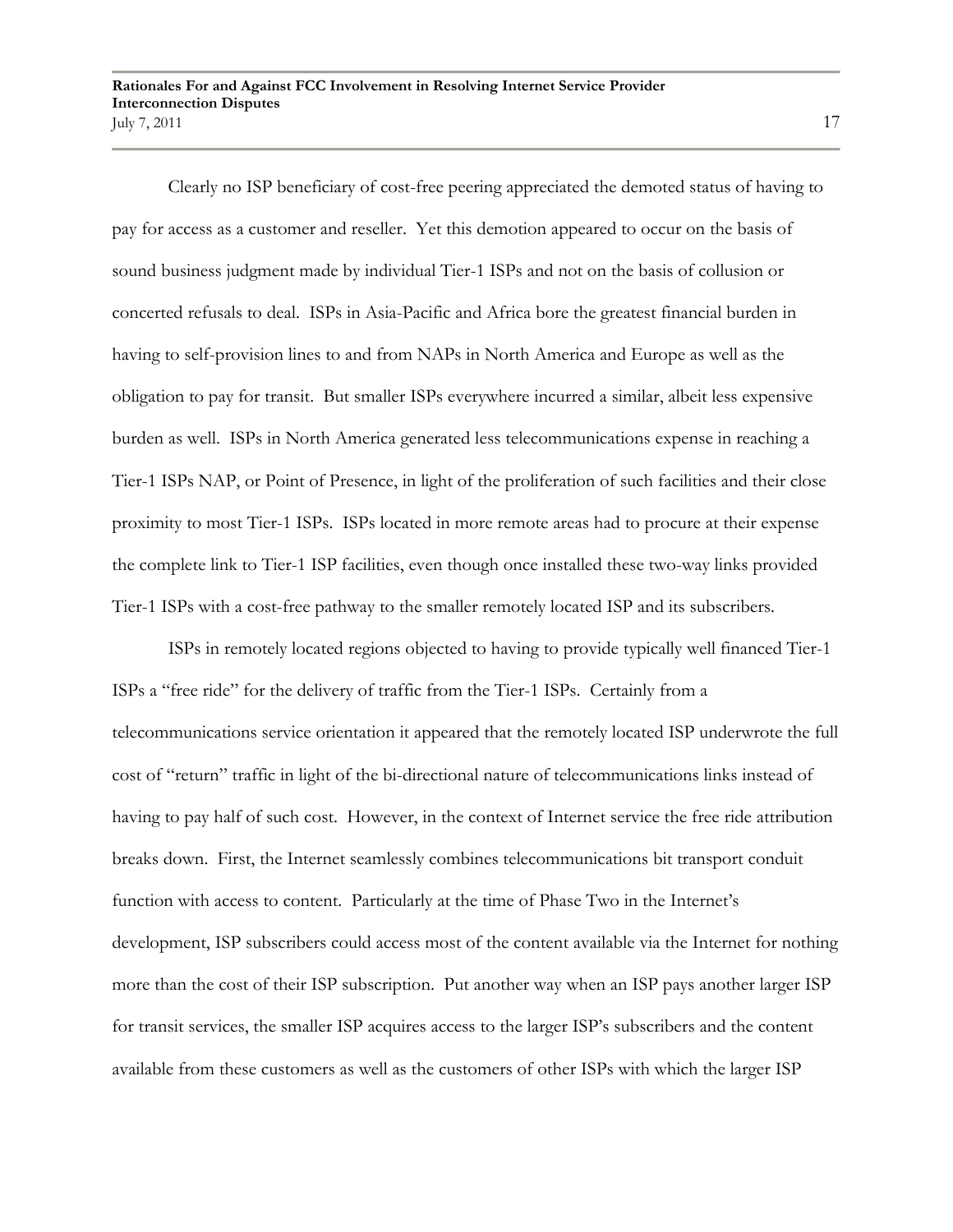Clearly no ISP beneficiary of cost-free peering appreciated the demoted status of having to pay for access as a customer and reseller. Yet this demotion appeared to occur on the basis of sound business judgment made by individual Tier-1 ISPs and not on the basis of collusion or concerted refusals to deal. ISPs in Asia-Pacific and Africa bore the greatest financial burden in having to self-provision lines to and from NAPs in North America and Europe as well as the obligation to pay for transit. But smaller ISPs everywhere incurred a similar, albeit less expensive burden as well. ISPs in North America generated less telecommunications expense in reaching a Tier-1 ISPs NAP, or Point of Presence, in light of the proliferation of such facilities and their close proximity to most Tier-1 ISPs. ISPs located in more remote areas had to procure at their expense the complete link to Tier-1 ISP facilities, even though once installed these two-way links provided Tier-1 ISPs with a cost-free pathway to the smaller remotely located ISP and its subscribers.

ISPs in remotely located regions objected to having to provide typically well financed Tier-1 ISPs a "free ride" for the delivery of traffic from the Tier-1 ISPs. Certainly from a telecommunications service orientation it appeared that the remotely located ISP underwrote the full cost of "return" traffic in light of the bi-directional nature of telecommunications links instead of having to pay half of such cost. However, in the context of Internet service the free ride attribution breaks down. First, the Internet seamlessly combines telecommunications bit transport conduit function with access to content. Particularly at the time of Phase Two in the Internet's development, ISP subscribers could access most of the content available via the Internet for nothing more than the cost of their ISP subscription. Put another way when an ISP pays another larger ISP for transit services, the smaller ISP acquires access to the larger ISP's subscribers and the content available from these customers as well as the customers of other ISPs with which the larger ISP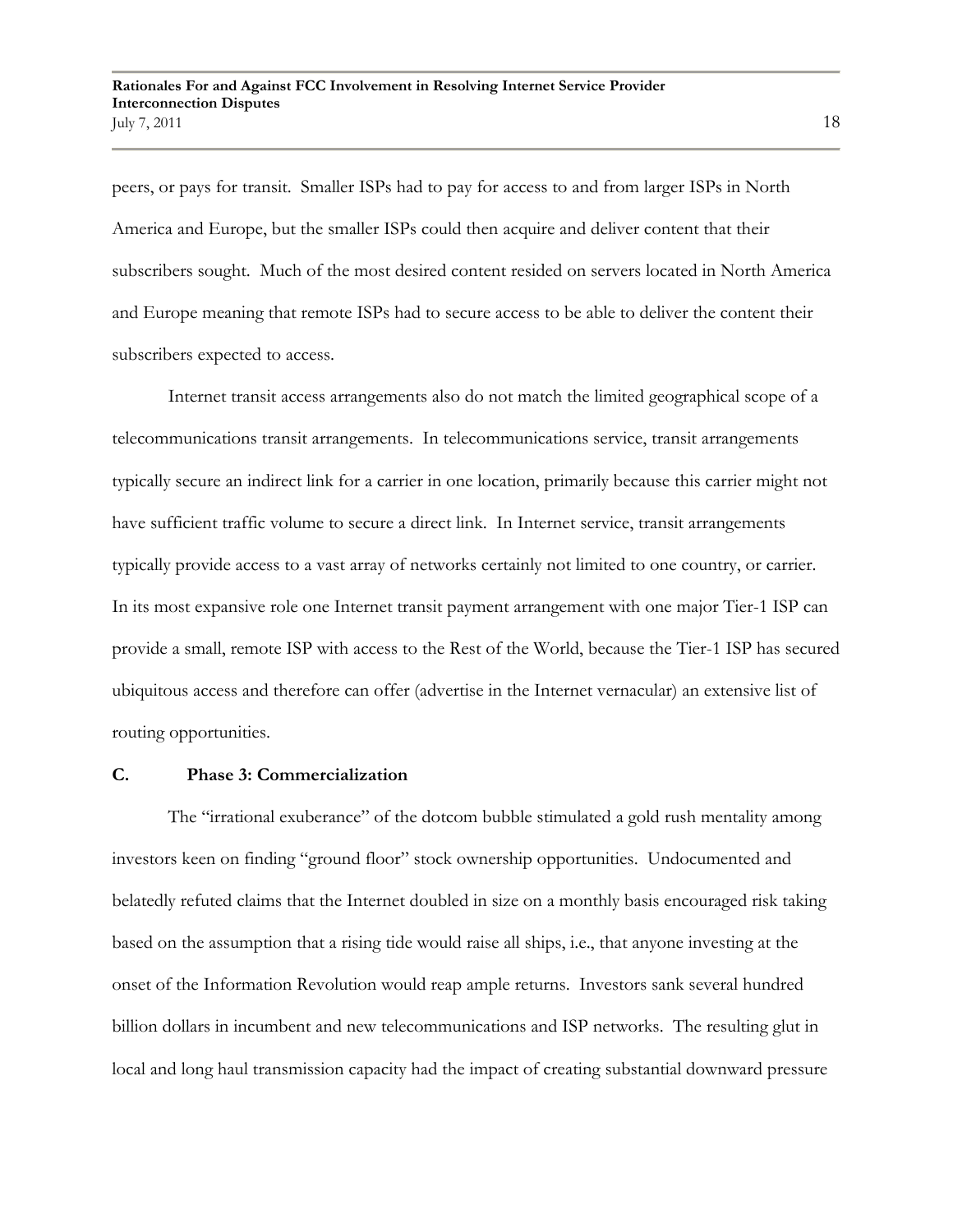peers, or pays for transit. Smaller ISPs had to pay for access to and from larger ISPs in North America and Europe, but the smaller ISPs could then acquire and deliver content that their subscribers sought. Much of the most desired content resided on servers located in North America and Europe meaning that remote ISPs had to secure access to be able to deliver the content their subscribers expected to access.

Internet transit access arrangements also do not match the limited geographical scope of a telecommunications transit arrangements. In telecommunications service, transit arrangements typically secure an indirect link for a carrier in one location, primarily because this carrier might not have sufficient traffic volume to secure a direct link. In Internet service, transit arrangements typically provide access to a vast array of networks certainly not limited to one country, or carrier. In its most expansive role one Internet transit payment arrangement with one major Tier-1 ISP can provide a small, remote ISP with access to the Rest of the World, because the Tier-1 ISP has secured ubiquitous access and therefore can offer (advertise in the Internet vernacular) an extensive list of routing opportunities.

### C. Phase 3: Commercialization

The "irrational exuberance" of the dotcom bubble stimulated a gold rush mentality among investors keen on finding "ground floor" stock ownership opportunities. Undocumented and belatedly refuted claims that the Internet doubled in size on a monthly basis encouraged risk taking based on the assumption that a rising tide would raise all ships, i.e., that anyone investing at the onset of the Information Revolution would reap ample returns. Investors sank several hundred billion dollars in incumbent and new telecommunications and ISP networks. The resulting glut in local and long haul transmission capacity had the impact of creating substantial downward pressure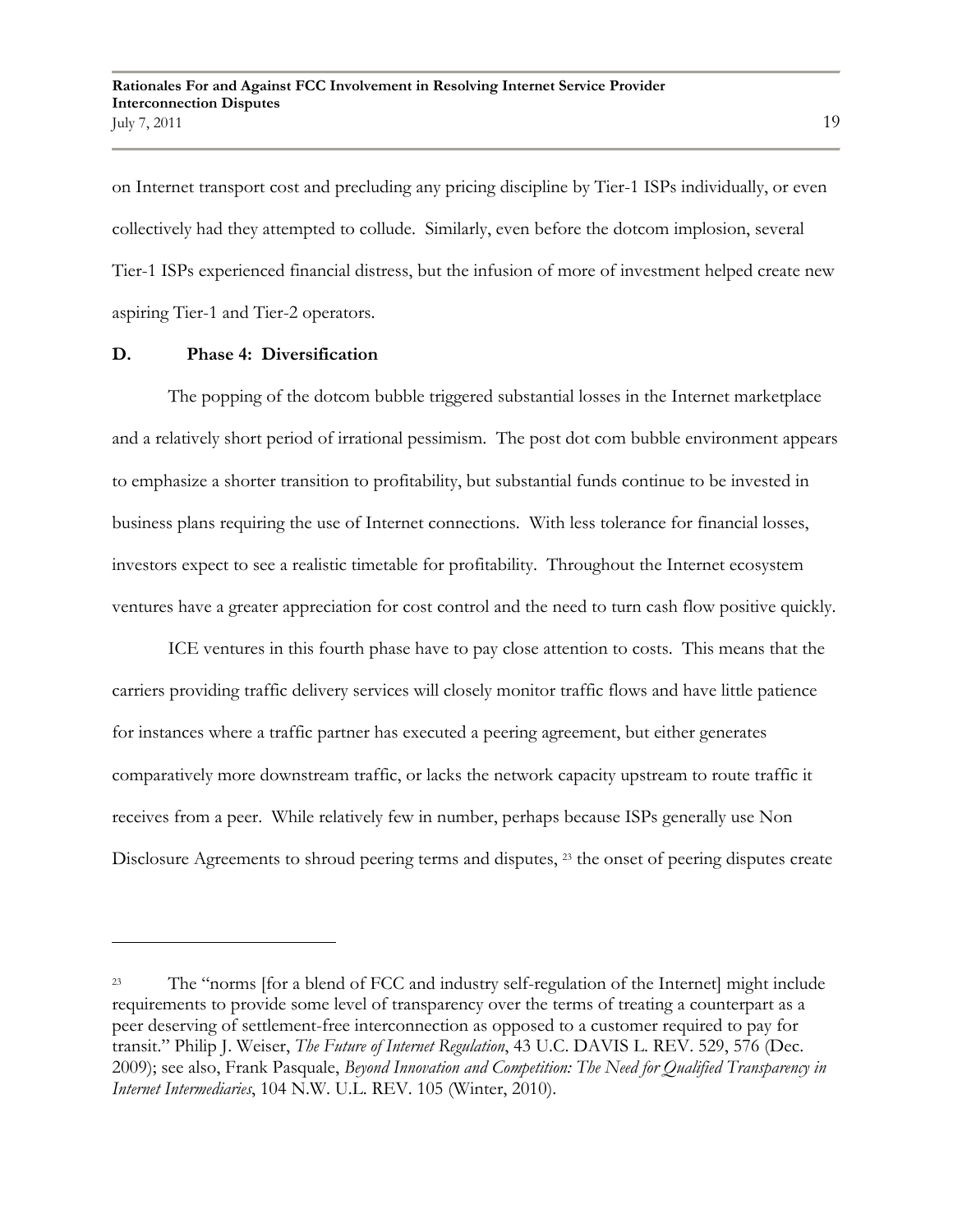on Internet transport cost and precluding any pricing discipline by Tier-1 ISPs individually, or even collectively had they attempted to collude. Similarly, even before the dotcom implosion, several Tier-1 ISPs experienced financial distress, but the infusion of more of investment helped create new aspiring Tier-1 and Tier-2 operators.

### D. Phase 4: Diversification

The popping of the dotcom bubble triggered substantial losses in the Internet marketplace and a relatively short period of irrational pessimism. The post dot com bubble environment appears to emphasize a shorter transition to profitability, but substantial funds continue to be invested in business plans requiring the use of Internet connections. With less tolerance for financial losses, investors expect to see a realistic timetable for profitability. Throughout the Internet ecosystem ventures have a greater appreciation for cost control and the need to turn cash flow positive quickly.

ICE ventures in this fourth phase have to pay close attention to costs. This means that the carriers providing traffic delivery services will closely monitor traffic flows and have little patience for instances where a traffic partner has executed a peering agreement, but either generates comparatively more downstream traffic, or lacks the network capacity upstream to route traffic it receives from a peer. While relatively few in number, perhaps because ISPs generally use Non Disclosure Agreements to shroud peering terms and disputes, [23] the onset of peering disputes create

---

[23] The "norms [for a blend of FCC and industry self-regulation of the Internet] might include requirements to provide some level of transparency over the terms of treating a counterpart as a peer deserving of settlement-free interconnection as opposed to a customer required to pay for transit." Philip J. Weiser, *The Future of Internet Regulation*, 43 U.C. DAVIS L. REV. 529, 576 (Dec. 2009); see also, Frank Pasquale, *Beyond Innovation and Competition: The Need for Qualified Transparency in Internet Intermediaries*, 104 N.W. U.L. REV. 105 (Winter, 2010).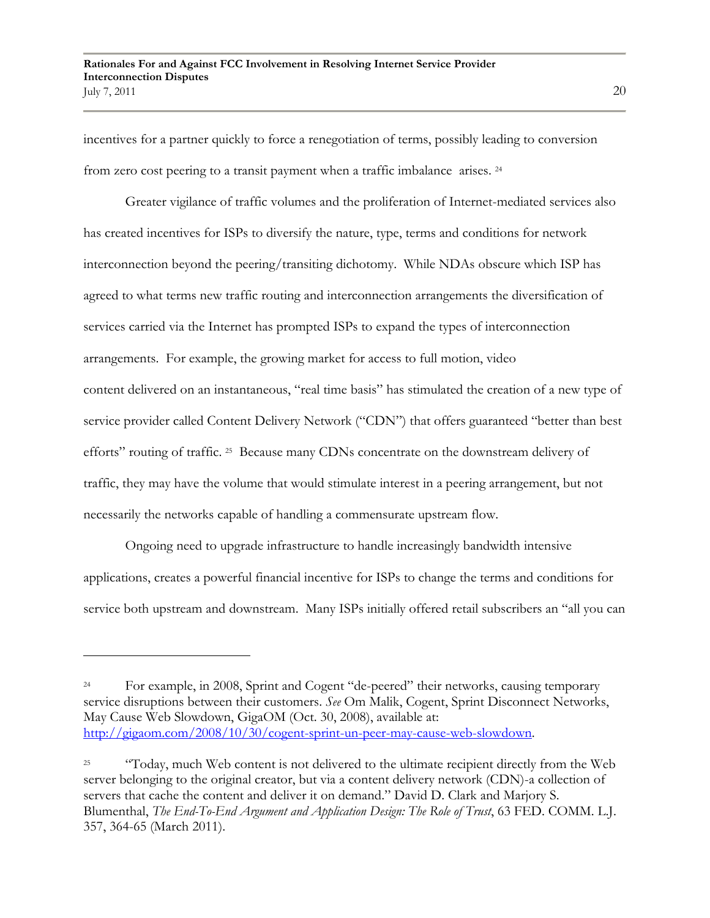incentives for a partner quickly to force a renegotiation of terms, possibly leading to conversion from zero cost peering to a transit payment when a traffic imbalance arises. [24]

Greater vigilance of traffic volumes and the proliferation of Internet-mediated services also has created incentives for ISPs to diversify the nature, type, terms and conditions for network interconnection beyond the peering/transiting dichotomy. While NDAs obscure which ISP has agreed to what terms new traffic routing and interconnection arrangements the diversification of services carried via the Internet has prompted ISPs to expand the types of interconnection arrangements. For example, the growing market for access to full motion, video content delivered on an instantaneous, "real time basis" has stimulated the creation of a new type of service provider called Content Delivery Network ("CDN") that offers guaranteed "better than best efforts" routing of traffic. [25] Because many CDNs concentrate on the downstream delivery of traffic, they may have the volume that would stimulate interest in a peering arrangement, but not necessarily the networks capable of handling a commensurate upstream flow.

Ongoing need to upgrade infrastructure to handle increasingly bandwidth intensive applications, creates a powerful financial incentive for ISPs to change the terms and conditions for service both upstream and downstream. Many ISPs initially offered retail subscribers an "all you can

---

[24] For example, in 2008, Sprint and Cogent "de-peered" their networks, causing temporary service disruptions between their customers. *See* Om Malik, Cogent, Sprint Disconnect Networks, May Cause Web Slowdown, GigaOM (Oct. 30, 2008), available at: http://gigaom.com/2008/10/30/cogent-sprint-un-peer-may-cause-web-slowdown.

[25] "Today, much Web content is not delivered to the ultimate recipient directly from the Web server belonging to the original creator, but via a content delivery network (CDN)-a collection of servers that cache the content and deliver it on demand." David D. Clark and Marjory S. Blumenthal, *The End-To-End Argument and Application Design: The Role of Trust*, 63 FED. COMM. L.J. 357, 364-65 (March 2011).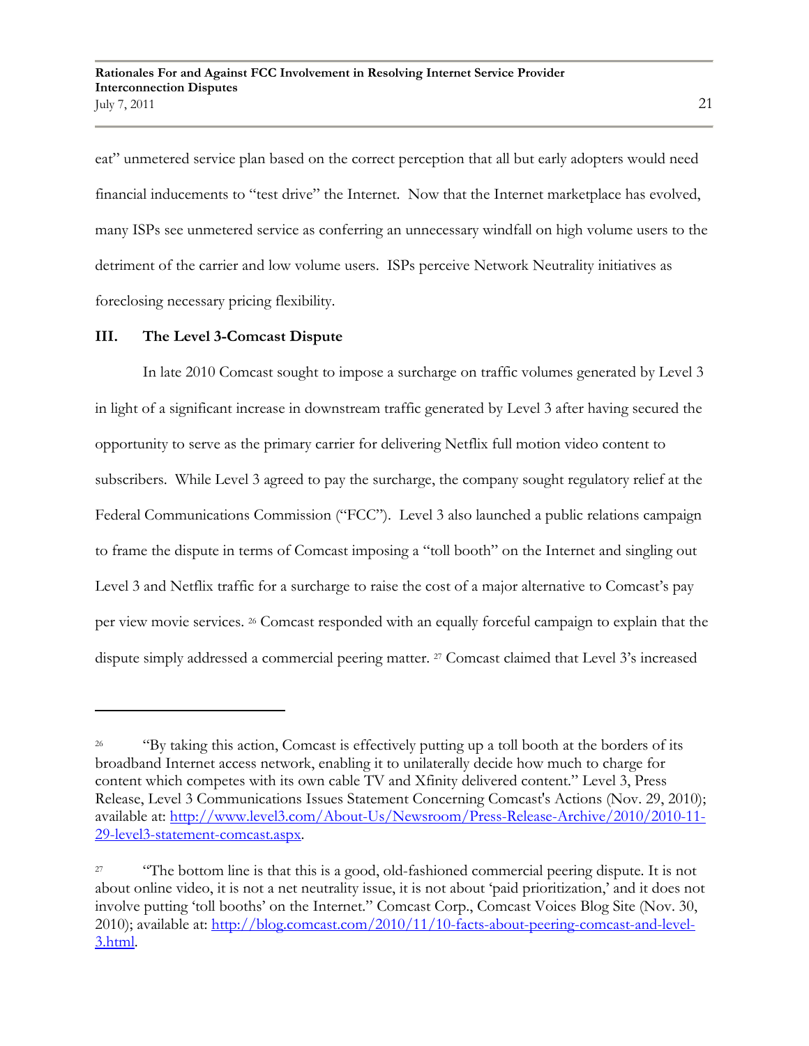eat" unmetered service plan based on the correct perception that all but early adopters would need financial inducements to "test drive" the Internet. Now that the Internet marketplace has evolved, many ISPs see unmetered service as conferring an unnecessary windfall on high volume users to the detriment of the carrier and low volume users. ISPs perceive Network Neutrality initiatives as foreclosing necessary pricing flexibility.

## III. The Level 3-Comcast Dispute

In late 2010 Comcast sought to impose a surcharge on traffic volumes generated by Level 3 in light of a significant increase in downstream traffic generated by Level 3 after having secured the opportunity to serve as the primary carrier for delivering Netflix full motion video content to subscribers. While Level 3 agreed to pay the surcharge, the company sought regulatory relief at the Federal Communications Commission ("FCC"). Level 3 also launched a public relations campaign to frame the dispute in terms of Comcast imposing a "toll booth" on the Internet and singling out Level 3 and Netflix traffic for a surcharge to raise the cost of a major alternative to Comcast's pay per view movie services. [26] Comcast responded with an equally forceful campaign to explain that the dispute simply addressed a commercial peering matter. [27] Comcast claimed that Level 3's increased

---

[26] "By taking this action, Comcast is effectively putting up a toll booth at the borders of its broadband Internet access network, enabling it to unilaterally decide how much to charge for content which competes with its own cable TV and Xfinity delivered content." Level 3, Press Release, Level 3 Communications Issues Statement Concerning Comcast's Actions (Nov. 29, 2010); available at: http://www.level3.com/About-Us/Newsroom/Press-Release-Archive/2010/2010-11-29-level3-statement-comcast.aspx.

[27] "The bottom line is that this is a good, old-fashioned commercial peering dispute. It is not about online video, it is not a net neutrality issue, it is not about 'paid prioritization,' and it does not involve putting 'toll booths' on the Internet." Comcast Corp., Comcast Voices Blog Site (Nov. 30, 2010); available at: http://blog.comcast.com/2010/11/10-facts-about-peering-comcast-and-level-3.html.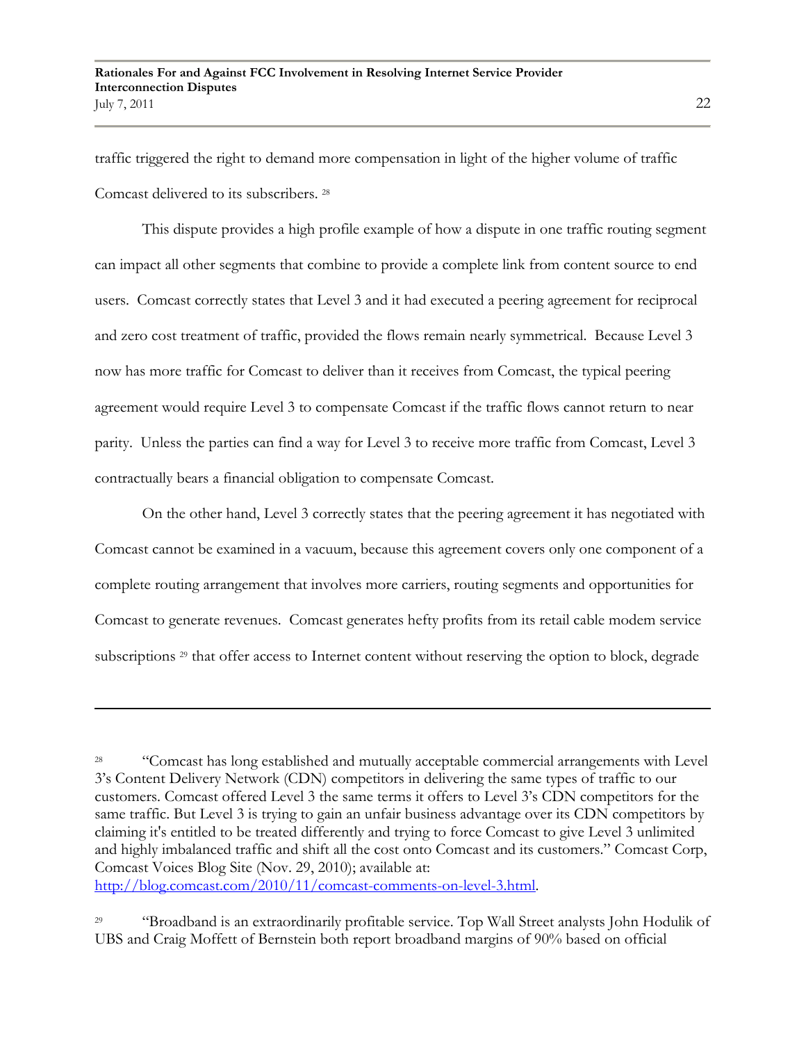traffic triggered the right to demand more compensation in light of the higher volume of traffic Comcast delivered to its subscribers. [28]

This dispute provides a high profile example of how a dispute in one traffic routing segment can impact all other segments that combine to provide a complete link from content source to end users. Comcast correctly states that Level 3 and it had executed a peering agreement for reciprocal and zero cost treatment of traffic, provided the flows remain nearly symmetrical. Because Level 3 now has more traffic for Comcast to deliver than it receives from Comcast, the typical peering agreement would require Level 3 to compensate Comcast if the traffic flows cannot return to near parity. Unless the parties can find a way for Level 3 to receive more traffic from Comcast, Level 3 contractually bears a financial obligation to compensate Comcast.

On the other hand, Level 3 correctly states that the peering agreement it has negotiated with Comcast cannot be examined in a vacuum, because this agreement covers only one component of a complete routing arrangement that involves more carriers, routing segments and opportunities for Comcast to generate revenues. Comcast generates hefty profits from its retail cable modem service subscriptions [29] that offer access to Internet content without reserving the option to block, degrade

---

[28] "Comcast has long established and mutually acceptable commercial arrangements with Level 3's Content Delivery Network (CDN) competitors in delivering the same types of traffic to our customers. Comcast offered Level 3 the same terms it offers to Level 3's CDN competitors for the same traffic. But Level 3 is trying to gain an unfair business advantage over its CDN competitors by claiming it's entitled to be treated differently and trying to force Comcast to give Level 3 unlimited and highly imbalanced traffic and shift all the cost onto Comcast and its customers." Comcast Corp, Comcast Voices Blog Site (Nov. 29, 2010); available at: [http://blog.comcast.com/2010/11/comcast-comments-on-level-3.html](http://blog.comcast.com/2010/11/comcast-comments-on-level-3.html).

[29] "Broadband is an extraordinarily profitable service. Top Wall Street analysts John Hodulik of UBS and Craig Moffett of Bernstein both report broadband margins of 90% based on official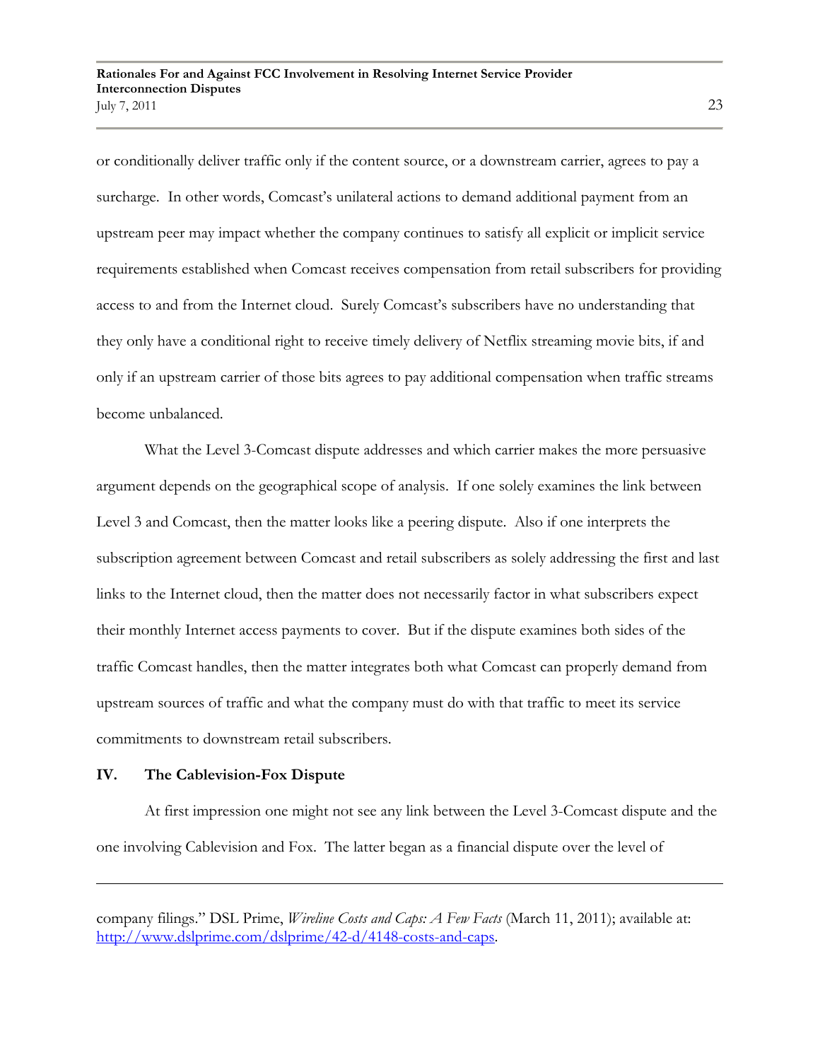or conditionally deliver traffic only if the content source, or a downstream carrier, agrees to pay a surcharge. In other words, Comcast's unilateral actions to demand additional payment from an upstream peer may impact whether the company continues to satisfy all explicit or implicit service requirements established when Comcast receives compensation from retail subscribers for providing access to and from the Internet cloud. Surely Comcast's subscribers have no understanding that they only have a conditional right to receive timely delivery of Netflix streaming movie bits, if and only if an upstream carrier of those bits agrees to pay additional compensation when traffic streams become unbalanced.

What the Level 3-Comcast dispute addresses and which carrier makes the more persuasive argument depends on the geographical scope of analysis. If one solely examines the link between Level 3 and Comcast, then the matter looks like a peering dispute. Also if one interprets the subscription agreement between Comcast and retail subscribers as solely addressing the first and last links to the Internet cloud, then the matter does not necessarily factor in what subscribers expect their monthly Internet access payments to cover. But if the dispute examines both sides of the traffic Comcast handles, then the matter integrates both what Comcast can properly demand from upstream sources of traffic and what the company must do with that traffic to meet its service commitments to downstream retail subscribers.

## IV. The Cablevision-Fox Dispute

At first impression one might not see any link between the Level 3-Comcast dispute and the one involving Cablevision and Fox. The latter began as a financial dispute over the level of

---

company filings." DSL Prime, *Wireline Costs and Caps: A Few Facts* (March 11, 2011); available at: http://www.dslprime.com/dslprime/42-d/4148-costs-and-caps.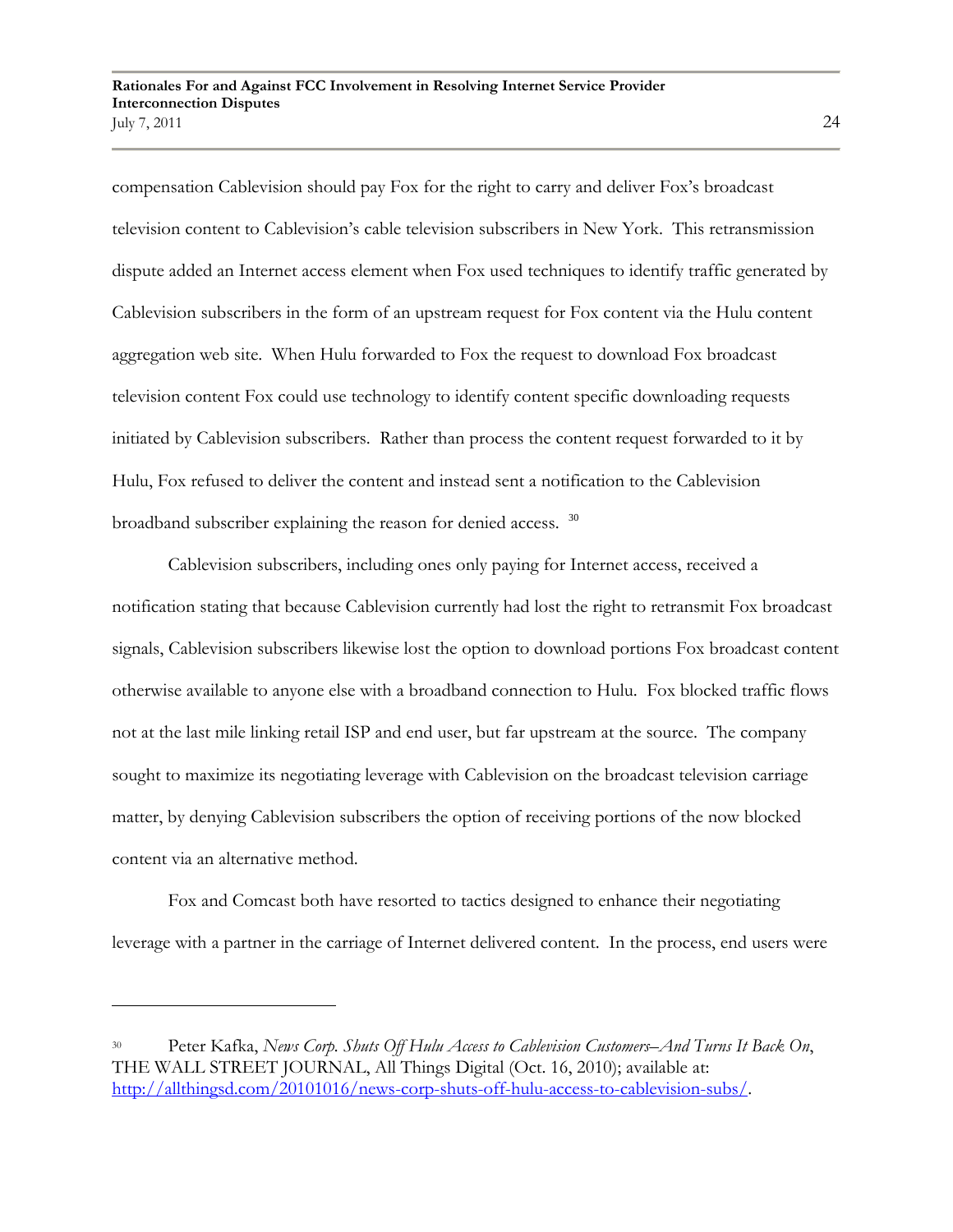compensation Cablevision should pay Fox for the right to carry and deliver Fox's broadcast television content to Cablevision's cable television subscribers in New York. This retransmission dispute added an Internet access element when Fox used techniques to identify traffic generated by Cablevision subscribers in the form of an upstream request for Fox content via the Hulu content aggregation web site. When Hulu forwarded to Fox the request to download Fox broadcast television content Fox could use technology to identify content specific downloading requests initiated by Cablevision subscribers. Rather than process the content request forwarded to it by Hulu, Fox refused to deliver the content and instead sent a notification to the Cablevision broadband subscriber explaining the reason for denied access. [30]

Cablevision subscribers, including ones only paying for Internet access, received a notification stating that because Cablevision currently had lost the right to retransmit Fox broadcast signals, Cablevision subscribers likewise lost the option to download portions Fox broadcast content otherwise available to anyone else with a broadband connection to Hulu. Fox blocked traffic flows not at the last mile linking retail ISP and end user, but far upstream at the source. The company sought to maximize its negotiating leverage with Cablevision on the broadcast television carriage matter, by denying Cablevision subscribers the option of receiving portions of the now blocked content via an alternative method.

Fox and Comcast both have resorted to tactics designed to enhance their negotiating leverage with a partner in the carriage of Internet delivered content. In the process, end users were

---

[30] Peter Kafka, *News Corp. Shuts Off Hulu Access to Cablevision Customers–And Turns It Back On*, THE WALL STREET JOURNAL, All Things Digital (Oct. 16, 2010); available at: http://allthingsd.com/20101016/news-corp-shuts-off-hulu-access-to-cablevision-subs/.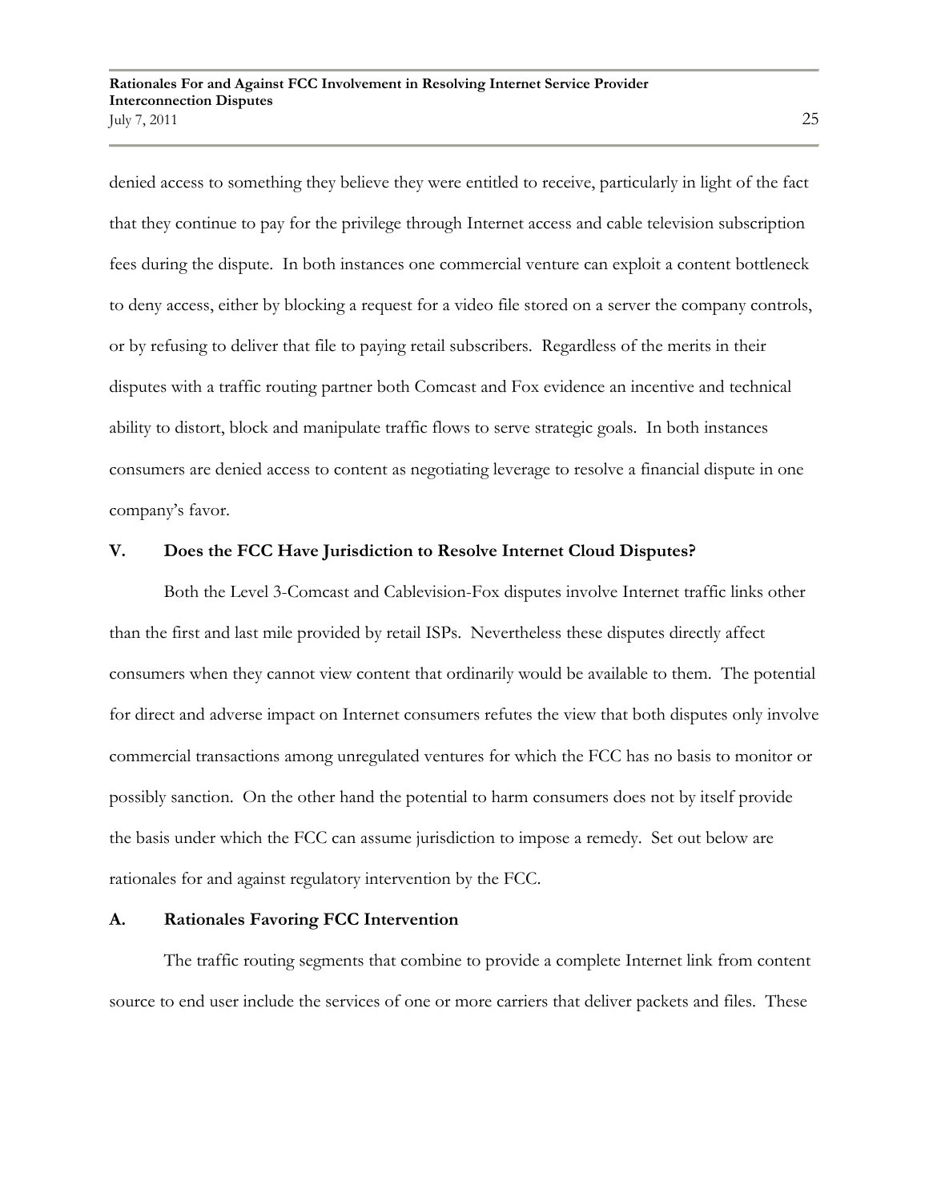denied access to something they believe they were entitled to receive, particularly in light of the fact that they continue to pay for the privilege through Internet access and cable television subscription fees during the dispute. In both instances one commercial venture can exploit a content bottleneck to deny access, either by blocking a request for a video file stored on a server the company controls, or by refusing to deliver that file to paying retail subscribers. Regardless of the merits in their disputes with a traffic routing partner both Comcast and Fox evidence an incentive and technical ability to distort, block and manipulate traffic flows to serve strategic goals. In both instances consumers are denied access to content as negotiating leverage to resolve a financial dispute in one company's favor.

## V. Does the FCC Have Jurisdiction to Resolve Internet Cloud Disputes?

Both the Level 3-Comcast and Cablevision-Fox disputes involve Internet traffic links other than the first and last mile provided by retail ISPs. Nevertheless these disputes directly affect consumers when they cannot view content that ordinarily would be available to them. The potential for direct and adverse impact on Internet consumers refutes the view that both disputes only involve commercial transactions among unregulated ventures for which the FCC has no basis to monitor or possibly sanction. On the other hand the potential to harm consumers does not by itself provide the basis under which the FCC can assume jurisdiction to impose a remedy. Set out below are rationales for and against regulatory intervention by the FCC.

### A. Rationales Favoring FCC Intervention

The traffic routing segments that combine to provide a complete Internet link from content source to end user include the services of one or more carriers that deliver packets and files. These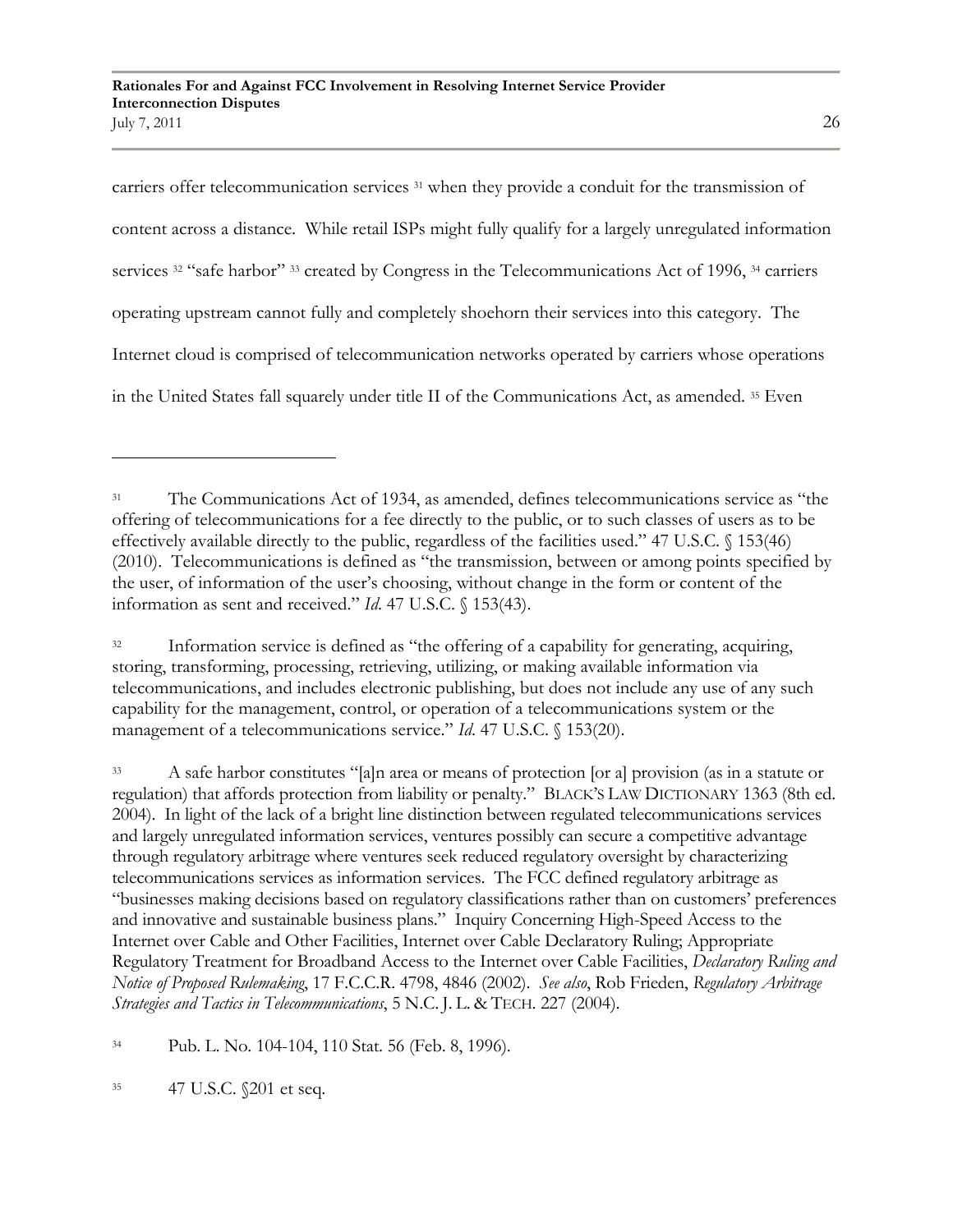carriers offer telecommunication services [31] when they provide a conduit for the transmission of content across a distance. While retail ISPs might fully qualify for a largely unregulated information services [32] "safe harbor" [33] created by Congress in the Telecommunications Act of 1996, [34] carriers operating upstream cannot fully and completely shoehorn their services into this category. The Internet cloud is comprised of telecommunication networks operated by carriers whose operations in the United States fall squarely under title II of the Communications Act, as amended. [35] Even

---

[31] The Communications Act of 1934, as amended, defines telecommunications service as "the offering of telecommunications for a fee directly to the public, or to such classes of users as to be effectively available directly to the public, regardless of the facilities used." 47 U.S.C. § 153(46) (2010). Telecommunications is defined as "the transmission, between or among points specified by the user, of information of the user's choosing, without change in the form or content of the information as sent and received." *Id*. 47 U.S.C. § 153(43).

[32] Information service is defined as "the offering of a capability for generating, acquiring, storing, transforming, processing, retrieving, utilizing, or making available information via telecommunications, and includes electronic publishing, but does not include any use of any such capability for the management, control, or operation of a telecommunications system or the management of a telecommunications service." *Id*. 47 U.S.C. § 153(20).

[33] A safe harbor constitutes "[a]n area or means of protection [or a] provision (as in a statute or regulation) that affords protection from liability or penalty." BLACK'S LAW DICTIONARY 1363 (8th ed. 2004). In light of the lack of a bright line distinction between regulated telecommunications services and largely unregulated information services, ventures possibly can secure a competitive advantage through regulatory arbitrage where ventures seek reduced regulatory oversight by characterizing telecommunications services as information services. The FCC defined regulatory arbitrage as "businesses making decisions based on regulatory classifications rather than on customers' preferences and innovative and sustainable business plans." Inquiry Concerning High-Speed Access to the Internet over Cable and Other Facilities, Internet over Cable Declaratory Ruling; Appropriate Regulatory Treatment for Broadband Access to the Internet over Cable Facilities, *Declaratory Ruling and Notice of Proposed Rulemaking*, 17 F.C.C.R. 4798, 4846 (2002). *See also*, Rob Frieden, *Regulatory Arbitrage Strategies and Tactics in Telecommunications*, 5 N.C. J. L. & TECH. 227 (2004).

[34] Pub. L. No. 104-104, 110 Stat. 56 (Feb. 8, 1996).

[35] 47 U.S.C. §201 et seq.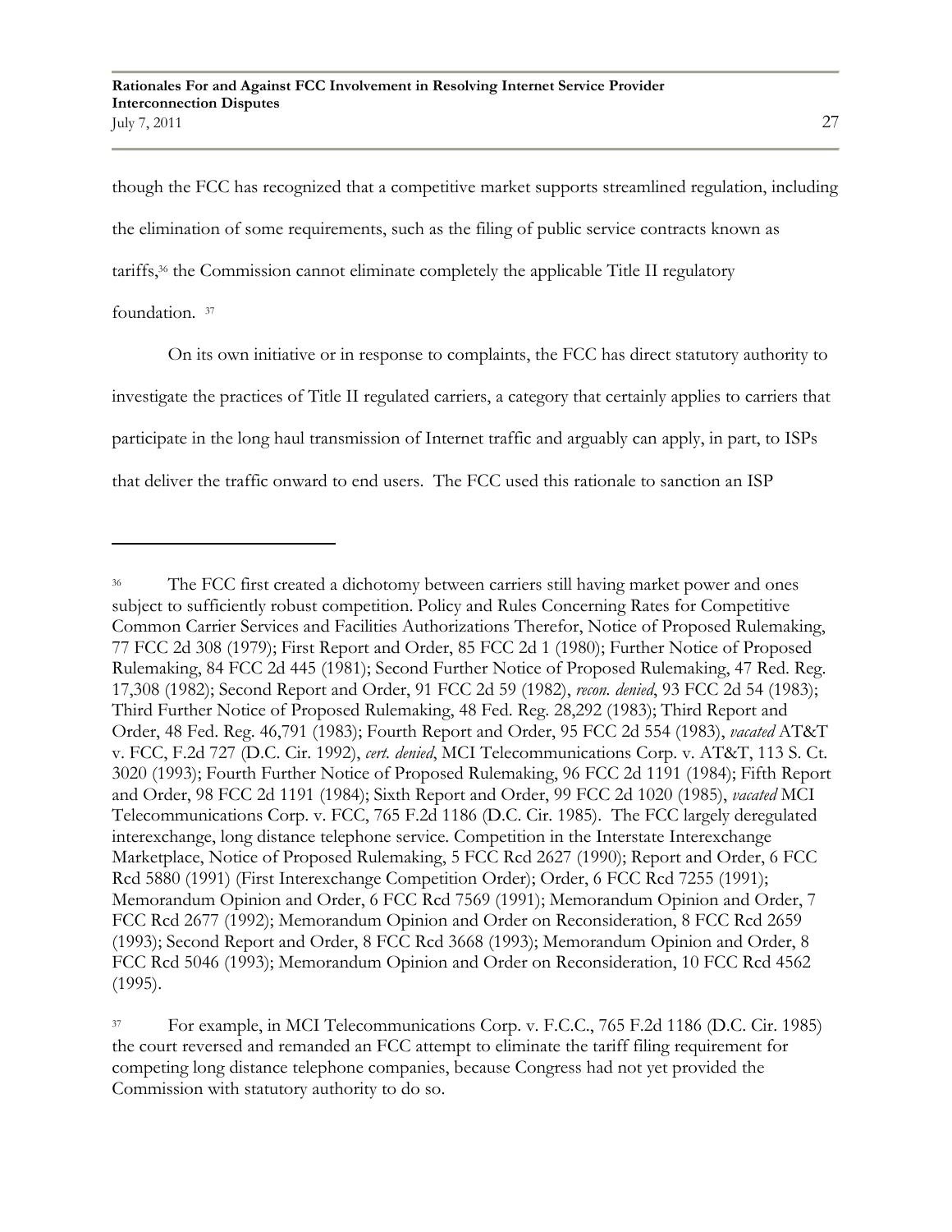though the FCC has recognized that a competitive market supports streamlined regulation, including the elimination of some requirements, such as the filing of public service contracts known as tariffs,[36] the Commission cannot eliminate completely the applicable Title II regulatory foundation. [37]

On its own initiative or in response to complaints, the FCC has direct statutory authority to investigate the practices of Title II regulated carriers, a category that certainly applies to carriers that participate in the long haul transmission of Internet traffic and arguably can apply, in part, to ISPs that deliver the traffic onward to end users. The FCC used this rationale to sanction an ISP

---

[36] The FCC first created a dichotomy between carriers still having market power and ones subject to sufficiently robust competition. Policy and Rules Concerning Rates for Competitive Common Carrier Services and Facilities Authorizations Therefor, Notice of Proposed Rulemaking, 77 FCC 2d 308 (1979); First Report and Order, 85 FCC 2d 1 (1980); Further Notice of Proposed Rulemaking, 84 FCC 2d 445 (1981); Second Further Notice of Proposed Rulemaking, 47 Red. Reg. 17,308 (1982); Second Report and Order, 91 FCC 2d 59 (1982), *recon. denied*, 93 FCC 2d 54 (1983); Third Further Notice of Proposed Rulemaking, 48 Fed. Reg. 28,292 (1983); Third Report and Order, 48 Fed. Reg. 46,791 (1983); Fourth Report and Order, 95 FCC 2d 554 (1983), *vacated* AT&T v. FCC, F.2d 727 (D.C. Cir. 1992), *cert. denied*, MCI Telecommunications Corp. v. AT&T, 113 S. Ct. 3020 (1993); Fourth Further Notice of Proposed Rulemaking, 96 FCC 2d 1191 (1984); Fifth Report and Order, 98 FCC 2d 1191 (1984); Sixth Report and Order, 99 FCC 2d 1020 (1985), *vacated* MCI Telecommunications Corp. v. FCC, 765 F.2d 1186 (D.C. Cir. 1985). The FCC largely deregulated interexchange, long distance telephone service. Competition in the Interstate Interexchange Marketplace, Notice of Proposed Rulemaking, 5 FCC Rcd 2627 (1990); Report and Order, 6 FCC Rcd 5880 (1991) (First Interexchange Competition Order); Order, 6 FCC Rcd 7255 (1991); Memorandum Opinion and Order, 6 FCC Rcd 7569 (1991); Memorandum Opinion and Order, 7 FCC Rcd 2677 (1992); Memorandum Opinion and Order on Reconsideration, 8 FCC Rcd 2659 (1993); Second Report and Order, 8 FCC Rcd 3668 (1993); Memorandum Opinion and Order, 8 FCC Rcd 5046 (1993); Memorandum Opinion and Order on Reconsideration, 10 FCC Rcd 4562 (1995).

[37] For example, in MCI Telecommunications Corp. v. F.C.C., 765 F.2d 1186 (D.C. Cir. 1985) the court reversed and remanded an FCC attempt to eliminate the tariff filing requirement for competing long distance telephone companies, because Congress had not yet provided the Commission with statutory authority to do so.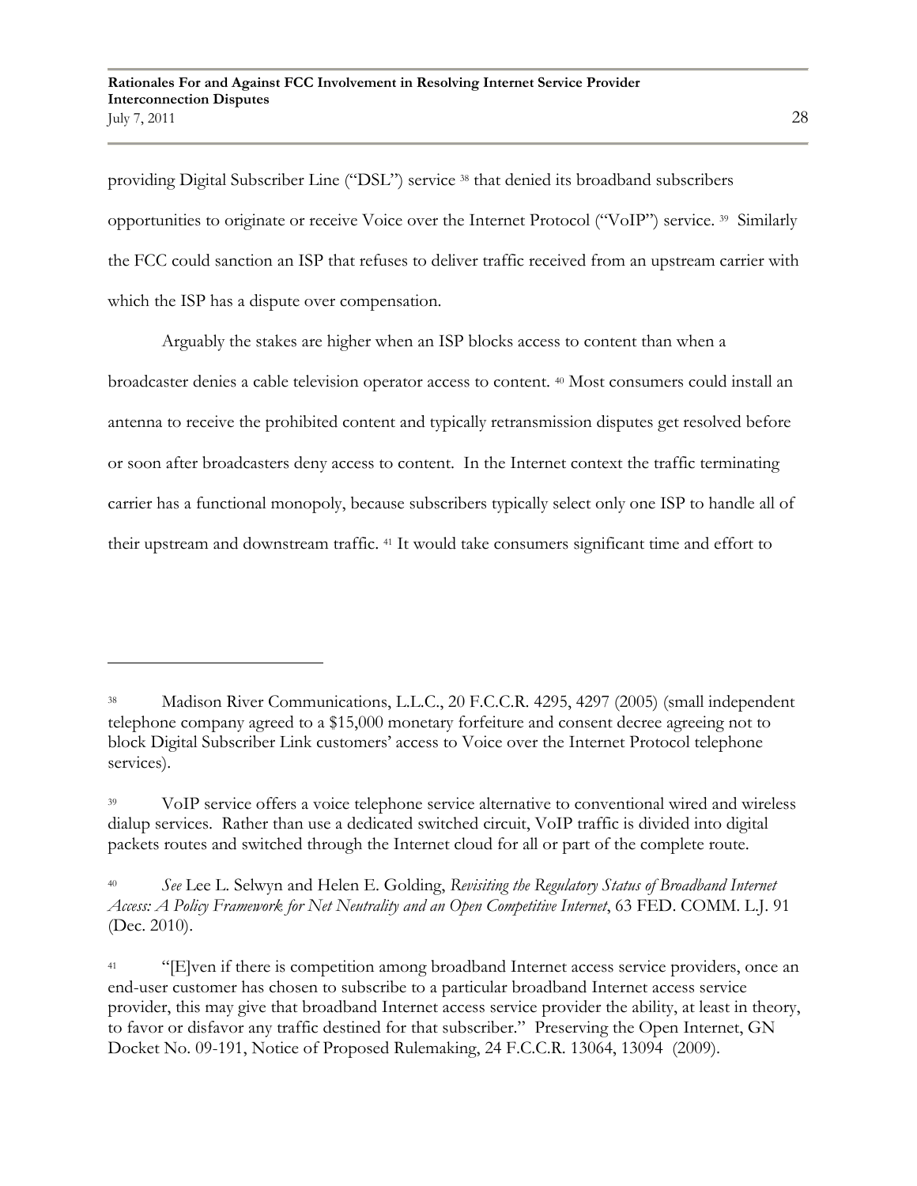providing Digital Subscriber Line ("DSL") service [38] that denied its broadband subscribers opportunities to originate or receive Voice over the Internet Protocol ("VoIP") service. [39] Similarly the FCC could sanction an ISP that refuses to deliver traffic received from an upstream carrier with which the ISP has a dispute over compensation.

Arguably the stakes are higher when an ISP blocks access to content than when a broadcaster denies a cable television operator access to content. [40] Most consumers could install an antenna to receive the prohibited content and typically retransmission disputes get resolved before or soon after broadcasters deny access to content. In the Internet context the traffic terminating carrier has a functional monopoly, because subscribers typically select only one ISP to handle all of their upstream and downstream traffic. [41] It would take consumers significant time and effort to

---

[38] Madison River Communications, L.L.C., 20 F.C.C.R. 4295, 4297 (2005) (small independent telephone company agreed to a $15,000 monetary forfeiture and consent decree agreeing not to block Digital Subscriber Link customers' access to Voice over the Internet Protocol telephone services).

[39] VoIP service offers a voice telephone service alternative to conventional wired and wireless dialup services. Rather than use a dedicated switched circuit, VoIP traffic is divided into digital packets routes and switched through the Internet cloud for all or part of the complete route.

[40] *See* Lee L. Selwyn and Helen E. Golding, *Revisiting the Regulatory Status of Broadband Internet Access: A Policy Framework for Net Neutrality and an Open Competitive Internet*, 63 FED. COMM. L.J. 91 (Dec. 2010).

[41] "[E]ven if there is competition among broadband Internet access service providers, once an end-user customer has chosen to subscribe to a particular broadband Internet access service provider, this may give that broadband Internet access service provider the ability, at least in theory, to favor or disfavor any traffic destined for that subscriber." Preserving the Open Internet, GN Docket No. 09-191, Notice of Proposed Rulemaking, 24 F.C.C.R. 13064, 13094 (2009).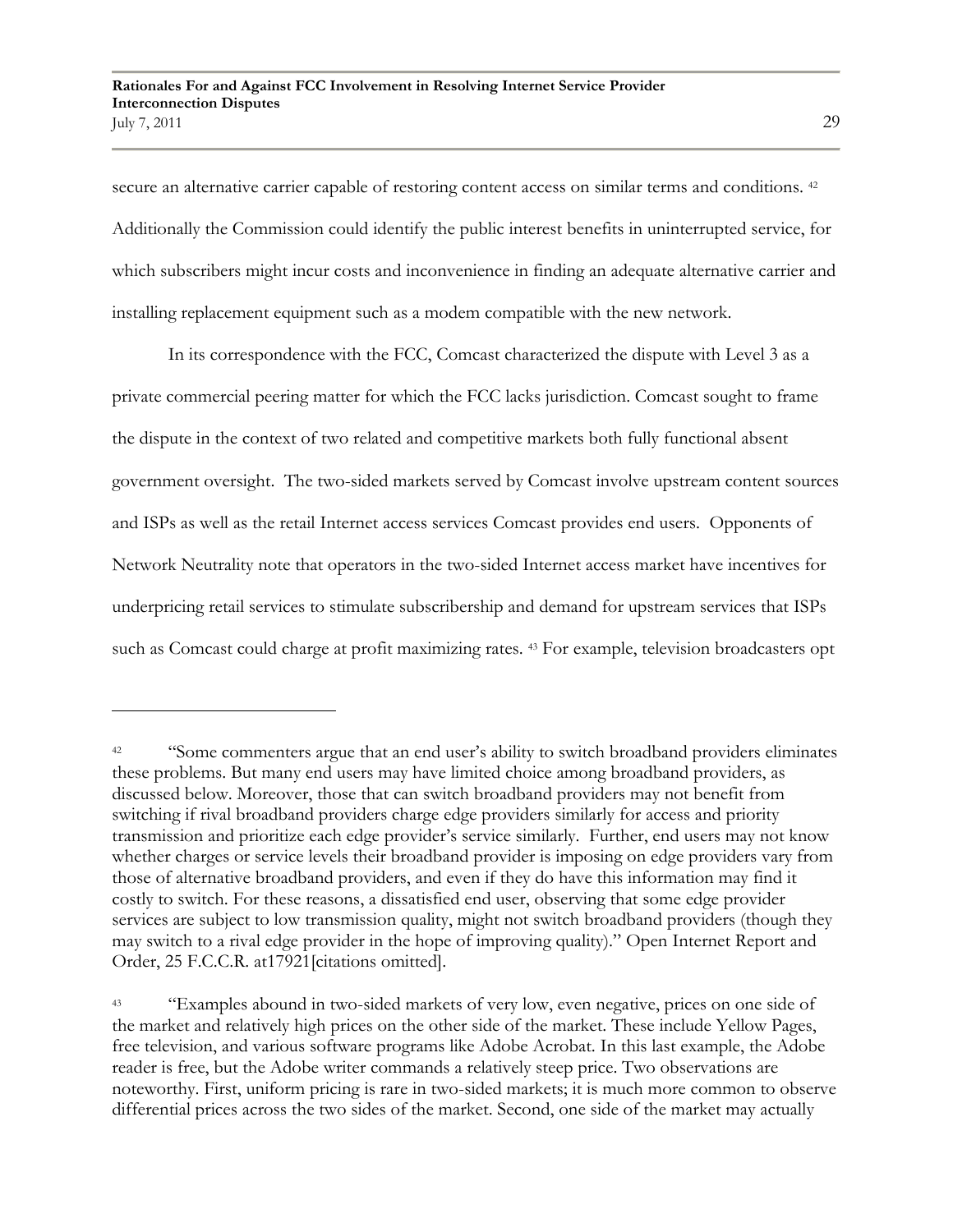secure an alternative carrier capable of restoring content access on similar terms and conditions. [42] Additionally the Commission could identify the public interest benefits in uninterrupted service, for which subscribers might incur costs and inconvenience in finding an adequate alternative carrier and installing replacement equipment such as a modem compatible with the new network.

In its correspondence with the FCC, Comcast characterized the dispute with Level 3 as a private commercial peering matter for which the FCC lacks jurisdiction. Comcast sought to frame the dispute in the context of two related and competitive markets both fully functional absent government oversight. The two-sided markets served by Comcast involve upstream content sources and ISPs as well as the retail Internet access services Comcast provides end users. Opponents of Network Neutrality note that operators in the two-sided Internet access market have incentives for underpricing retail services to stimulate subscribership and demand for upstream services that ISPs such as Comcast could charge at profit maximizing rates. [43] For example, television broadcasters opt

---

[42] "Some commenters argue that an end user's ability to switch broadband providers eliminates these problems. But many end users may have limited choice among broadband providers, as discussed below. Moreover, those that can switch broadband providers may not benefit from switching if rival broadband providers charge edge providers similarly for access and priority transmission and prioritize each edge provider's service similarly. Further, end users may not know whether charges or service levels their broadband provider is imposing on edge providers vary from those of alternative broadband providers, and even if they do have this information may find it costly to switch. For these reasons, a dissatisfied end user, observing that some edge provider services are subject to low transmission quality, might not switch broadband providers (though they may switch to a rival edge provider in the hope of improving quality)." Open Internet Report and Order, 25 F.C.C.R. at17921[citations omitted].

[43] "Examples abound in two-sided markets of very low, even negative, prices on one side of the market and relatively high prices on the other side of the market. These include Yellow Pages, free television, and various software programs like Adobe Acrobat. In this last example, the Adobe reader is free, but the Adobe writer commands a relatively steep price. Two observations are noteworthy. First, uniform pricing is rare in two-sided markets; it is much more common to observe differential prices across the two sides of the market. Second, one side of the market may actually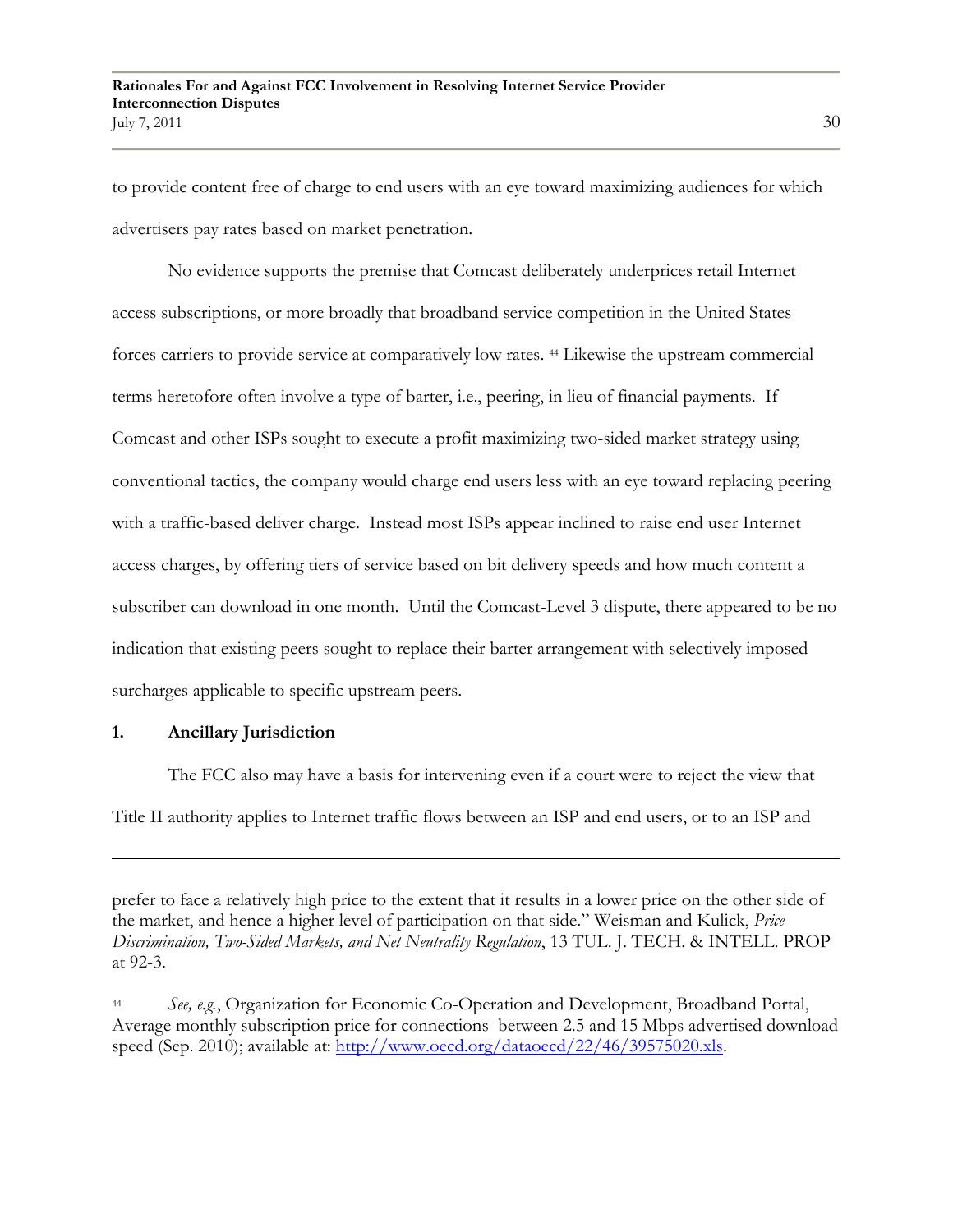to provide content free of charge to end users with an eye toward maximizing audiences for which advertisers pay rates based on market penetration.

No evidence supports the premise that Comcast deliberately underprices retail Internet access subscriptions, or more broadly that broadband service competition in the United States forces carriers to provide service at comparatively low rates. [44] Likewise the upstream commercial terms heretofore often involve a type of barter, i.e., peering, in lieu of financial payments. If Comcast and other ISPs sought to execute a profit maximizing two-sided market strategy using conventional tactics, the company would charge end users less with an eye toward replacing peering with a traffic-based deliver charge. Instead most ISPs appear inclined to raise end user Internet access charges, by offering tiers of service based on bit delivery speeds and how much content a subscriber can download in one month. Until the Comcast-Level 3 dispute, there appeared to be no indication that existing peers sought to replace their barter arrangement with selectively imposed surcharges applicable to specific upstream peers.

### 1. Ancillary Jurisdiction

The FCC also may have a basis for intervening even if a court were to reject the view that Title II authority applies to Internet traffic flows between an ISP and end users, or to an ISP and

---

prefer to face a relatively high price to the extent that it results in a lower price on the other side of the market, and hence a higher level of participation on that side." Weisman and Kulick, *Price Discrimination, Two-Sided Markets, and Net Neutrality Regulation*, 13 TUL. J. TECH. & INTELL. PROP at 92-3.

[44] *See, e.g.*, Organization for Economic Co-Operation and Development, Broadband Portal, Average monthly subscription price for connections between 2.5 and 15 Mbps advertised download speed (Sep. 2010); available at: http://www.oecd.org/dataoecd/22/46/39575020.xls.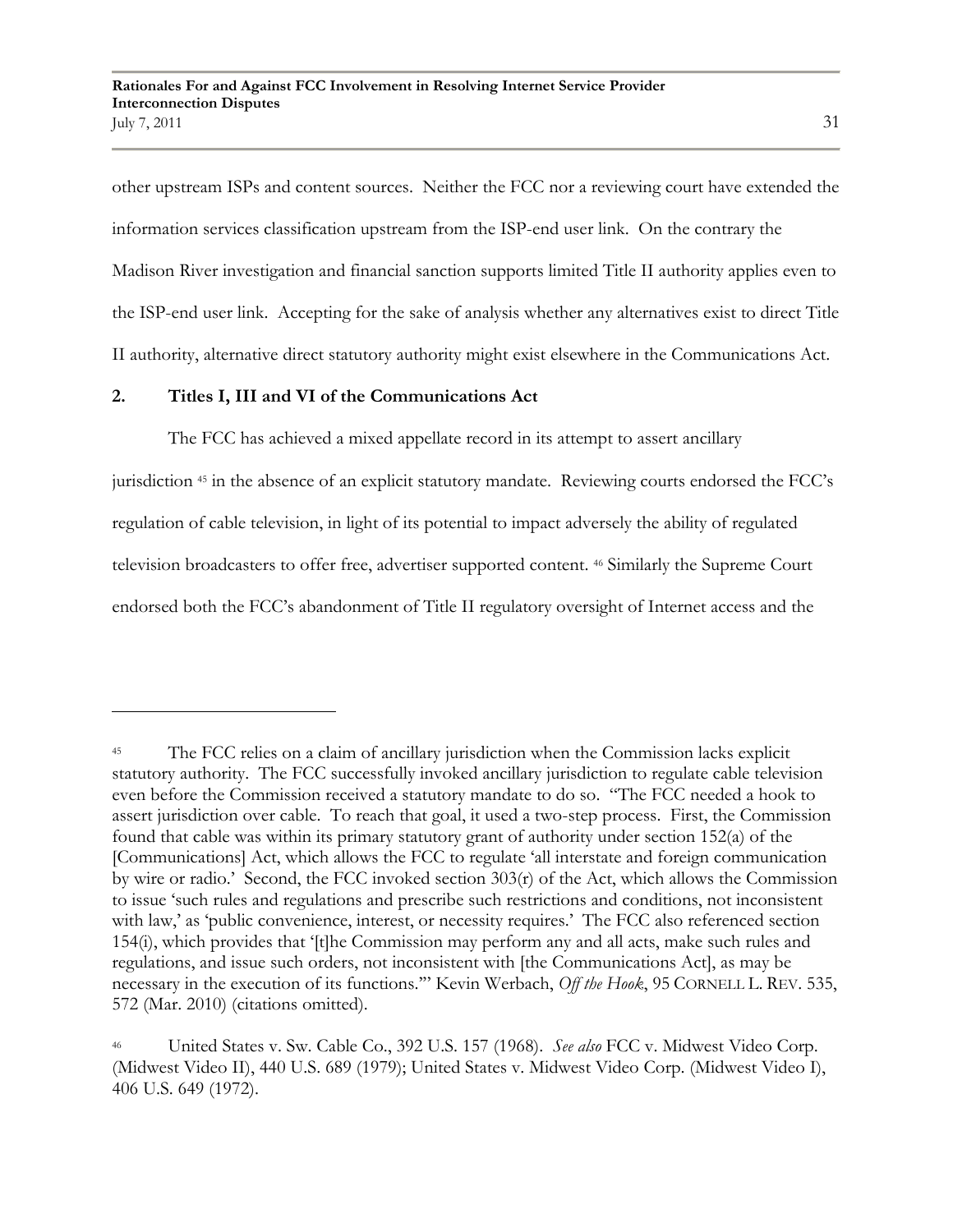other upstream ISPs and content sources. Neither the FCC nor a reviewing court have extended the information services classification upstream from the ISP-end user link. On the contrary the Madison River investigation and financial sanction supports limited Title II authority applies even to the ISP-end user link. Accepting for the sake of analysis whether any alternatives exist to direct Title II authority, alternative direct statutory authority might exist elsewhere in the Communications Act.

## 2. Titles I, III and VI of the Communications Act

The FCC has achieved a mixed appellate record in its attempt to assert ancillary jurisdiction [45] in the absence of an explicit statutory mandate. Reviewing courts endorsed the FCC's regulation of cable television, in light of its potential to impact adversely the ability of regulated television broadcasters to offer free, advertiser supported content. [46] Similarly the Supreme Court endorsed both the FCC's abandonment of Title II regulatory oversight of Internet access and the

---

[45] The FCC relies on a claim of ancillary jurisdiction when the Commission lacks explicit statutory authority. The FCC successfully invoked ancillary jurisdiction to regulate cable television even before the Commission received a statutory mandate to do so. "The FCC needed a hook to assert jurisdiction over cable. To reach that goal, it used a two-step process. First, the Commission found that cable was within its primary statutory grant of authority under section 152(a) of the [Communications] Act, which allows the FCC to regulate 'all interstate and foreign communication by wire or radio.' Second, the FCC invoked section 303(r) of the Act, which allows the Commission to issue 'such rules and regulations and prescribe such restrictions and conditions, not inconsistent with law,' as 'public convenience, interest, or necessity requires.' The FCC also referenced section 154(i), which provides that '[t]he Commission may perform any and all acts, make such rules and regulations, and issue such orders, not inconsistent with [the Communications Act], as may be necessary in the execution of its functions.'" Kevin Werbach, *Off the Hook*, 95 CORNELL L. REV. 535, 572 (Mar. 2010) (citations omitted).

[46] United States v. Sw. Cable Co., 392 U.S. 157 (1968). *See also* FCC v. Midwest Video Corp. (Midwest Video II), 440 U.S. 689 (1979); United States v. Midwest Video Corp. (Midwest Video I), 406 U.S. 649 (1972).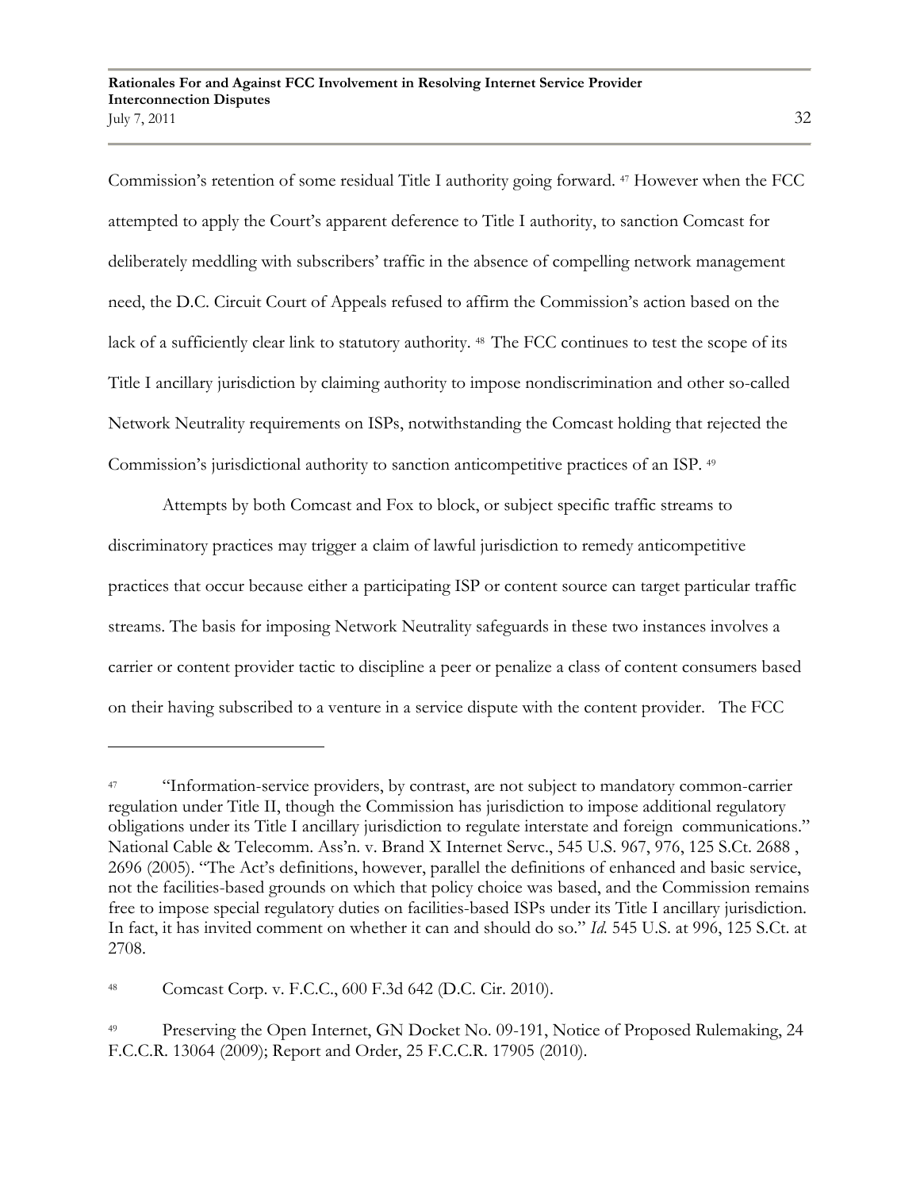Commission's retention of some residual Title I authority going forward. [47] However when the FCC attempted to apply the Court's apparent deference to Title I authority, to sanction Comcast for deliberately meddling with subscribers' traffic in the absence of compelling network management need, the D.C. Circuit Court of Appeals refused to affirm the Commission's action based on the lack of a sufficiently clear link to statutory authority. [48] The FCC continues to test the scope of its Title I ancillary jurisdiction by claiming authority to impose nondiscrimination and other so-called Network Neutrality requirements on ISPs, notwithstanding the Comcast holding that rejected the Commission's jurisdictional authority to sanction anticompetitive practices of an ISP. [49]

Attempts by both Comcast and Fox to block, or subject specific traffic streams to discriminatory practices may trigger a claim of lawful jurisdiction to remedy anticompetitive practices that occur because either a participating ISP or content source can target particular traffic streams. The basis for imposing Network Neutrality safeguards in these two instances involves a carrier or content provider tactic to discipline a peer or penalize a class of content consumers based on their having subscribed to a venture in a service dispute with the content provider. The FCC

---

[47] "Information-service providers, by contrast, are not subject to mandatory common-carrier regulation under Title II, though the Commission has jurisdiction to impose additional regulatory obligations under its Title I ancillary jurisdiction to regulate interstate and foreign communications." National Cable & Telecomm. Ass'n. v. Brand X Internet Servc., 545 U.S. 967, 976, 125 S.Ct. 2688 , 2696 (2005). "The Act's definitions, however, parallel the definitions of enhanced and basic service, not the facilities-based grounds on which that policy choice was based, and the Commission remains free to impose special regulatory duties on facilities-based ISPs under its Title I ancillary jurisdiction. In fact, it has invited comment on whether it can and should do so." *Id.* 545 U.S. at 996, 125 S.Ct. at 2708.

[48] Comcast Corp. v. F.C.C., 600 F.3d 642 (D.C. Cir. 2010).

[49] Preserving the Open Internet, GN Docket No. 09-191, Notice of Proposed Rulemaking, 24 F.C.C.R. 13064 (2009); Report and Order, 25 F.C.C.R. 17905 (2010).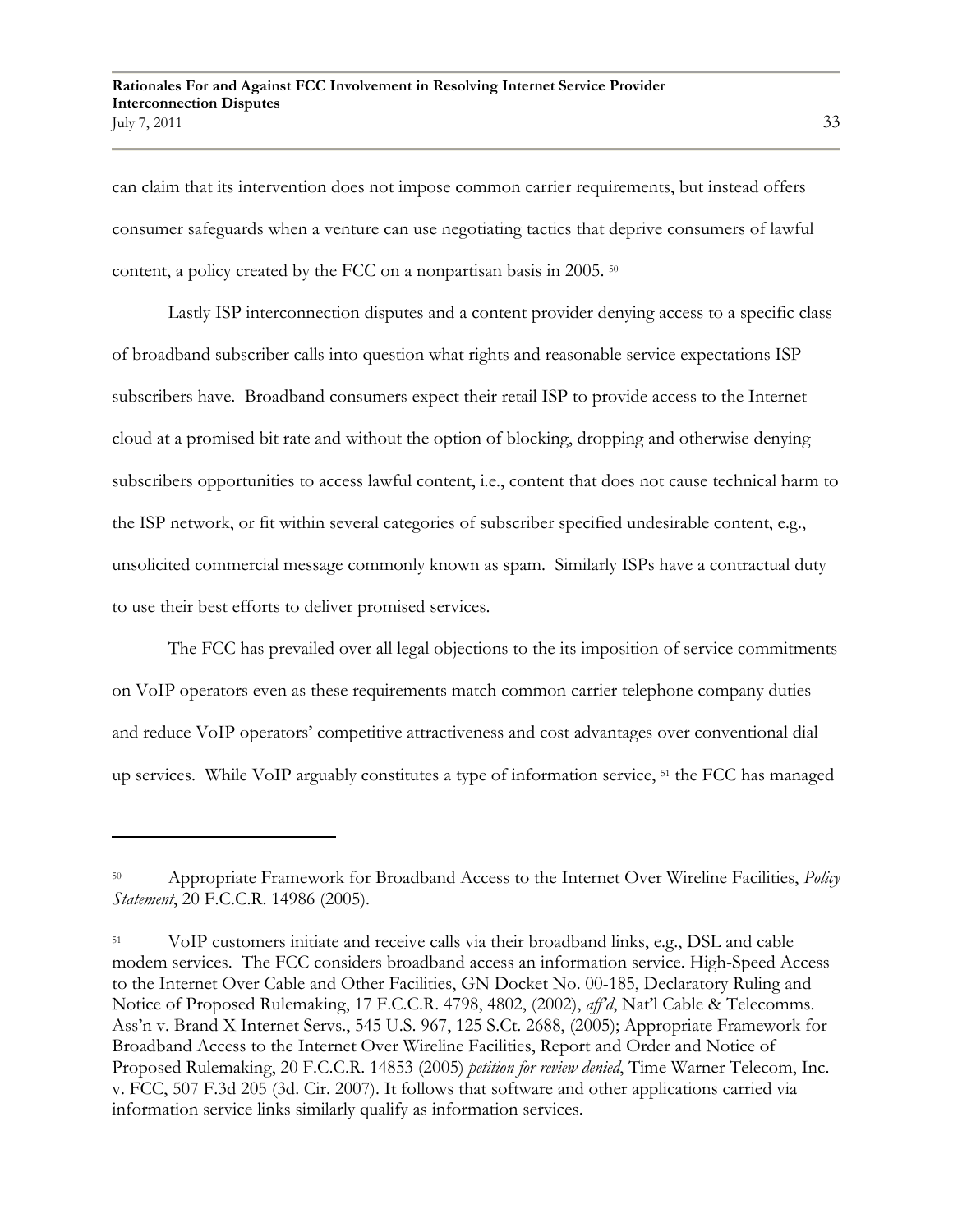can claim that its intervention does not impose common carrier requirements, but instead offers consumer safeguards when a venture can use negotiating tactics that deprive consumers of lawful content, a policy created by the FCC on a nonpartisan basis in 2005. [50]

Lastly ISP interconnection disputes and a content provider denying access to a specific class of broadband subscriber calls into question what rights and reasonable service expectations ISP subscribers have. Broadband consumers expect their retail ISP to provide access to the Internet cloud at a promised bit rate and without the option of blocking, dropping and otherwise denying subscribers opportunities to access lawful content, i.e., content that does not cause technical harm to the ISP network, or fit within several categories of subscriber specified undesirable content, e.g., unsolicited commercial message commonly known as spam. Similarly ISPs have a contractual duty to use their best efforts to deliver promised services.

The FCC has prevailed over all legal objections to the its imposition of service commitments on VoIP operators even as these requirements match common carrier telephone company duties and reduce VoIP operators' competitive attractiveness and cost advantages over conventional dial up services. While VoIP arguably constitutes a type of information service, [51] the FCC has managed

---

[50] Appropriate Framework for Broadband Access to the Internet Over Wireline Facilities, *Policy Statement*, 20 F.C.C.R. 14986 (2005).

[51] VoIP customers initiate and receive calls via their broadband links, e.g., DSL and cable modem services. The FCC considers broadband access an information service. High-Speed Access to the Internet Over Cable and Other Facilities, GN Docket No. 00-185, Declaratory Ruling and Notice of Proposed Rulemaking, 17 F.C.C.R. 4798, 4802, (2002), *aff'd*, Nat'l Cable & Telecomms. Ass'n v. Brand X Internet Servs., 545 U.S. 967, 125 S.Ct. 2688, (2005); Appropriate Framework for Broadband Access to the Internet Over Wireline Facilities, Report and Order and Notice of Proposed Rulemaking, 20 F.C.C.R. 14853 (2005) *petition for review denied*, Time Warner Telecom, Inc. v. FCC, 507 F.3d 205 (3d. Cir. 2007). It follows that software and other applications carried via information service links similarly qualify as information services.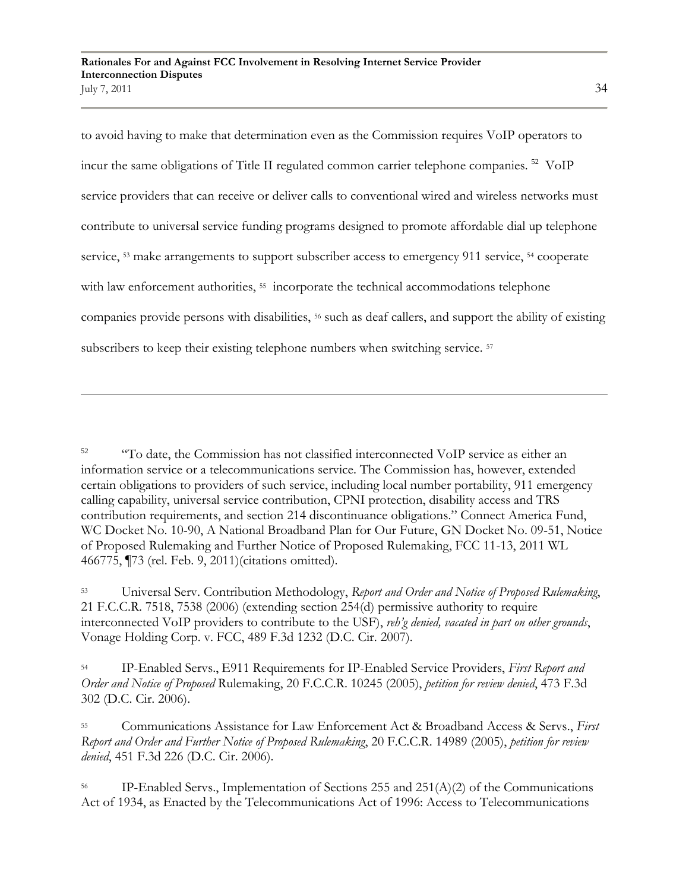to avoid having to make that determination even as the Commission requires VoIP operators to incur the same obligations of Title II regulated common carrier telephone companies. [52] VoIP service providers that can receive or deliver calls to conventional wired and wireless networks must contribute to universal service funding programs designed to promote affordable dial up telephone service, [53] make arrangements to support subscriber access to emergency 911 service, [54] cooperate with law enforcement authorities, [55] incorporate the technical accommodations telephone companies provide persons with disabilities, [56] such as deaf callers, and support the ability of existing subscribers to keep their existing telephone numbers when switching service. [57]

---

[52] "To date, the Commission has not classified interconnected VoIP service as either an information service or a telecommunications service. The Commission has, however, extended certain obligations to providers of such service, including local number portability, 911 emergency calling capability, universal service contribution, CPNI protection, disability access and TRS contribution requirements, and section 214 discontinuance obligations." Connect America Fund, WC Docket No. 10-90, A National Broadband Plan for Our Future, GN Docket No. 09-51, Notice of Proposed Rulemaking and Further Notice of Proposed Rulemaking, FCC 11-13, 2011 WL 466775, ¶73 (rel. Feb. 9, 2011)(citations omitted).

[53] Universal Serv. Contribution Methodology, *Report and Order and Notice of Proposed Rulemaking*, 21 F.C.C.R. 7518, 7538 (2006) (extending section 254(d) permissive authority to require interconnected VoIP providers to contribute to the USF), *reh'g denied, vacated in part on other grounds*, Vonage Holding Corp. v. FCC, 489 F.3d 1232 (D.C. Cir. 2007).

[54] IP-Enabled Servs., E911 Requirements for IP-Enabled Service Providers, *First Report and Order and Notice of Proposed* Rulemaking, 20 F.C.C.R. 10245 (2005), *petition for review denied*, 473 F.3d 302 (D.C. Cir. 2006).

[55] Communications Assistance for Law Enforcement Act & Broadband Access & Servs., *First Report and Order and Further Notice of Proposed Rulemaking*, 20 F.C.C.R. 14989 (2005), *petition for review denied*, 451 F.3d 226 (D.C. Cir. 2006).

[56] IP-Enabled Servs., Implementation of Sections 255 and 251(A)(2) of the Communications Act of 1934, as Enacted by the Telecommunications Act of 1996: Access to Telecommunications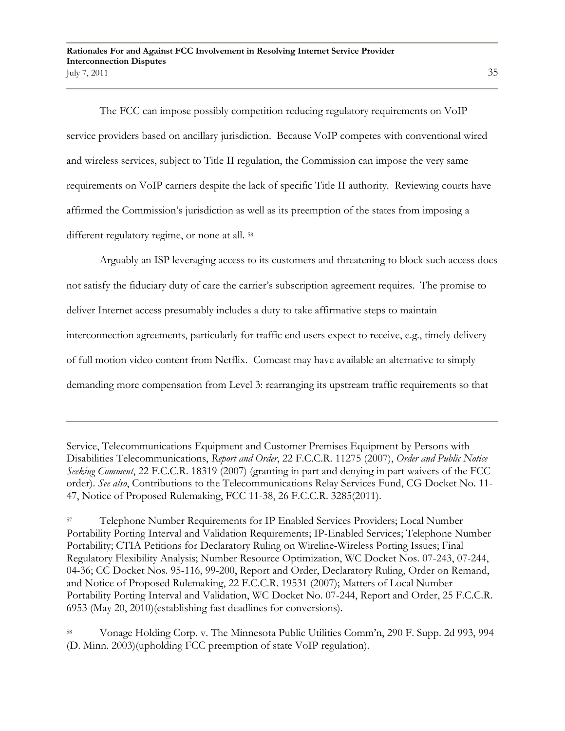The FCC can impose possibly competition reducing regulatory requirements on VoIP service providers based on ancillary jurisdiction. Because VoIP competes with conventional wired and wireless services, subject to Title II regulation, the Commission can impose the very same requirements on VoIP carriers despite the lack of specific Title II authority. Reviewing courts have affirmed the Commission's jurisdiction as well as its preemption of the states from imposing a different regulatory regime, or none at all. [58]

Arguably an ISP leveraging access to its customers and threatening to block such access does not satisfy the fiduciary duty of care the carrier's subscription agreement requires. The promise to deliver Internet access presumably includes a duty to take affirmative steps to maintain interconnection agreements, particularly for traffic end users expect to receive, e.g., timely delivery of full motion video content from Netflix. Comcast may have available an alternative to simply demanding more compensation from Level 3: rearranging its upstream traffic requirements so that

---

Service, Telecommunications Equipment and Customer Premises Equipment by Persons with Disabilities Telecommunications, *Report and Order*, 22 F.C.C.R. 11275 (2007), *Order and Public Notice Seeking Comment*, 22 F.C.C.R. 18319 (2007) (granting in part and denying in part waivers of the FCC order). *See also*, Contributions to the Telecommunications Relay Services Fund, CG Docket No. 11-47, Notice of Proposed Rulemaking, FCC 11-38, 26 F.C.C.R. 3285(2011).

[57] Telephone Number Requirements for IP Enabled Services Providers; Local Number Portability Porting Interval and Validation Requirements; IP-Enabled Services; Telephone Number Portability; CTIA Petitions for Declaratory Ruling on Wireline-Wireless Porting Issues; Final Regulatory Flexibility Analysis; Number Resource Optimization, WC Docket Nos. 07-243, 07-244, 04-36; CC Docket Nos. 95-116, 99-200, Report and Order, Declaratory Ruling, Order on Remand, and Notice of Proposed Rulemaking, 22 F.C.C.R. 19531 (2007); Matters of Local Number Portability Porting Interval and Validation, WC Docket No. 07-244, Report and Order, 25 F.C.C.R. 6953 (May 20, 2010)(establishing fast deadlines for conversions).

[58] Vonage Holding Corp. v. The Minnesota Public Utilities Comm'n, 290 F. Supp. 2d 993, 994 (D. Minn. 2003)(upholding FCC preemption of state VoIP regulation).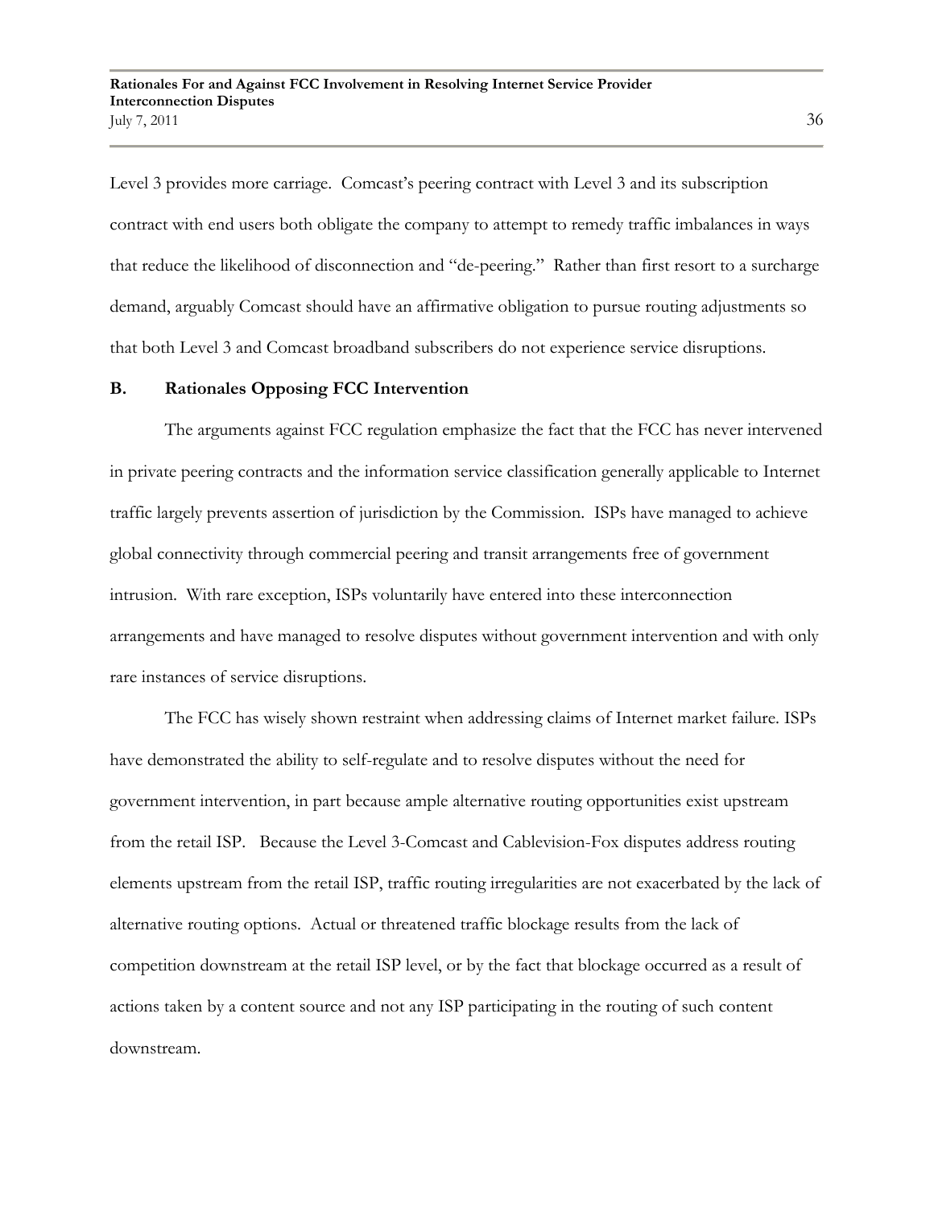Level 3 provides more carriage. Comcast's peering contract with Level 3 and its subscription contract with end users both obligate the company to attempt to remedy traffic imbalances in ways that reduce the likelihood of disconnection and "de-peering." Rather than first resort to a surcharge demand, arguably Comcast should have an affirmative obligation to pursue routing adjustments so that both Level 3 and Comcast broadband subscribers do not experience service disruptions.

## B. Rationales Opposing FCC Intervention

The arguments against FCC regulation emphasize the fact that the FCC has never intervened in private peering contracts and the information service classification generally applicable to Internet traffic largely prevents assertion of jurisdiction by the Commission. ISPs have managed to achieve global connectivity through commercial peering and transit arrangements free of government intrusion. With rare exception, ISPs voluntarily have entered into these interconnection arrangements and have managed to resolve disputes without government intervention and with only rare instances of service disruptions.

The FCC has wisely shown restraint when addressing claims of Internet market failure. ISPs have demonstrated the ability to self-regulate and to resolve disputes without the need for government intervention, in part because ample alternative routing opportunities exist upstream from the retail ISP. Because the Level 3-Comcast and Cablevision-Fox disputes address routing elements upstream from the retail ISP, traffic routing irregularities are not exacerbated by the lack of alternative routing options. Actual or threatened traffic blockage results from the lack of competition downstream at the retail ISP level, or by the fact that blockage occurred as a result of actions taken by a content source and not any ISP participating in the routing of such content downstream.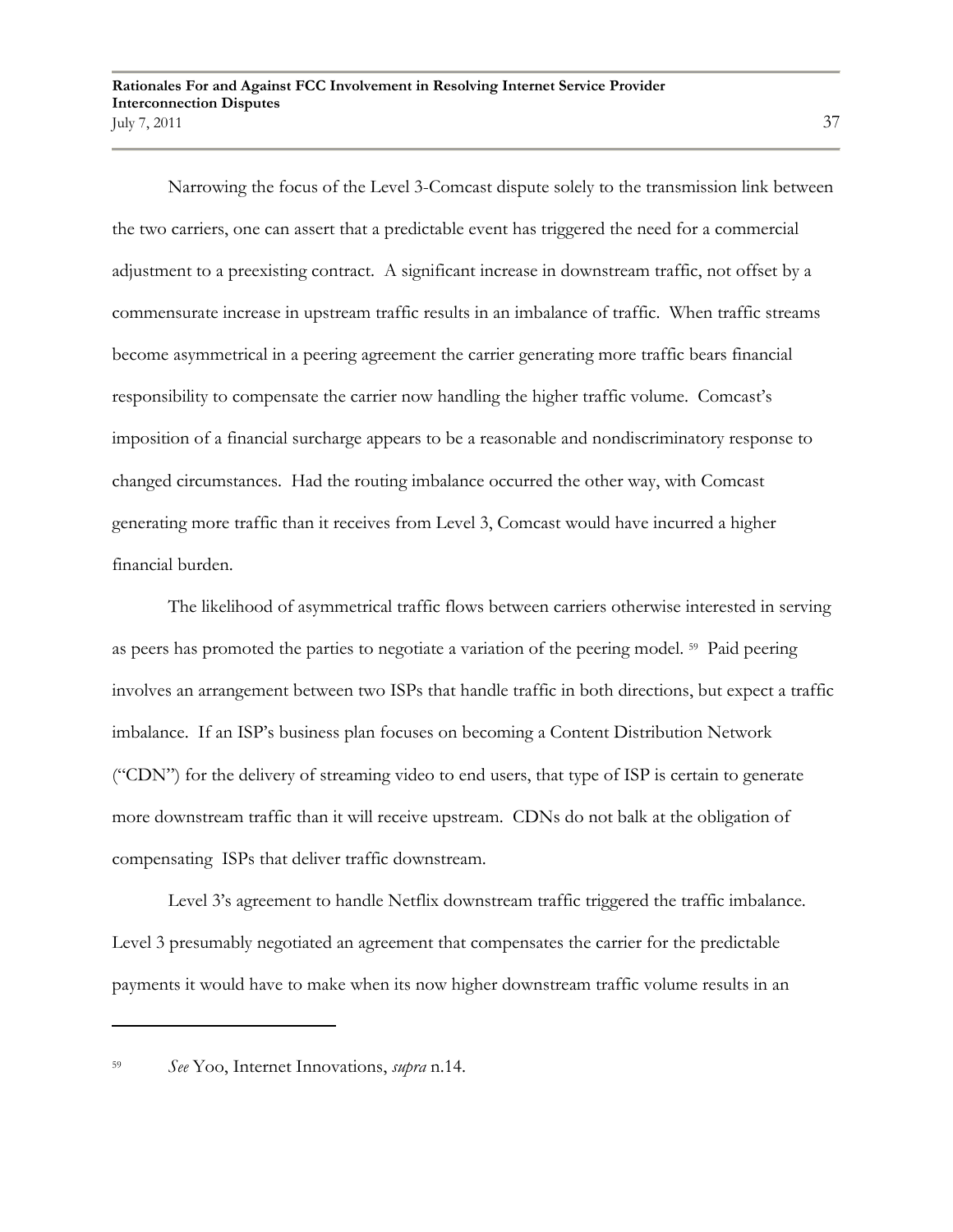Narrowing the focus of the Level 3-Comcast dispute solely to the transmission link between the two carriers, one can assert that a predictable event has triggered the need for a commercial adjustment to a preexisting contract. A significant increase in downstream traffic, not offset by a commensurate increase in upstream traffic results in an imbalance of traffic. When traffic streams become asymmetrical in a peering agreement the carrier generating more traffic bears financial responsibility to compensate the carrier now handling the higher traffic volume. Comcast's imposition of a financial surcharge appears to be a reasonable and nondiscriminatory response to changed circumstances. Had the routing imbalance occurred the other way, with Comcast generating more traffic than it receives from Level 3, Comcast would have incurred a higher financial burden.

The likelihood of asymmetrical traffic flows between carriers otherwise interested in serving as peers has promoted the parties to negotiate a variation of the peering model. [59] Paid peering involves an arrangement between two ISPs that handle traffic in both directions, but expect a traffic imbalance. If an ISP's business plan focuses on becoming a Content Distribution Network ("CDN") for the delivery of streaming video to end users, that type of ISP is certain to generate more downstream traffic than it will receive upstream. CDNs do not balk at the obligation of compensating ISPs that deliver traffic downstream.

Level 3's agreement to handle Netflix downstream traffic triggered the traffic imbalance. Level 3 presumably negotiated an agreement that compensates the carrier for the predictable payments it would have to make when its now higher downstream traffic volume results in an

---

[59] *See* Yoo, Internet Innovations, *supra* n.14.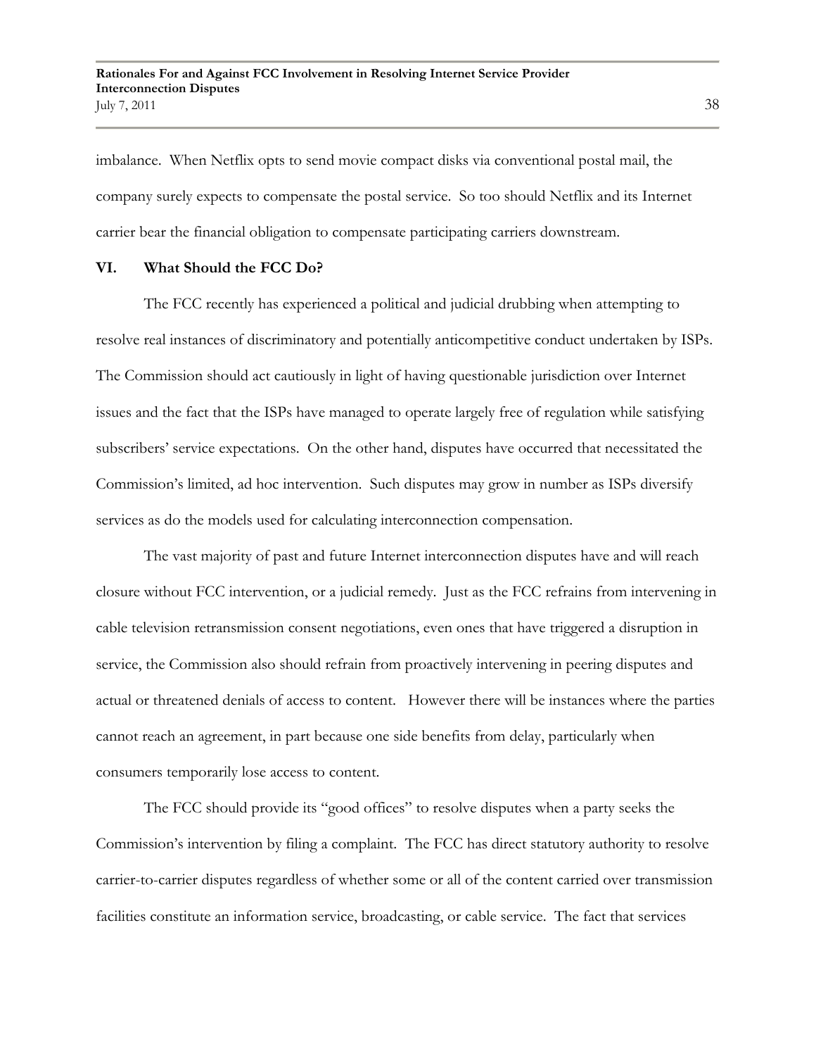imbalance. When Netflix opts to send movie compact disks via conventional postal mail, the company surely expects to compensate the postal service. So too should Netflix and its Internet carrier bear the financial obligation to compensate participating carriers downstream.

## VI. What Should the FCC Do?

The FCC recently has experienced a political and judicial drubbing when attempting to resolve real instances of discriminatory and potentially anticompetitive conduct undertaken by ISPs. The Commission should act cautiously in light of having questionable jurisdiction over Internet issues and the fact that the ISPs have managed to operate largely free of regulation while satisfying subscribers' service expectations. On the other hand, disputes have occurred that necessitated the Commission's limited, ad hoc intervention. Such disputes may grow in number as ISPs diversify services as do the models used for calculating interconnection compensation.

The vast majority of past and future Internet interconnection disputes have and will reach closure without FCC intervention, or a judicial remedy. Just as the FCC refrains from intervening in cable television retransmission consent negotiations, even ones that have triggered a disruption in service, the Commission also should refrain from proactively intervening in peering disputes and actual or threatened denials of access to content. However there will be instances where the parties cannot reach an agreement, in part because one side benefits from delay, particularly when consumers temporarily lose access to content.

The FCC should provide its "good offices" to resolve disputes when a party seeks the Commission's intervention by filing a complaint. The FCC has direct statutory authority to resolve carrier-to-carrier disputes regardless of whether some or all of the content carried over transmission facilities constitute an information service, broadcasting, or cable service. The fact that services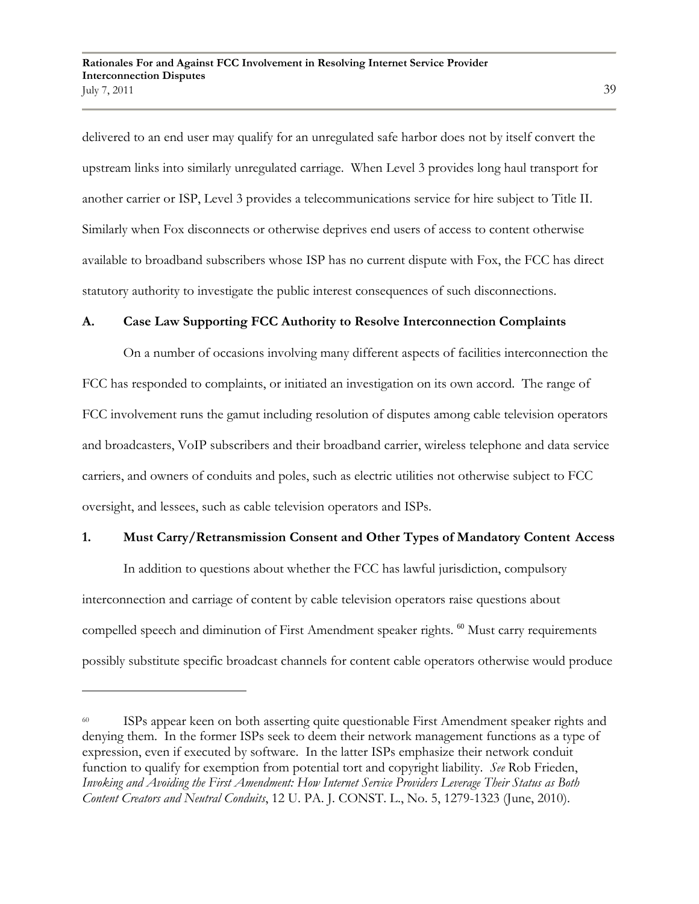delivered to an end user may qualify for an unregulated safe harbor does not by itself convert the upstream links into similarly unregulated carriage. When Level 3 provides long haul transport for another carrier or ISP, Level 3 provides a telecommunications service for hire subject to Title II. Similarly when Fox disconnects or otherwise deprives end users of access to content otherwise available to broadband subscribers whose ISP has no current dispute with Fox, the FCC has direct statutory authority to investigate the public interest consequences of such disconnections.

## A. Case Law Supporting FCC Authority to Resolve Interconnection Complaints

On a number of occasions involving many different aspects of facilities interconnection the FCC has responded to complaints, or initiated an investigation on its own accord. The range of FCC involvement runs the gamut including resolution of disputes among cable television operators and broadcasters, VoIP subscribers and their broadband carrier, wireless telephone and data service carriers, and owners of conduits and poles, such as electric utilities not otherwise subject to FCC oversight, and lessees, such as cable television operators and ISPs.

### 1. Must Carry/Retransmission Consent and Other Types of Mandatory Content Access

In addition to questions about whether the FCC has lawful jurisdiction, compulsory interconnection and carriage of content by cable television operators raise questions about compelled speech and diminution of First Amendment speaker rights. [60] Must carry requirements possibly substitute specific broadcast channels for content cable operators otherwise would produce

---

[60] ISPs appear keen on both asserting quite questionable First Amendment speaker rights and denying them. In the former ISPs seek to deem their network management functions as a type of expression, even if executed by software. In the latter ISPs emphasize their network conduit function to qualify for exemption from potential tort and copyright liability. *See* Rob Frieden, *Invoking and Avoiding the First Amendment: How Internet Service Providers Leverage Their Status as Both Content Creators and Neutral Conduits*, 12 U. PA. J. CONST. L., No. 5, 1279-1323 (June, 2010).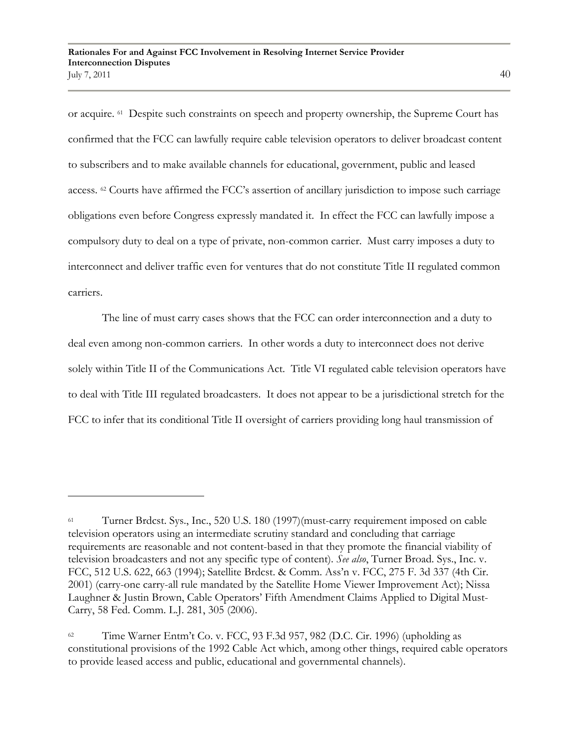or acquire. [61] Despite such constraints on speech and property ownership, the Supreme Court has confirmed that the FCC can lawfully require cable television operators to deliver broadcast content to subscribers and to make available channels for educational, government, public and leased access. [62] Courts have affirmed the FCC's assertion of ancillary jurisdiction to impose such carriage obligations even before Congress expressly mandated it. In effect the FCC can lawfully impose a compulsory duty to deal on a type of private, non-common carrier. Must carry imposes a duty to interconnect and deliver traffic even for ventures that do not constitute Title II regulated common carriers.

The line of must carry cases shows that the FCC can order interconnection and a duty to deal even among non-common carriers. In other words a duty to interconnect does not derive solely within Title II of the Communications Act. Title VI regulated cable television operators have to deal with Title III regulated broadcasters. It does not appear to be a jurisdictional stretch for the FCC to infer that its conditional Title II oversight of carriers providing long haul transmission of

---

[61] Turner Brdcst. Sys., Inc., 520 U.S. 180 (1997)(must-carry requirement imposed on cable television operators using an intermediate scrutiny standard and concluding that carriage requirements are reasonable and not content-based in that they promote the financial viability of television broadcasters and not any specific type of content). *See also*, Turner Broad. Sys., Inc. v. FCC, 512 U.S. 622, 663 (1994); Satellite Brdcst. & Comm. Ass'n v. FCC, 275 F. 3d 337 (4th Cir. 2001) (carry-one carry-all rule mandated by the Satellite Home Viewer Improvement Act); Nissa Laughner & Justin Brown, Cable Operators' Fifth Amendment Claims Applied to Digital Must-Carry, 58 Fed. Comm. L.J. 281, 305 (2006).

[62] Time Warner Entm't Co. v. FCC, 93 F.3d 957, 982 (D.C. Cir. 1996) (upholding as constitutional provisions of the 1992 Cable Act which, among other things, required cable operators to provide leased access and public, educational and governmental channels).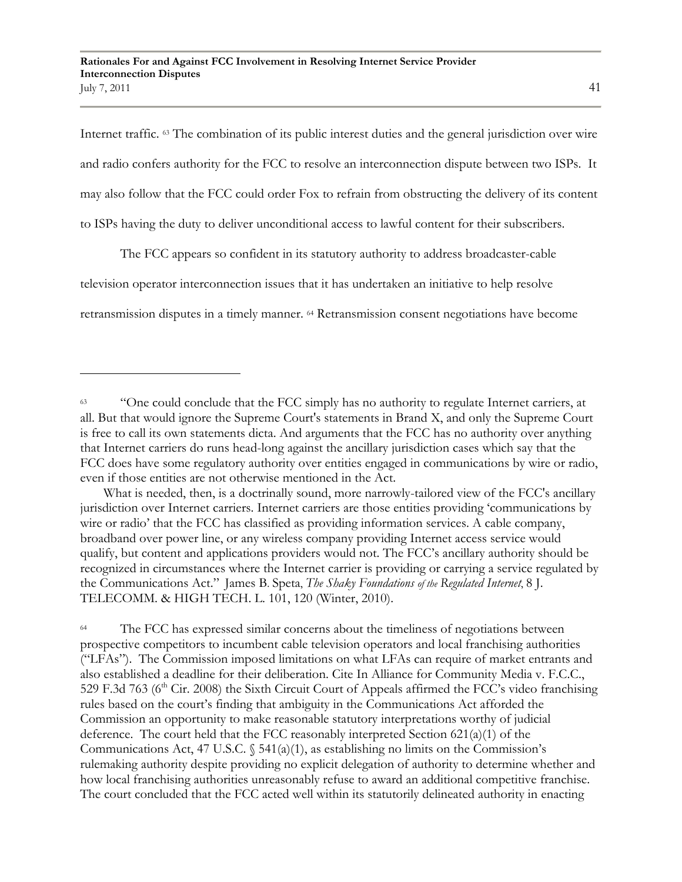Internet traffic. [63] The combination of its public interest duties and the general jurisdiction over wire and radio confers authority for the FCC to resolve an interconnection dispute between two ISPs. It may also follow that the FCC could order Fox to refrain from obstructing the delivery of its content to ISPs having the duty to deliver unconditional access to lawful content for their subscribers.

The FCC appears so confident in its statutory authority to address broadcaster-cable television operator interconnection issues that it has undertaken an initiative to help resolve retransmission disputes in a timely manner. [64] Retransmission consent negotiations have become

---

[63] "One could conclude that the FCC simply has no authority to regulate Internet carriers, at all. But that would ignore the Supreme Court's statements in Brand X, and only the Supreme Court is free to call its own statements dicta. And arguments that the FCC has no authority over anything that Internet carriers do runs head-long against the ancillary jurisdiction cases which say that the FCC does have some regulatory authority over entities engaged in communications by wire or radio, even if those entities are not otherwise mentioned in the Act.

What is needed, then, is a doctrinally sound, more narrowly-tailored view of the FCC's ancillary jurisdiction over Internet carriers. Internet carriers are those entities providing 'communications by wire or radio' that the FCC has classified as providing information services. A cable company, broadband over power line, or any wireless company providing Internet access service would qualify, but content and applications providers would not. The FCC's ancillary authority should be recognized in circumstances where the Internet carrier is providing or carrying a service regulated by the Communications Act." James B. Speta, *The Shaky Foundations of the Regulated Internet*, 8 J. TELECOMM. & HIGH TECH. L. 101, 120 (Winter, 2010).

[64] The FCC has expressed similar concerns about the timeliness of negotiations between prospective competitors to incumbent cable television operators and local franchising authorities ("LFAs"). The Commission imposed limitations on what LFAs can require of market entrants and also established a deadline for their deliberation. Cite In Alliance for Community Media v. F.C.C., 529 F.3d 763 (6th Cir. 2008) the Sixth Circuit Court of Appeals affirmed the FCC's video franchising rules based on the court's finding that ambiguity in the Communications Act afforded the Commission an opportunity to make reasonable statutory interpretations worthy of judicial deference. The court held that the FCC reasonably interpreted Section 621(a)(1) of the Communications Act, 47 U.S.C. § 541(a)(1), as establishing no limits on the Commission's rulemaking authority despite providing no explicit delegation of authority to determine whether and how local franchising authorities unreasonably refuse to award an additional competitive franchise. The court concluded that the FCC acted well within its statutorily delineated authority in enacting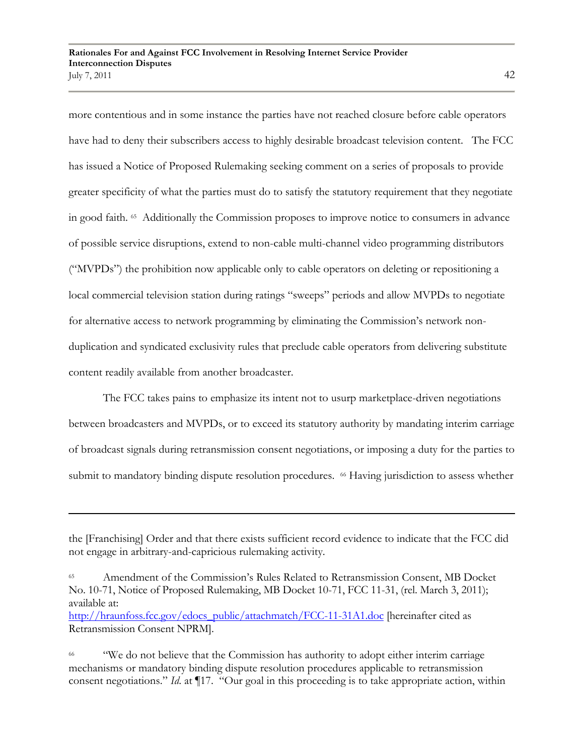more contentious and in some instance the parties have not reached closure before cable operators have had to deny their subscribers access to highly desirable broadcast television content. The FCC has issued a Notice of Proposed Rulemaking seeking comment on a series of proposals to provide greater specificity of what the parties must do to satisfy the statutory requirement that they negotiate in good faith. [65] Additionally the Commission proposes to improve notice to consumers in advance of possible service disruptions, extend to non-cable multi-channel video programming distributors ("MVPDs") the prohibition now applicable only to cable operators on deleting or repositioning a local commercial television station during ratings "sweeps" periods and allow MVPDs to negotiate for alternative access to network programming by eliminating the Commission's network non-duplication and syndicated exclusivity rules that preclude cable operators from delivering substitute content readily available from another broadcaster.

The FCC takes pains to emphasize its intent not to usurp marketplace-driven negotiations between broadcasters and MVPDs, or to exceed its statutory authority by mandating interim carriage of broadcast signals during retransmission consent negotiations, or imposing a duty for the parties to submit to mandatory binding dispute resolution procedures. [66] Having jurisdiction to assess whether

---

the [Franchising] Order and that there exists sufficient record evidence to indicate that the FCC did not engage in arbitrary-and-capricious rulemaking activity.

[65] Amendment of the Commission's Rules Related to Retransmission Consent, MB Docket No. 10-71, Notice of Proposed Rulemaking, MB Docket 10-71, FCC 11-31, (rel. March 3, 2011); available at: http://hraunfoss.fcc.gov/edocs_public/attachmatch/FCC-11-31A1.doc [hereinafter cited as Retransmission Consent NPRM].

[66] "We do not believe that the Commission has authority to adopt either interim carriage mechanisms or mandatory binding dispute resolution procedures applicable to retransmission consent negotiations." *Id.* at ¶17. "Our goal in this proceeding is to take appropriate action, within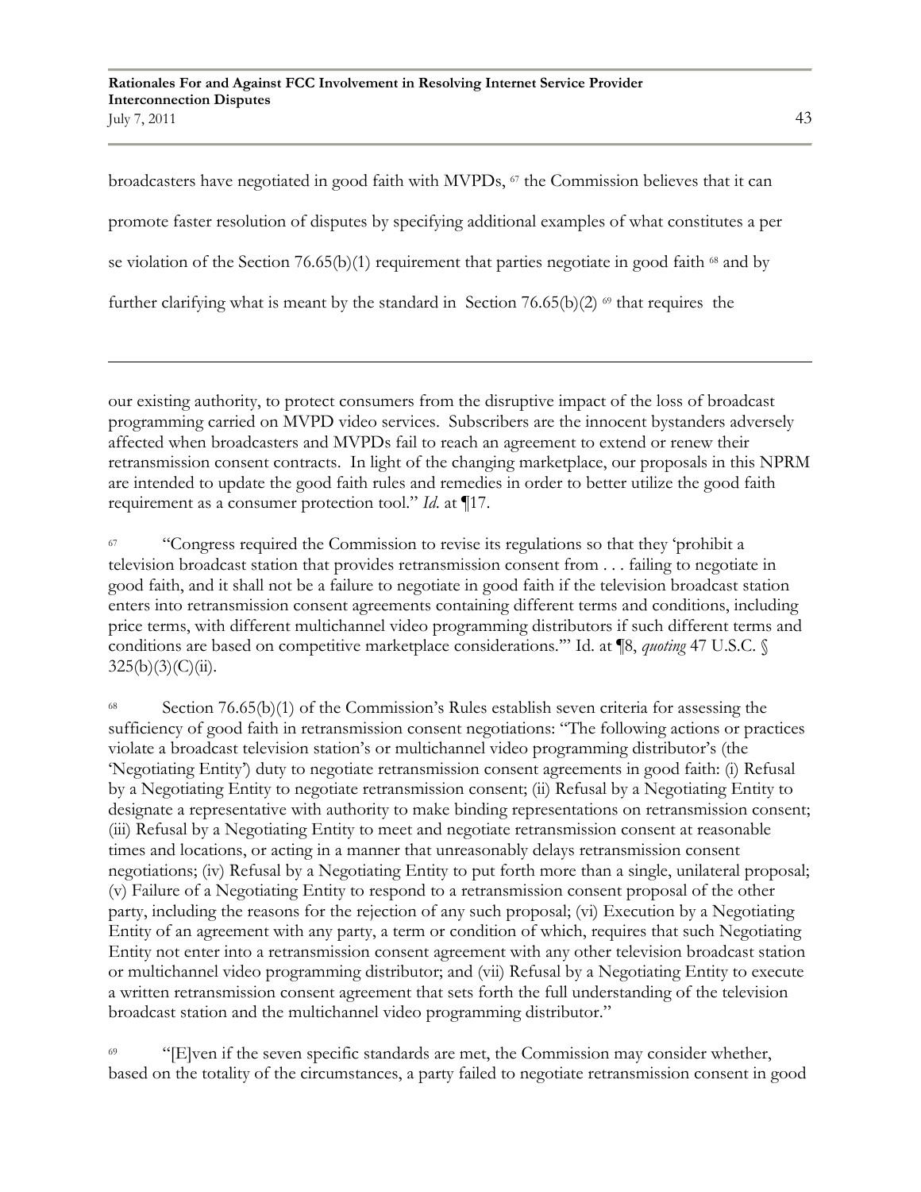broadcasters have negotiated in good faith with MVPDs, [67] the Commission believes that it can promote faster resolution of disputes by specifying additional examples of what constitutes a per se violation of the Section 76.65(b)(1) requirement that parties negotiate in good faith [68] and by further clarifying what is meant by the standard in Section 76.65(b)(2) [69] that requires the

---

our existing authority, to protect consumers from the disruptive impact of the loss of broadcast programming carried on MVPD video services. Subscribers are the innocent bystanders adversely affected when broadcasters and MVPDs fail to reach an agreement to extend or renew their retransmission consent contracts. In light of the changing marketplace, our proposals in this NPRM are intended to update the good faith rules and remedies in order to better utilize the good faith requirement as a consumer protection tool." *Id.* at ¶17.

[67] "Congress required the Commission to revise its regulations so that they 'prohibit a television broadcast station that provides retransmission consent from . . . failing to negotiate in good faith, and it shall not be a failure to negotiate in good faith if the television broadcast station enters into retransmission consent agreements containing different terms and conditions, including price terms, with different multichannel video programming distributors if such different terms and conditions are based on competitive marketplace considerations.'" Id. at ¶8, *quoting* 47 U.S.C. § 325(b)(3)(C)(ii).

[68] Section 76.65(b)(1) of the Commission's Rules establish seven criteria for assessing the sufficiency of good faith in retransmission consent negotiations: "The following actions or practices violate a broadcast television station's or multichannel video programming distributor's (the 'Negotiating Entity') duty to negotiate retransmission consent agreements in good faith: (i) Refusal by a Negotiating Entity to negotiate retransmission consent; (ii) Refusal by a Negotiating Entity to designate a representative with authority to make binding representations on retransmission consent; (iii) Refusal by a Negotiating Entity to meet and negotiate retransmission consent at reasonable times and locations, or acting in a manner that unreasonably delays retransmission consent negotiations; (iv) Refusal by a Negotiating Entity to put forth more than a single, unilateral proposal; (v) Failure of a Negotiating Entity to respond to a retransmission consent proposal of the other party, including the reasons for the rejection of any such proposal; (vi) Execution by a Negotiating Entity of an agreement with any party, a term or condition of which, requires that such Negotiating Entity not enter into a retransmission consent agreement with any other television broadcast station or multichannel video programming distributor; and (vii) Refusal by a Negotiating Entity to execute a written retransmission consent agreement that sets forth the full understanding of the television broadcast station and the multichannel video programming distributor."

[69] "[E]ven if the seven specific standards are met, the Commission may consider whether, based on the totality of the circumstances, a party failed to negotiate retransmission consent in good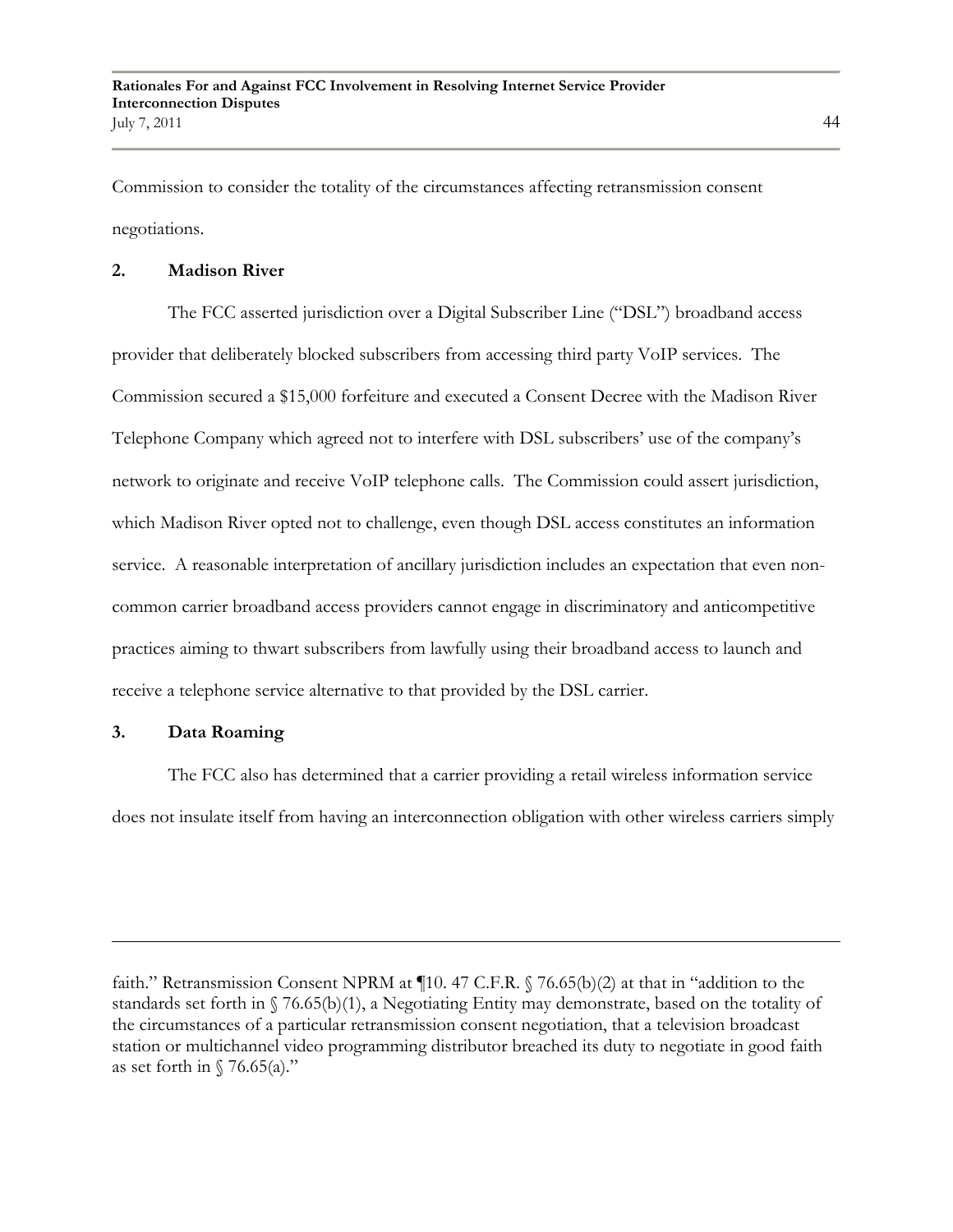Commission to consider the totality of the circumstances affecting retransmission consent negotiations.

### 2. Madison River

The FCC asserted jurisdiction over a Digital Subscriber Line ("DSL") broadband access provider that deliberately blocked subscribers from accessing third party VoIP services. The Commission secured a $15,000 forfeiture and executed a Consent Decree with the Madison River Telephone Company which agreed not to interfere with DSL subscribers' use of the company's network to originate and receive VoIP telephone calls. The Commission could assert jurisdiction, which Madison River opted not to challenge, even though DSL access constitutes an information service. A reasonable interpretation of ancillary jurisdiction includes an expectation that even non-common carrier broadband access providers cannot engage in discriminatory and anticompetitive practices aiming to thwart subscribers from lawfully using their broadband access to launch and receive a telephone service alternative to that provided by the DSL carrier.

### 3. Data Roaming

The FCC also has determined that a carrier providing a retail wireless information service does not insulate itself from having an interconnection obligation with other wireless carriers simply

---

faith." Retransmission Consent NPRM at ¶10. 47 C.F.R. § 76.65(b)(2) at that in "addition to the standards set forth in § 76.65(b)(1), a Negotiating Entity may demonstrate, based on the totality of the circumstances of a particular retransmission consent negotiation, that a television broadcast station or multichannel video programming distributor breached its duty to negotiate in good faith as set forth in § 76.65(a)."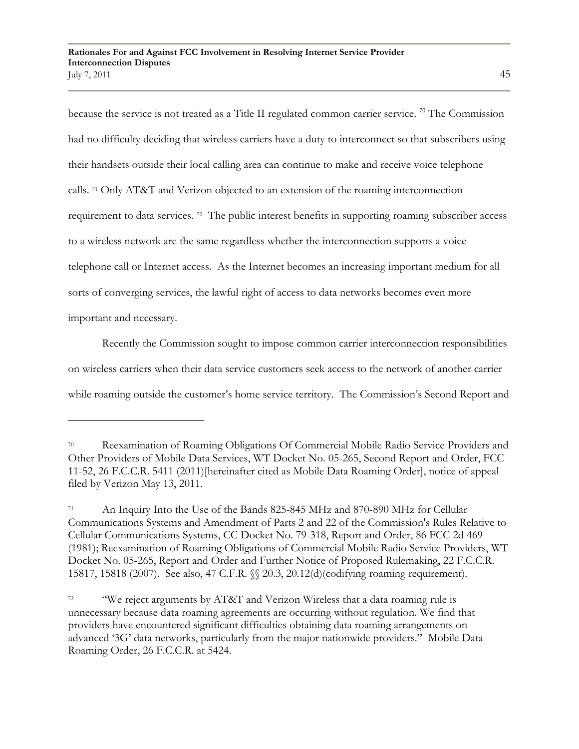because the service is not treated as a Title II regulated common carrier service. [70] The Commission had no difficulty deciding that wireless carriers have a duty to interconnect so that subscribers using their handsets outside their local calling area can continue to make and receive voice telephone calls. [71] Only AT&T and Verizon objected to an extension of the roaming interconnection requirement to data services. [72] The public interest benefits in supporting roaming subscriber access to a wireless network are the same regardless whether the interconnection supports a voice telephone call or Internet access. As the Internet becomes an increasing important medium for all sorts of converging services, the lawful right of access to data networks becomes even more important and necessary.

Recently the Commission sought to impose common carrier interconnection responsibilities on wireless carriers when their data service customers seek access to the network of another carrier while roaming outside the customer's home service territory. The Commission's Second Report and

---

[70] Reexamination of Roaming Obligations Of Commercial Mobile Radio Service Providers and Other Providers of Mobile Data Services, WT Docket No. 05-265, Second Report and Order, FCC 11-52, 26 F.C.C.R. 5411 (2011)[hereinafter cited as Mobile Data Roaming Order], notice of appeal filed by Verizon May 13, 2011.

[71] An Inquiry Into the Use of the Bands 825-845 MHz and 870-890 MHz for Cellular Communications Systems and Amendment of Parts 2 and 22 of the Commission's Rules Relative to Cellular Communications Systems, CC Docket No. 79-318, Report and Order, 86 FCC 2d 469 (1981); Reexamination of Roaming Obligations of Commercial Mobile Radio Service Providers, WT Docket No. 05-265, Report and Order and Further Notice of Proposed Rulemaking, 22 F.C.C.R. 15817, 15818 (2007). See also, 47 C.F.R. §§ 20.3, 20.12(d)(codifying roaming requirement).

[72] "We reject arguments by AT&T and Verizon Wireless that a data roaming rule is unnecessary because data roaming agreements are occurring without regulation. We find that providers have encountered significant difficulties obtaining data roaming arrangements on advanced '3G' data networks, particularly from the major nationwide providers." Mobile Data Roaming Order, 26 F.C.C.R. at 5424.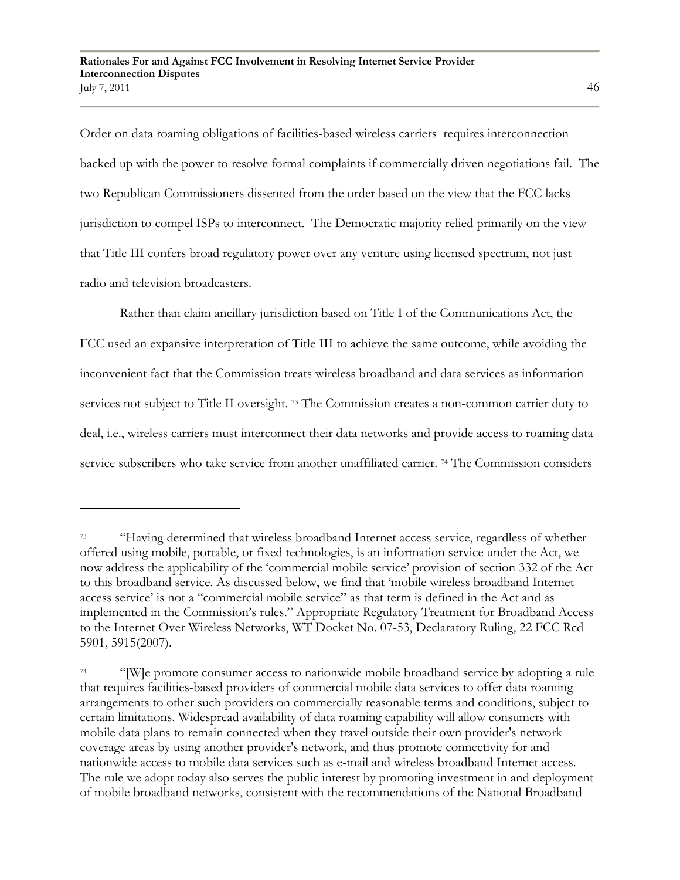Order on data roaming obligations of facilities-based wireless carriers requires interconnection backed up with the power to resolve formal complaints if commercially driven negotiations fail. The two Republican Commissioners dissented from the order based on the view that the FCC lacks jurisdiction to compel ISPs to interconnect. The Democratic majority relied primarily on the view that Title III confers broad regulatory power over any venture using licensed spectrum, not just radio and television broadcasters.

Rather than claim ancillary jurisdiction based on Title I of the Communications Act, the FCC used an expansive interpretation of Title III to achieve the same outcome, while avoiding the inconvenient fact that the Commission treats wireless broadband and data services as information services not subject to Title II oversight. [73] The Commission creates a non-common carrier duty to deal, i.e., wireless carriers must interconnect their data networks and provide access to roaming data service subscribers who take service from another unaffiliated carrier. [74] The Commission considers

---

[73] "Having determined that wireless broadband Internet access service, regardless of whether offered using mobile, portable, or fixed technologies, is an information service under the Act, we now address the applicability of the 'commercial mobile service' provision of section 332 of the Act to this broadband service. As discussed below, we find that 'mobile wireless broadband Internet access service' is not a "commercial mobile service" as that term is defined in the Act and as implemented in the Commission's rules." Appropriate Regulatory Treatment for Broadband Access to the Internet Over Wireless Networks, WT Docket No. 07-53, Declaratory Ruling, 22 FCC Rcd 5901, 5915(2007).

[74] "[W]e promote consumer access to nationwide mobile broadband service by adopting a rule that requires facilities-based providers of commercial mobile data services to offer data roaming arrangements to other such providers on commercially reasonable terms and conditions, subject to certain limitations. Widespread availability of data roaming capability will allow consumers with mobile data plans to remain connected when they travel outside their own provider's network coverage areas by using another provider's network, and thus promote connectivity for and nationwide access to mobile data services such as e-mail and wireless broadband Internet access. The rule we adopt today also serves the public interest by promoting investment in and deployment of mobile broadband networks, consistent with the recommendations of the National Broadband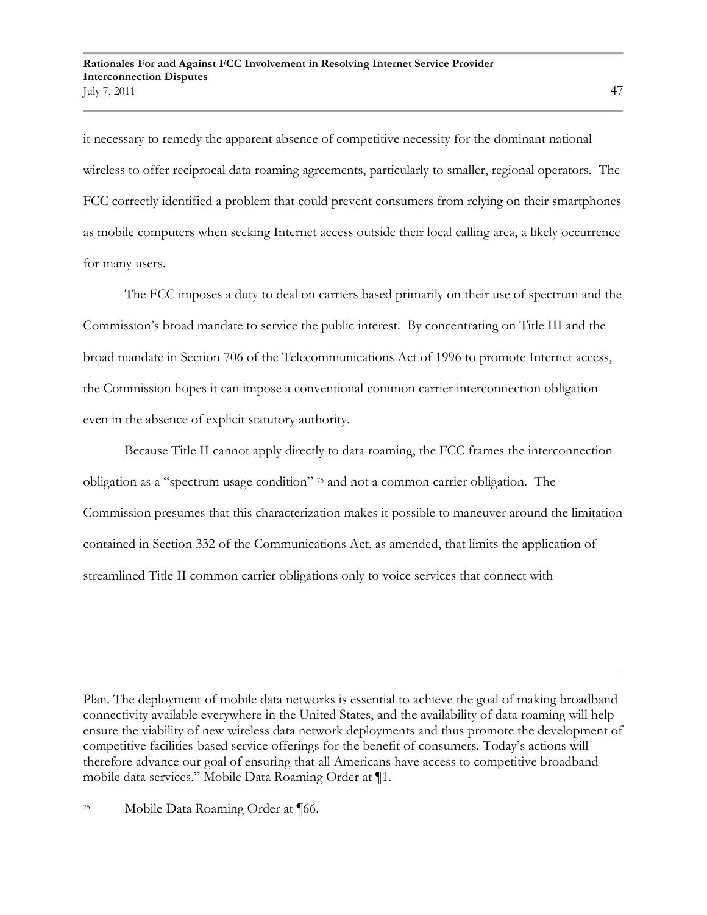it necessary to remedy the apparent absence of competitive necessity for the dominant national wireless to offer reciprocal data roaming agreements, particularly to smaller, regional operators. The FCC correctly identified a problem that could prevent consumers from relying on their smartphones as mobile computers when seeking Internet access outside their local calling area, a likely occurrence for many users.

The FCC imposes a duty to deal on carriers based primarily on their use of spectrum and the Commission's broad mandate to service the public interest. By concentrating on Title III and the broad mandate in Section 706 of the Telecommunications Act of 1996 to promote Internet access, the Commission hopes it can impose a conventional common carrier interconnection obligation even in the absence of explicit statutory authority.

Because Title II cannot apply directly to data roaming, the FCC frames the interconnection obligation as a "spectrum usage condition" [75] and not a common carrier obligation. The Commission presumes that this characterization makes it possible to maneuver around the limitation contained in Section 332 of the Communications Act, as amended, that limits the application of streamlined Title II common carrier obligations only to voice services that connect with

---

Plan. The deployment of mobile data networks is essential to achieve the goal of making broadband connectivity available everywhere in the United States, and the availability of data roaming will help ensure the viability of new wireless data network deployments and thus promote the development of competitive facilities-based service offerings for the benefit of consumers. Today's actions will therefore advance our goal of ensuring that all Americans have access to competitive broadband mobile data services." Mobile Data Roaming Order at ¶1.

[75] Mobile Data Roaming Order at ¶66.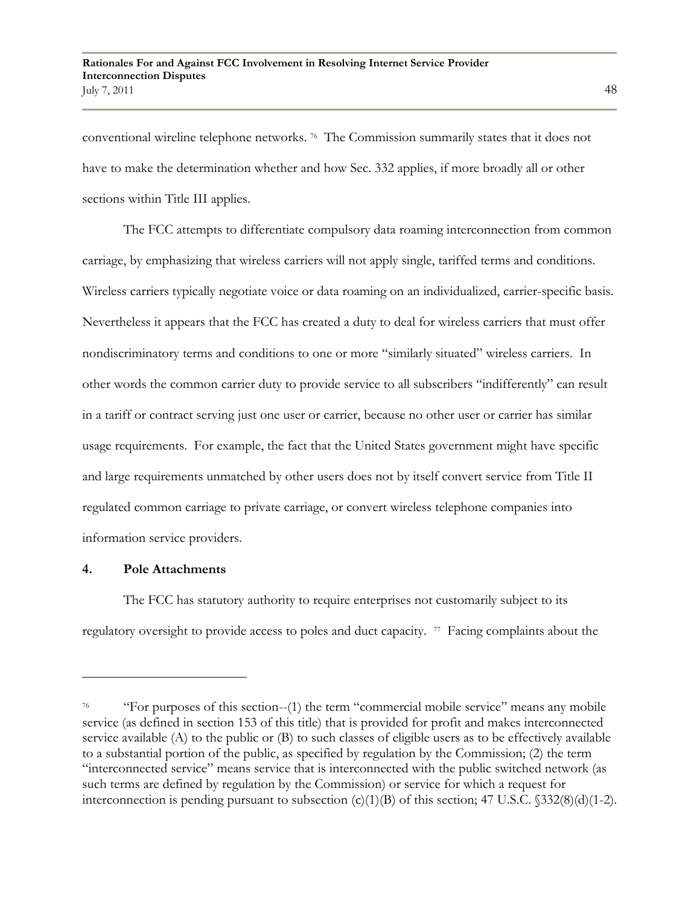conventional wireline telephone networks. [76] The Commission summarily states that it does not have to make the determination whether and how Sec. 332 applies, if more broadly all or other sections within Title III applies.

The FCC attempts to differentiate compulsory data roaming interconnection from common carriage, by emphasizing that wireless carriers will not apply single, tariffed terms and conditions. Wireless carriers typically negotiate voice or data roaming on an individualized, carrier-specific basis. Nevertheless it appears that the FCC has created a duty to deal for wireless carriers that must offer nondiscriminatory terms and conditions to one or more "similarly situated" wireless carriers. In other words the common carrier duty to provide service to all subscribers "indifferently" can result in a tariff or contract serving just one user or carrier, because no other user or carrier has similar usage requirements. For example, the fact that the United States government might have specific and large requirements unmatched by other users does not by itself convert service from Title II regulated common carriage to private carriage, or convert wireless telephone companies into information service providers.

### 4. Pole Attachments

The FCC has statutory authority to require enterprises not customarily subject to its regulatory oversight to provide access to poles and duct capacity. [77] Facing complaints about the

---

[76] "For purposes of this section--(1) the term "commercial mobile service" means any mobile service (as defined in section 153 of this title) that is provided for profit and makes interconnected service available (A) to the public or (B) to such classes of eligible users as to be effectively available to a substantial portion of the public, as specified by regulation by the Commission; (2) the term "interconnected service" means service that is interconnected with the public switched network (as such terms are defined by regulation by the Commission) or service for which a request for interconnection is pending pursuant to subsection (c)(1)(B) of this section; 47 U.S.C. §332(8)(d)(1-2).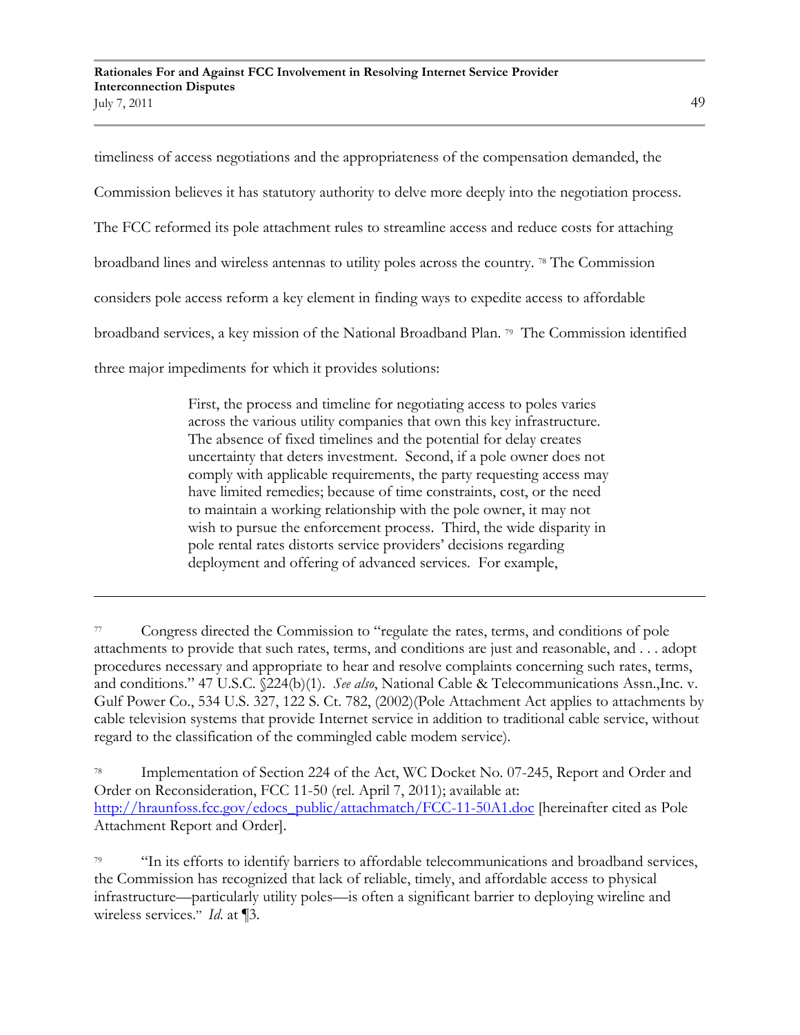timeliness of access negotiations and the appropriateness of the compensation demanded, the Commission believes it has statutory authority to delve more deeply into the negotiation process. The FCC reformed its pole attachment rules to streamline access and reduce costs for attaching broadband lines and wireless antennas to utility poles across the country. [78] The Commission considers pole access reform a key element in finding ways to expedite access to affordable broadband services, a key mission of the National Broadband Plan. [79] The Commission identified three major impediments for which it provides solutions:

> First, the process and timeline for negotiating access to poles varies across the various utility companies that own this key infrastructure. The absence of fixed timelines and the potential for delay creates uncertainty that deters investment. Second, if a pole owner does not comply with applicable requirements, the party requesting access may have limited remedies; because of time constraints, cost, or the need to maintain a working relationship with the pole owner, it may not wish to pursue the enforcement process. Third, the wide disparity in pole rental rates distorts service providers' decisions regarding deployment and offering of advanced services. For example,

---

[77] Congress directed the Commission to "regulate the rates, terms, and conditions of pole attachments to provide that such rates, terms, and conditions are just and reasonable, and . . . adopt procedures necessary and appropriate to hear and resolve complaints concerning such rates, terms, and conditions." 47 U.S.C. §224(b)(1). *See also*, National Cable & Telecommunications Assn.,Inc. v. Gulf Power Co., 534 U.S. 327, 122 S. Ct. 782, (2002)(Pole Attachment Act applies to attachments by cable television systems that provide Internet service in addition to traditional cable service, without regard to the classification of the commingled cable modem service).

[78] Implementation of Section 224 of the Act, WC Docket No. 07-245, Report and Order and Order on Reconsideration, FCC 11-50 (rel. April 7, 2011); available at: http://hraunfoss.fcc.gov/edocs_public/attachmatch/FCC-11-50A1.doc [hereinafter cited as Pole Attachment Report and Order].

[79] "In its efforts to identify barriers to affordable telecommunications and broadband services, the Commission has recognized that lack of reliable, timely, and affordable access to physical infrastructure—particularly utility poles—is often a significant barrier to deploying wireline and wireless services." *Id*. at ¶3.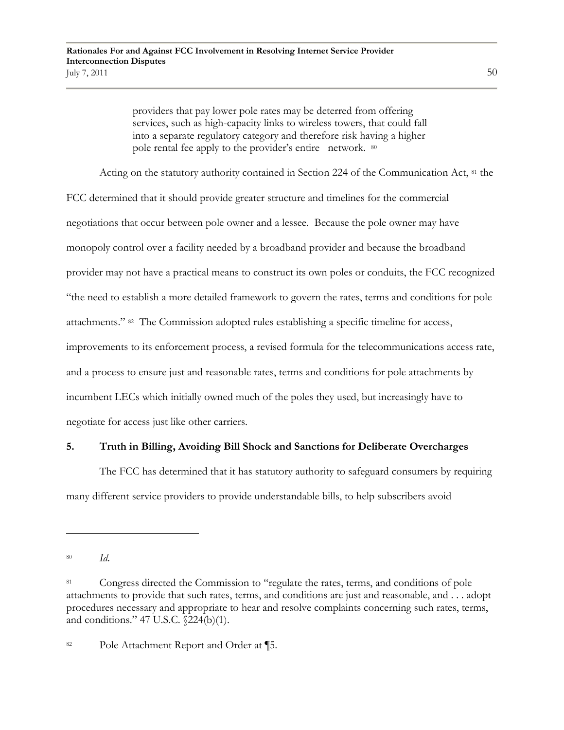> providers that pay lower pole rates may be deterred from offering services, such as high-capacity links to wireless towers, that could fall into a separate regulatory category and therefore risk having a higher pole rental fee apply to the provider's entire network. [80]

Acting on the statutory authority contained in Section 224 of the Communication Act, [81] the FCC determined that it should provide greater structure and timelines for the commercial negotiations that occur between pole owner and a lessee. Because the pole owner may have monopoly control over a facility needed by a broadband provider and because the broadband provider may not have a practical means to construct its own poles or conduits, the FCC recognized "the need to establish a more detailed framework to govern the rates, terms and conditions for pole attachments." [82] The Commission adopted rules establishing a specific timeline for access, improvements to its enforcement process, a revised formula for the telecommunications access rate, and a process to ensure just and reasonable rates, terms and conditions for pole attachments by incumbent LECs which initially owned much of the poles they used, but increasingly have to negotiate for access just like other carriers.

### 5. Truth in Billing, Avoiding Bill Shock and Sanctions for Deliberate Overcharges

The FCC has determined that it has statutory authority to safeguard consumers by requiring many different service providers to provide understandable bills, to help subscribers avoid

---

[80] *Id.*

[81] Congress directed the Commission to "regulate the rates, terms, and conditions of pole attachments to provide that such rates, terms, and conditions are just and reasonable, and . . . adopt procedures necessary and appropriate to hear and resolve complaints concerning such rates, terms, and conditions." 47 U.S.C. §224(b)(1).

[82] Pole Attachment Report and Order at ¶5.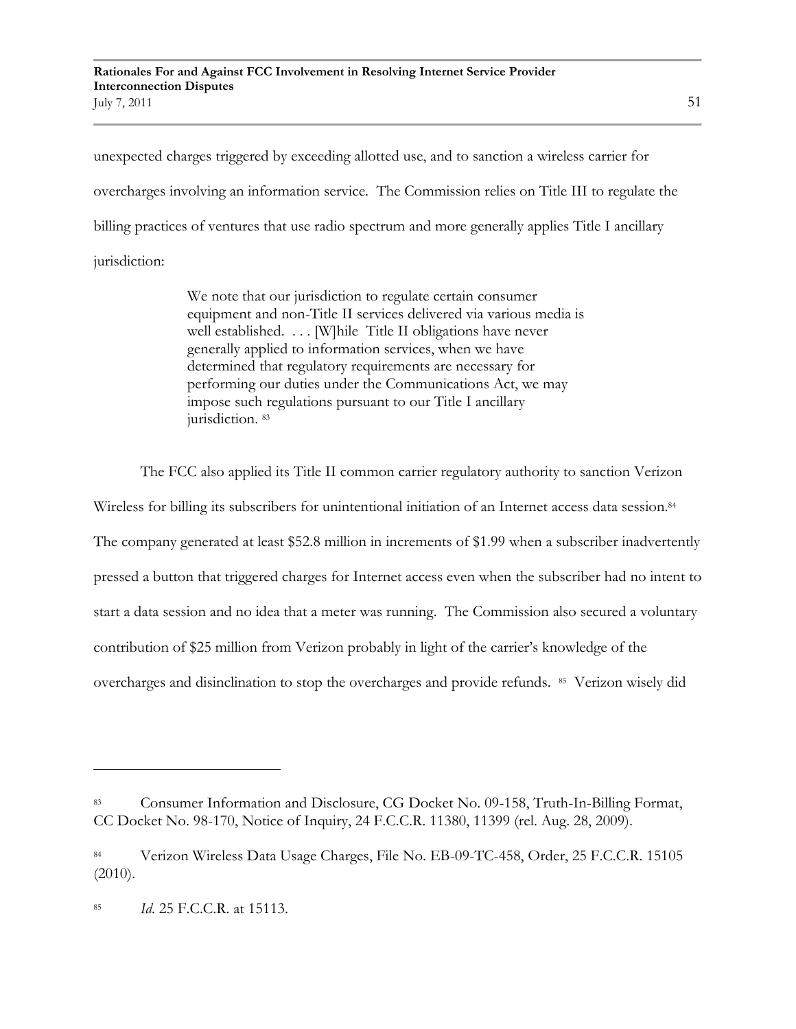unexpected charges triggered by exceeding allotted use, and to sanction a wireless carrier for overcharges involving an information service. The Commission relies on Title III to regulate the billing practices of ventures that use radio spectrum and more generally applies Title I ancillary jurisdiction:

> We note that our jurisdiction to regulate certain consumer equipment and non-Title II services delivered via various media is well established. . . . [W]hile Title II obligations have never generally applied to information services, when we have determined that regulatory requirements are necessary for performing our duties under the Communications Act, we may impose such regulations pursuant to our Title I ancillary jurisdiction. [83]

The FCC also applied its Title II common carrier regulatory authority to sanction Verizon Wireless for billing its subscribers for unintentional initiation of an Internet access data session.[84] The company generated at least $52.8 million in increments of $1.99 when a subscriber inadvertently pressed a button that triggered charges for Internet access even when the subscriber had no intent to start a data session and no idea that a meter was running. The Commission also secured a voluntary contribution of $25 million from Verizon probably in light of the carrier's knowledge of the overcharges and disinclination to stop the overcharges and provide refunds. [85] Verizon wisely did

---

[83] Consumer Information and Disclosure, CG Docket No. 09-158, Truth-In-Billing Format, CC Docket No. 98-170, Notice of Inquiry, 24 F.C.C.R. 11380, 11399 (rel. Aug. 28, 2009).

[84] Verizon Wireless Data Usage Charges, File No. EB-09-TC-458, Order, 25 F.C.C.R. 15105 (2010).

[85] *Id.* 25 F.C.C.R. at 15113.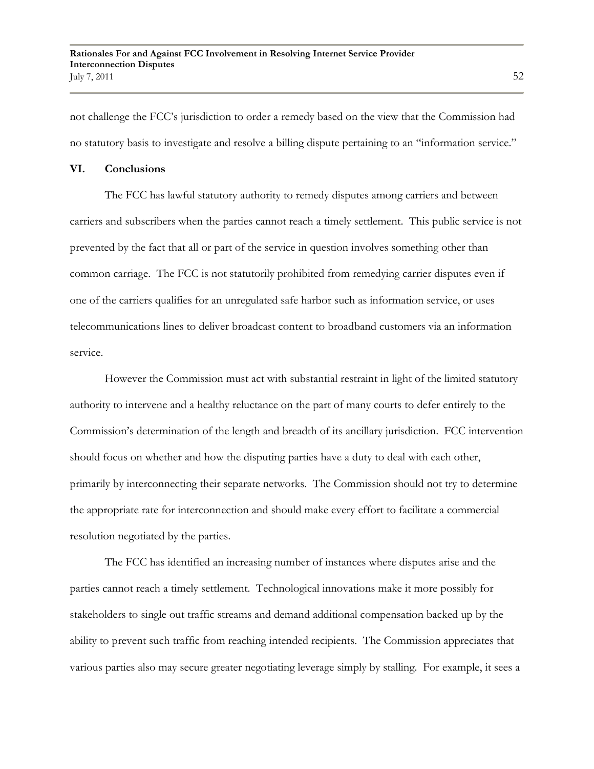not challenge the FCC's jurisdiction to order a remedy based on the view that the Commission had no statutory basis to investigate and resolve a billing dispute pertaining to an "information service."

## VI. Conclusions

The FCC has lawful statutory authority to remedy disputes among carriers and between carriers and subscribers when the parties cannot reach a timely settlement. This public service is not prevented by the fact that all or part of the service in question involves something other than common carriage. The FCC is not statutorily prohibited from remedying carrier disputes even if one of the carriers qualifies for an unregulated safe harbor such as information service, or uses telecommunications lines to deliver broadcast content to broadband customers via an information service.

However the Commission must act with substantial restraint in light of the limited statutory authority to intervene and a healthy reluctance on the part of many courts to defer entirely to the Commission's determination of the length and breadth of its ancillary jurisdiction. FCC intervention should focus on whether and how the disputing parties have a duty to deal with each other, primarily by interconnecting their separate networks. The Commission should not try to determine the appropriate rate for interconnection and should make every effort to facilitate a commercial resolution negotiated by the parties.

The FCC has identified an increasing number of instances where disputes arise and the parties cannot reach a timely settlement. Technological innovations make it more possibly for stakeholders to single out traffic streams and demand additional compensation backed up by the ability to prevent such traffic from reaching intended recipients. The Commission appreciates that various parties also may secure greater negotiating leverage simply by stalling. For example, it sees a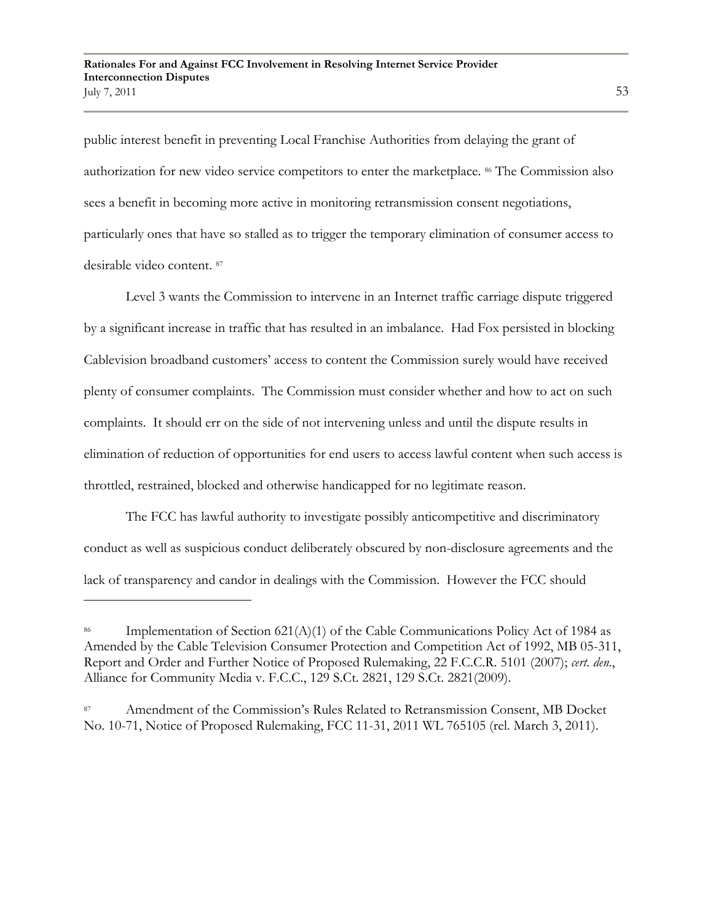public interest benefit in preventing Local Franchise Authorities from delaying the grant of authorization for new video service competitors to enter the marketplace. [86] The Commission also sees a benefit in becoming more active in monitoring retransmission consent negotiations, particularly ones that have so stalled as to trigger the temporary elimination of consumer access to desirable video content. [87]

Level 3 wants the Commission to intervene in an Internet traffic carriage dispute triggered by a significant increase in traffic that has resulted in an imbalance. Had Fox persisted in blocking Cablevision broadband customers' access to content the Commission surely would have received plenty of consumer complaints. The Commission must consider whether and how to act on such complaints. It should err on the side of not intervening unless and until the dispute results in elimination of reduction of opportunities for end users to access lawful content when such access is throttled, restrained, blocked and otherwise handicapped for no legitimate reason.

The FCC has lawful authority to investigate possibly anticompetitive and discriminatory conduct as well as suspicious conduct deliberately obscured by non-disclosure agreements and the lack of transparency and candor in dealings with the Commission. However the FCC should

---

[86] Implementation of Section 621(A)(1) of the Cable Communications Policy Act of 1984 as Amended by the Cable Television Consumer Protection and Competition Act of 1992, MB 05-311, Report and Order and Further Notice of Proposed Rulemaking, 22 F.C.C.R. 5101 (2007); *cert. den.*, Alliance for Community Media v. F.C.C., 129 S.Ct. 2821, 129 S.Ct. 2821(2009).

[87] Amendment of the Commission's Rules Related to Retransmission Consent, MB Docket No. 10-71, Notice of Proposed Rulemaking, FCC 11-31, 2011 WL 765105 (rel. March 3, 2011).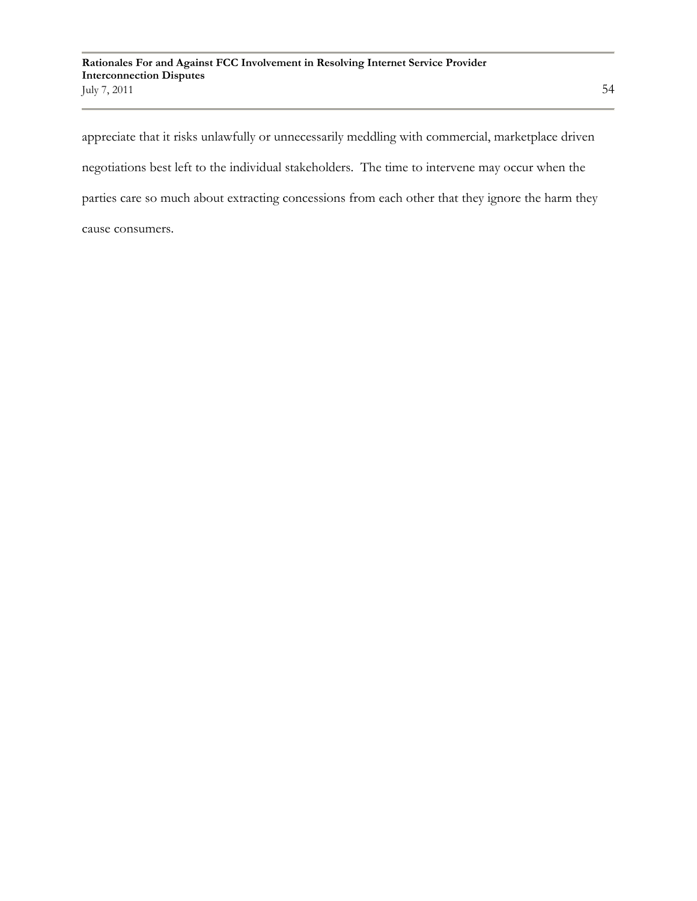appreciate that it risks unlawfully or unnecessarily meddling with commercial, marketplace driven negotiations best left to the individual stakeholders. The time to intervene may occur when the parties care so much about extracting concessions from each other that they ignore the harm they cause consumers.